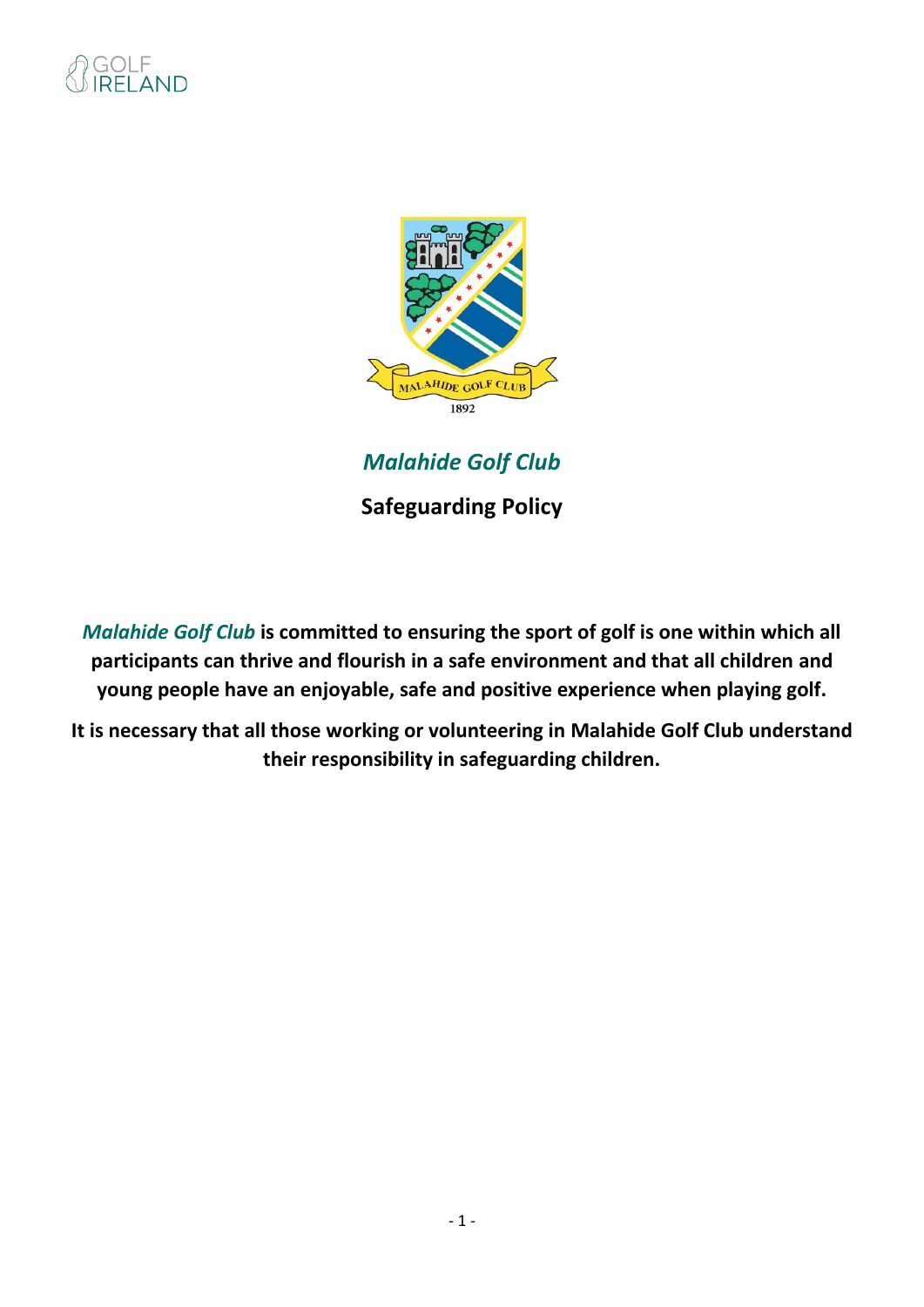# *Malahide Golf Club*

## Safeguarding Policy

***Malahide Golf Club*** **is committed to ensuring the sport of golf is one within which all participants can thrive and flourish in a safe environment and that all children and young people have an enjoyable, safe and positive experience when playing golf.**

**It is necessary that all those working or volunteering in Malahide Golf Club understand their responsibility in safeguarding children.**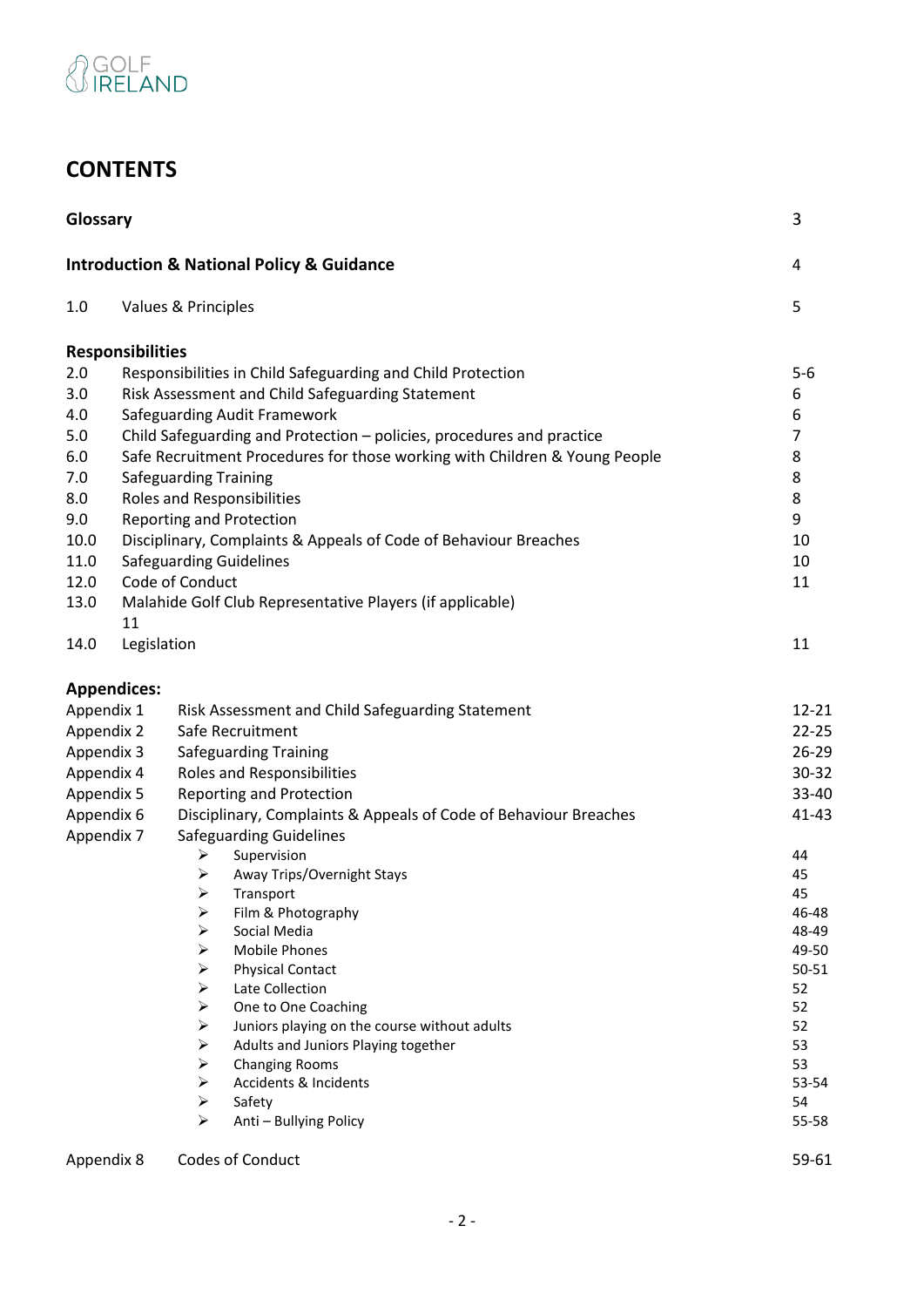# CONTENTS

| | | |
|---|---|---|
| **Glossary** | | 3 |
| **Introduction & National Policy & Guidance** | | 4 |
| 1.0 | Values & Principles | 5 |
| **Responsibilities** | | |
| 2.0 | Responsibilities in Child Safeguarding and Child Protection | 5-6 |
| 3.0 | Risk Assessment and Child Safeguarding Statement | 6 |
| 4.0 | Safeguarding Audit Framework | 6 |
| 5.0 | Child Safeguarding and Protection – policies, procedures and practice | 7 |
| 6.0 | Safe Recruitment Procedures for those working with Children & Young People | 8 |
| 7.0 | Safeguarding Training | 8 |
| 8.0 | Roles and Responsibilities | 8 |
| 9.0 | Reporting and Protection | 9 |
| 10.0 | Disciplinary, Complaints & Appeals of Code of Behaviour Breaches | 10 |
| 11.0 | Safeguarding Guidelines | 10 |
| 12.0 | Code of Conduct | 11 |
| 13.0 | Malahide Golf Club Representative Players (if applicable) 11 | |
| 14.0 | Legislation | 11 |

**Appendices:**

| | | |
|---|---|---|
| Appendix 1 | Risk Assessment and Child Safeguarding Statement | 12-21 |
| Appendix 2 | Safe Recruitment | 22-25 |
| Appendix 3 | Safeguarding Training | 26-29 |
| Appendix 4 | Roles and Responsibilities | 30-32 |
| Appendix 5 | Reporting and Protection | 33-40 |
| Appendix 6 | Disciplinary, Complaints & Appeals of Code of Behaviour Breaches | 41-43 |
| Appendix 7 | Safeguarding Guidelines | |
| | ➢ Supervision | 44 |
| | ➢ Away Trips/Overnight Stays | 45 |
| | ➢ Transport | 45 |
| | ➢ Film & Photography | 46-48 |
| | ➢ Social Media | 48-49 |
| | ➢ Mobile Phones | 49-50 |
| | ➢ Physical Contact | 50-51 |
| | ➢ Late Collection | 52 |
| | ➢ One to One Coaching | 52 |
| | ➢ Juniors playing on the course without adults | 52 |
| | ➢ Adults and Juniors Playing together | 53 |
| | ➢ Changing Rooms | 53 |
| | ➢ Accidents & Incidents | 53-54 |
| | ➢ Safety | 54 |
| | ➢ Anti – Bullying Policy | 55-58 |
| Appendix 8 | Codes of Conduct | 59-61 |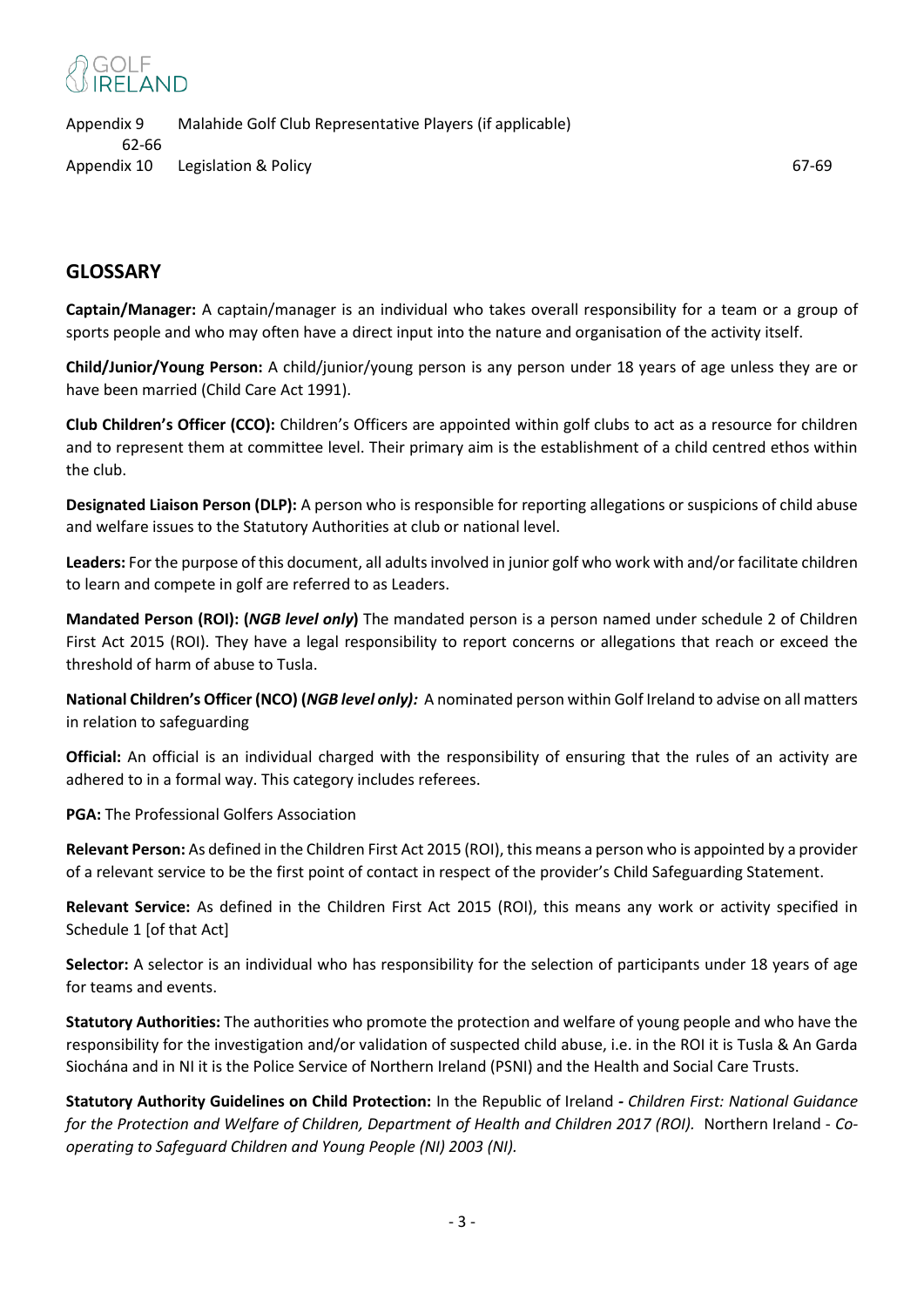Appendix 9 Malahide Golf Club Representative Players (if applicable) 62-66
Appendix 10 Legislation & Policy 67-69

## GLOSSARY

**Captain/Manager:** A captain/manager is an individual who takes overall responsibility for a team or a group of sports people and who may often have a direct input into the nature and organisation of the activity itself.

**Child/Junior/Young Person:** A child/junior/young person is any person under 18 years of age unless they are or have been married (Child Care Act 1991).

**Club Children's Officer (CCO):** Children's Officers are appointed within golf clubs to act as a resource for children and to represent them at committee level. Their primary aim is the establishment of a child centred ethos within the club.

**Designated Liaison Person (DLP):** A person who is responsible for reporting allegations or suspicions of child abuse and welfare issues to the Statutory Authorities at club or national level.

**Leaders:** For the purpose of this document, all adults involved in junior golf who work with and/or facilitate children to learn and compete in golf are referred to as Leaders.

**Mandated Person (ROI): (*NGB level only*)** The mandated person is a person named under schedule 2 of Children First Act 2015 (ROI). They have a legal responsibility to report concerns or allegations that reach or exceed the threshold of harm of abuse to Tusla.

**National Children's Officer (NCO) (*NGB level only):*** A nominated person within Golf Ireland to advise on all matters in relation to safeguarding

**Official:** An official is an individual charged with the responsibility of ensuring that the rules of an activity are adhered to in a formal way. This category includes referees.

**PGA:** The Professional Golfers Association

**Relevant Person:** As defined in the Children First Act 2015 (ROI), this means a person who is appointed by a provider of a relevant service to be the first point of contact in respect of the provider's Child Safeguarding Statement.

**Relevant Service:** As defined in the Children First Act 2015 (ROI), this means any work or activity specified in Schedule 1 [of that Act]

**Selector:** A selector is an individual who has responsibility for the selection of participants under 18 years of age for teams and events.

**Statutory Authorities:** The authorities who promote the protection and welfare of young people and who have the responsibility for the investigation and/or validation of suspected child abuse, i.e. in the ROI it is Tusla & An Garda Siochána and in NI it is the Police Service of Northern Ireland (PSNI) and the Health and Social Care Trusts.

**Statutory Authority Guidelines on Child Protection:** In the Republic of Ireland **-** *Children First: National Guidance for the Protection and Welfare of Children, Department of Health and Children 2017 (ROI).* Northern Ireland - *Co-operating to Safeguard Children and Young People (NI) 2003 (NI).*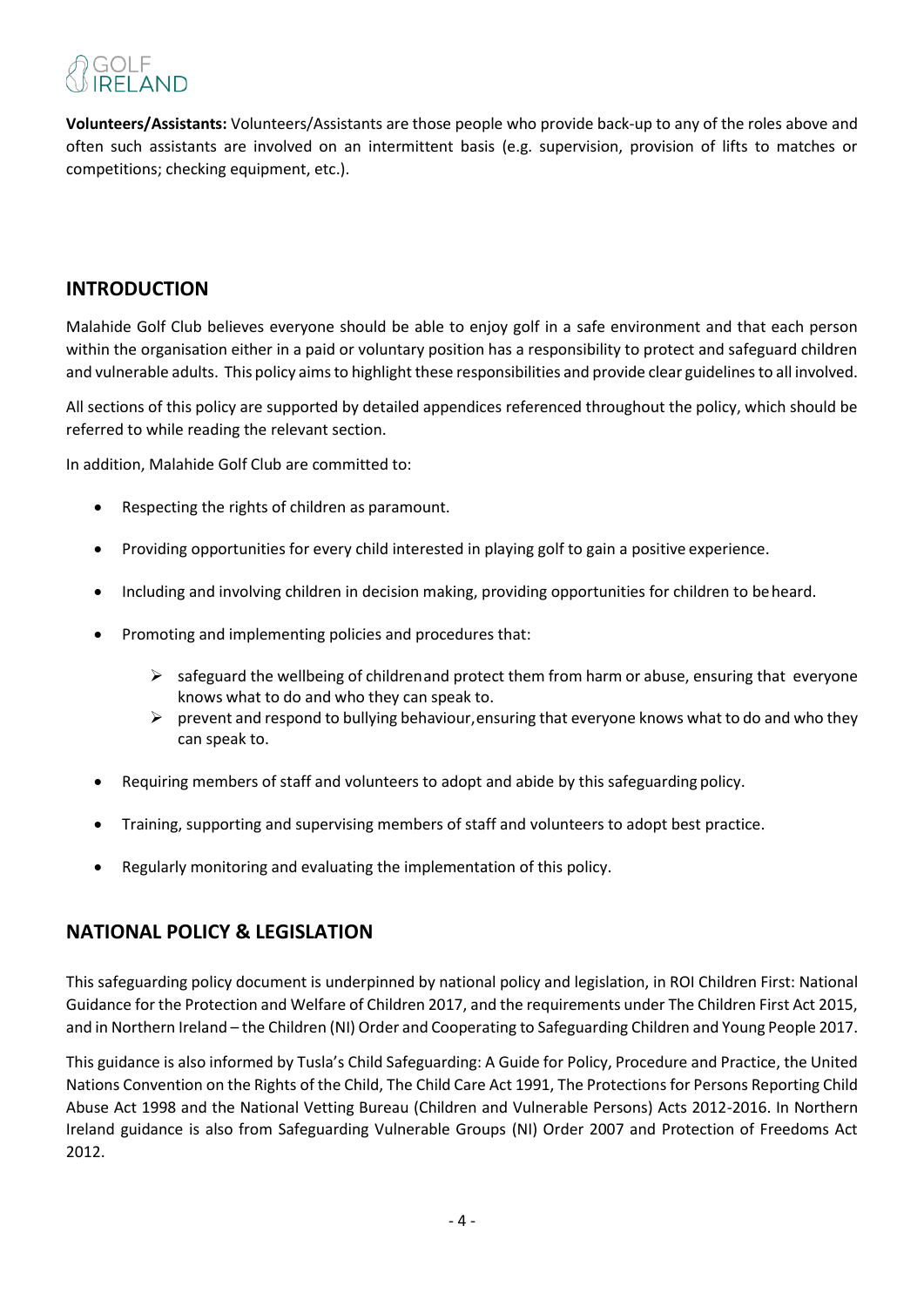**Volunteers/Assistants:** Volunteers/Assistants are those people who provide back-up to any of the roles above and often such assistants are involved on an intermittent basis (e.g. supervision, provision of lifts to matches or competitions; checking equipment, etc.).

## INTRODUCTION

Malahide Golf Club believes everyone should be able to enjoy golf in a safe environment and that each person within the organisation either in a paid or voluntary position has a responsibility to protect and safeguard children and vulnerable adults. This policy aims to highlight these responsibilities and provide clear guidelines to all involved.

All sections of this policy are supported by detailed appendices referenced throughout the policy, which should be referred to while reading the relevant section.

In addition, Malahide Golf Club are committed to:

- Respecting the rights of children as paramount.
- Providing opportunities for every child interested in playing golf to gain a positive experience.
- Including and involving children in decision making, providing opportunities for children to be heard.
- Promoting and implementing policies and procedures that:
  - safeguard the wellbeing of children and protect them from harm or abuse, ensuring that everyone knows what to do and who they can speak to.
  - prevent and respond to bullying behaviour, ensuring that everyone knows what to do and who they can speak to.
- Requiring members of staff and volunteers to adopt and abide by this safeguarding policy.
- Training, supporting and supervising members of staff and volunteers to adopt best practice.
- Regularly monitoring and evaluating the implementation of this policy.

## NATIONAL POLICY & LEGISLATION

This safeguarding policy document is underpinned by national policy and legislation, in ROI Children First: National Guidance for the Protection and Welfare of Children 2017, and the requirements under The Children First Act 2015, and in Northern Ireland – the Children (NI) Order and Cooperating to Safeguarding Children and Young People 2017.

This guidance is also informed by Tusla's Child Safeguarding: A Guide for Policy, Procedure and Practice, the United Nations Convention on the Rights of the Child, The Child Care Act 1991, The Protections for Persons Reporting Child Abuse Act 1998 and the National Vetting Bureau (Children and Vulnerable Persons) Acts 2012-2016. In Northern Ireland guidance is also from Safeguarding Vulnerable Groups (NI) Order 2007 and Protection of Freedoms Act 2012.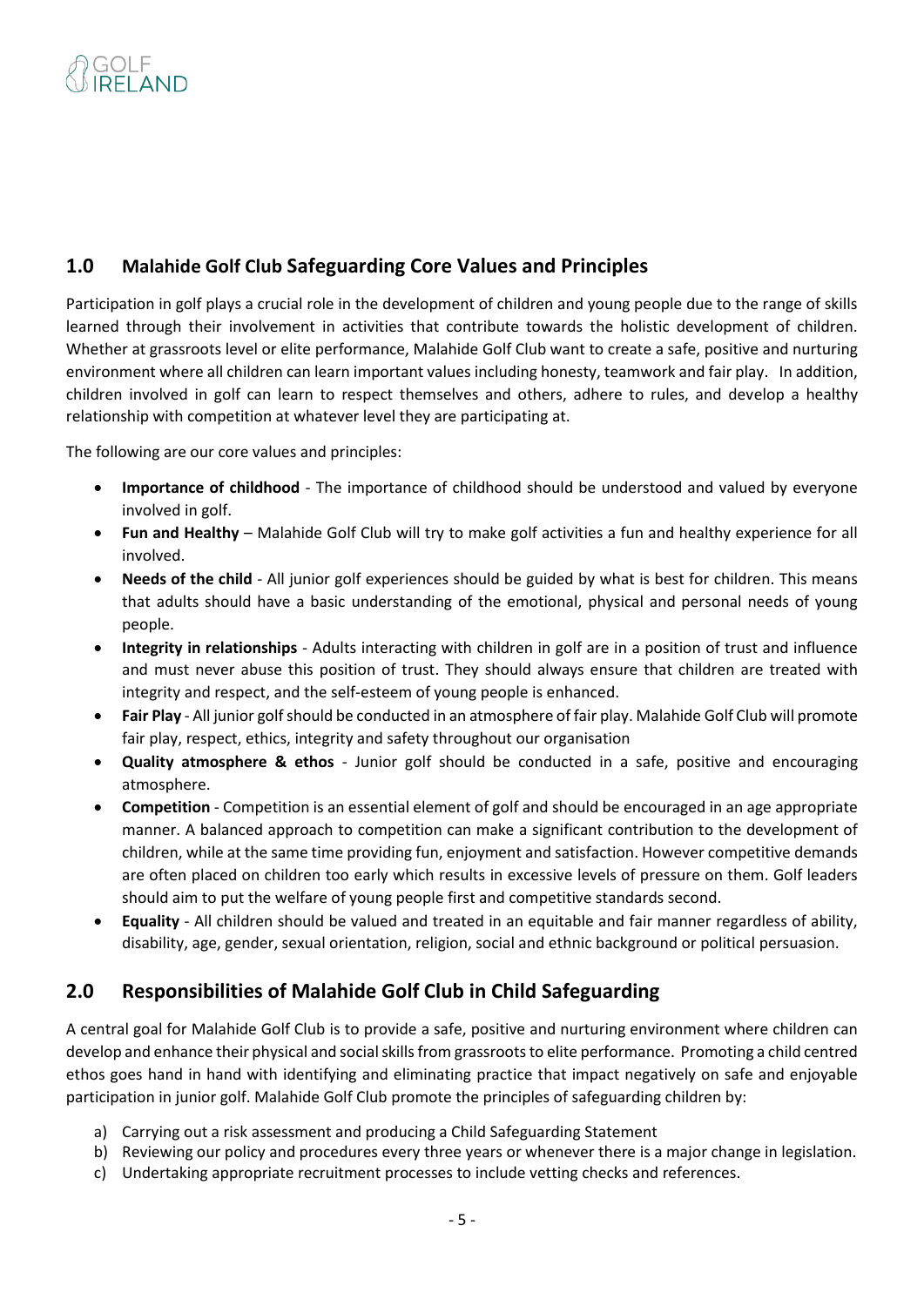## 1.0 Malahide Golf Club Safeguarding Core Values and Principles

Participation in golf plays a crucial role in the development of children and young people due to the range of skills learned through their involvement in activities that contribute towards the holistic development of children. Whether at grassroots level or elite performance, Malahide Golf Club want to create a safe, positive and nurturing environment where all children can learn important values including honesty, teamwork and fair play. In addition, children involved in golf can learn to respect themselves and others, adhere to rules, and develop a healthy relationship with competition at whatever level they are participating at.

The following are our core values and principles:

- **Importance of childhood** - The importance of childhood should be understood and valued by everyone involved in golf.
- **Fun and Healthy** – Malahide Golf Club will try to make golf activities a fun and healthy experience for all involved.
- **Needs of the child** - All junior golf experiences should be guided by what is best for children. This means that adults should have a basic understanding of the emotional, physical and personal needs of young people.
- **Integrity in relationships** - Adults interacting with children in golf are in a position of trust and influence and must never abuse this position of trust. They should always ensure that children are treated with integrity and respect, and the self-esteem of young people is enhanced.
- **Fair Play** - All junior golf should be conducted in an atmosphere of fair play. Malahide Golf Club will promote fair play, respect, ethics, integrity and safety throughout our organisation
- **Quality atmosphere & ethos** - Junior golf should be conducted in a safe, positive and encouraging atmosphere.
- **Competition** - Competition is an essential element of golf and should be encouraged in an age appropriate manner. A balanced approach to competition can make a significant contribution to the development of children, while at the same time providing fun, enjoyment and satisfaction. However competitive demands are often placed on children too early which results in excessive levels of pressure on them. Golf leaders should aim to put the welfare of young people first and competitive standards second.
- **Equality** - All children should be valued and treated in an equitable and fair manner regardless of ability, disability, age, gender, sexual orientation, religion, social and ethnic background or political persuasion.

## 2.0 Responsibilities of Malahide Golf Club in Child Safeguarding

A central goal for Malahide Golf Club is to provide a safe, positive and nurturing environment where children can develop and enhance their physical and social skills from grassroots to elite performance. Promoting a child centred ethos goes hand in hand with identifying and eliminating practice that impact negatively on safe and enjoyable participation in junior golf. Malahide Golf Club promote the principles of safeguarding children by:

a) Carrying out a risk assessment and producing a Child Safeguarding Statement
b) Reviewing our policy and procedures every three years or whenever there is a major change in legislation.
c) Undertaking appropriate recruitment processes to include vetting checks and references.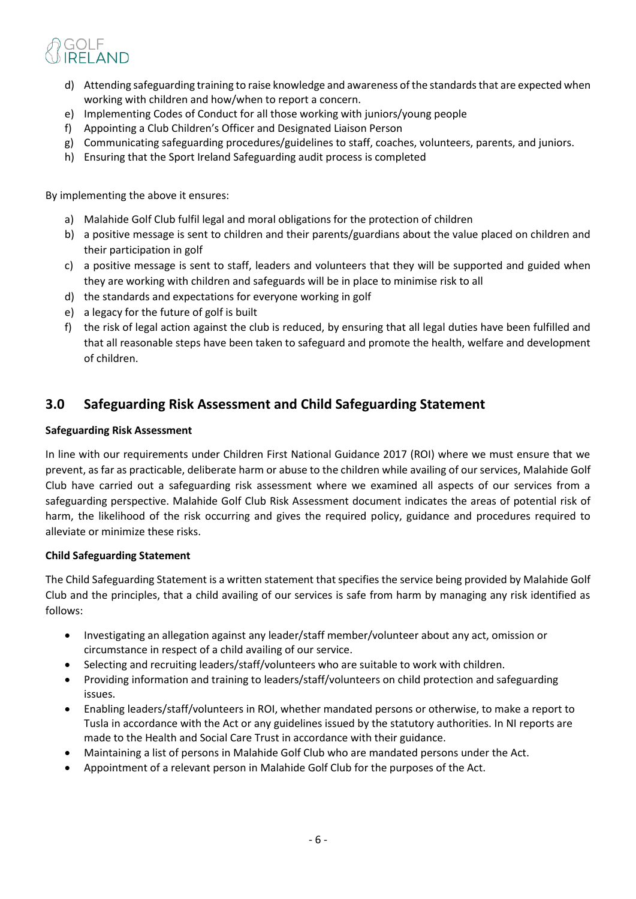d) Attending safeguarding training to raise knowledge and awareness of the standards that are expected when working with children and how/when to report a concern.
e) Implementing Codes of Conduct for all those working with juniors/young people
f) Appointing a Club Children's Officer and Designated Liaison Person
g) Communicating safeguarding procedures/guidelines to staff, coaches, volunteers, parents, and juniors.
h) Ensuring that the Sport Ireland Safeguarding audit process is completed

By implementing the above it ensures:

a) Malahide Golf Club fulfil legal and moral obligations for the protection of children
b) a positive message is sent to children and their parents/guardians about the value placed on children and their participation in golf
c) a positive message is sent to staff, leaders and volunteers that they will be supported and guided when they are working with children and safeguards will be in place to minimise risk to all
d) the standards and expectations for everyone working in golf
e) a legacy for the future of golf is built
f) the risk of legal action against the club is reduced, by ensuring that all legal duties have been fulfilled and that all reasonable steps have been taken to safeguard and promote the health, welfare and development of children.

## 3.0 Safeguarding Risk Assessment and Child Safeguarding Statement

**Safeguarding Risk Assessment**

In line with our requirements under Children First National Guidance 2017 (ROI) where we must ensure that we prevent, as far as practicable, deliberate harm or abuse to the children while availing of our services, Malahide Golf Club have carried out a safeguarding risk assessment where we examined all aspects of our services from a safeguarding perspective. Malahide Golf Club Risk Assessment document indicates the areas of potential risk of harm, the likelihood of the risk occurring and gives the required policy, guidance and procedures required to alleviate or minimize these risks.

**Child Safeguarding Statement**

The Child Safeguarding Statement is a written statement that specifies the service being provided by Malahide Golf Club and the principles, that a child availing of our services is safe from harm by managing any risk identified as follows:

- Investigating an allegation against any leader/staff member/volunteer about any act, omission or circumstance in respect of a child availing of our service.
- Selecting and recruiting leaders/staff/volunteers who are suitable to work with children.
- Providing information and training to leaders/staff/volunteers on child protection and safeguarding issues.
- Enabling leaders/staff/volunteers in ROI, whether mandated persons or otherwise, to make a report to Tusla in accordance with the Act or any guidelines issued by the statutory authorities. In NI reports are made to the Health and Social Care Trust in accordance with their guidance.
- Maintaining a list of persons in Malahide Golf Club who are mandated persons under the Act.
- Appointment of a relevant person in Malahide Golf Club for the purposes of the Act.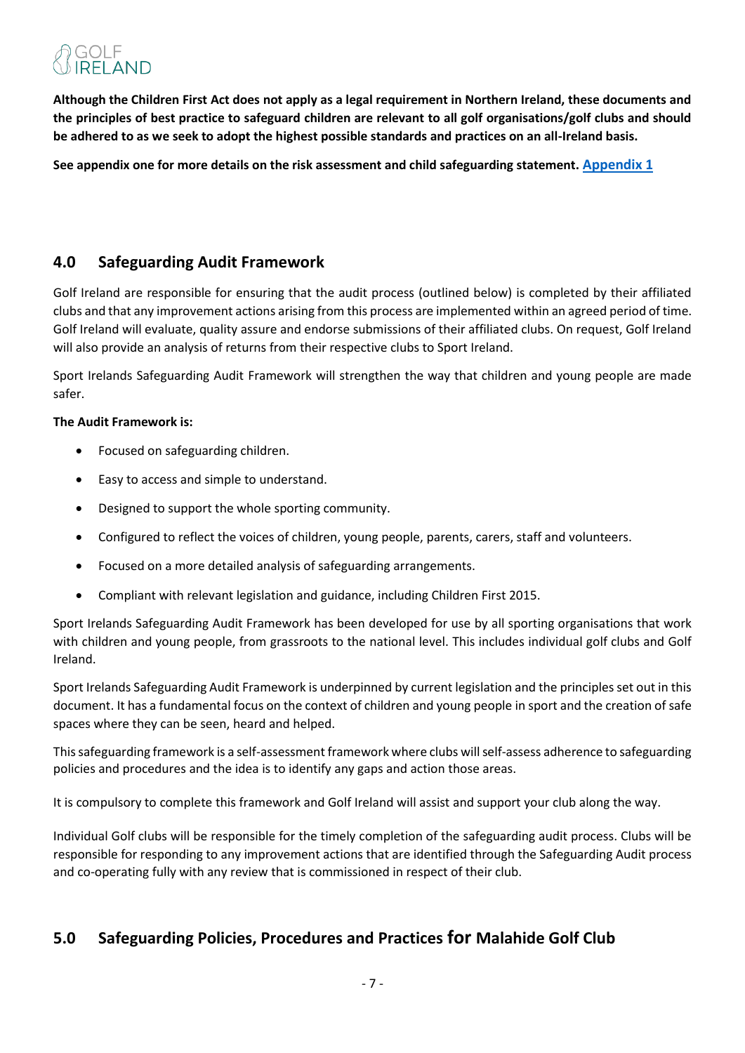**Although the Children First Act does not apply as a legal requirement in Northern Ireland, these documents and the principles of best practice to safeguard children are relevant to all golf organisations/golf clubs and should be adhered to as we seek to adopt the highest possible standards and practices on an all-Ireland basis.**

**See appendix one for more details on the risk assessment and child safeguarding statement. [Appendix 1]**

## 4.0 Safeguarding Audit Framework

Golf Ireland are responsible for ensuring that the audit process (outlined below) is completed by their affiliated clubs and that any improvement actions arising from this process are implemented within an agreed period of time. Golf Ireland will evaluate, quality assure and endorse submissions of their affiliated clubs. On request, Golf Ireland will also provide an analysis of returns from their respective clubs to Sport Ireland.

Sport Irelands Safeguarding Audit Framework will strengthen the way that children and young people are made safer.

**The Audit Framework is:**

- Focused on safeguarding children.
- Easy to access and simple to understand.
- Designed to support the whole sporting community.
- Configured to reflect the voices of children, young people, parents, carers, staff and volunteers.
- Focused on a more detailed analysis of safeguarding arrangements.
- Compliant with relevant legislation and guidance, including Children First 2015.

Sport Irelands Safeguarding Audit Framework has been developed for use by all sporting organisations that work with children and young people, from grassroots to the national level. This includes individual golf clubs and Golf Ireland.

Sport Irelands Safeguarding Audit Framework is underpinned by current legislation and the principles set out in this document. It has a fundamental focus on the context of children and young people in sport and the creation of safe spaces where they can be seen, heard and helped.

This safeguarding framework is a self-assessment framework where clubs will self-assess adherence to safeguarding policies and procedures and the idea is to identify any gaps and action those areas.

It is compulsory to complete this framework and Golf Ireland will assist and support your club along the way.

Individual Golf clubs will be responsible for the timely completion of the safeguarding audit process. Clubs will be responsible for responding to any improvement actions that are identified through the Safeguarding Audit process and co-operating fully with any review that is commissioned in respect of their club.

## 5.0 Safeguarding Policies, Procedures and Practices for Malahide Golf Club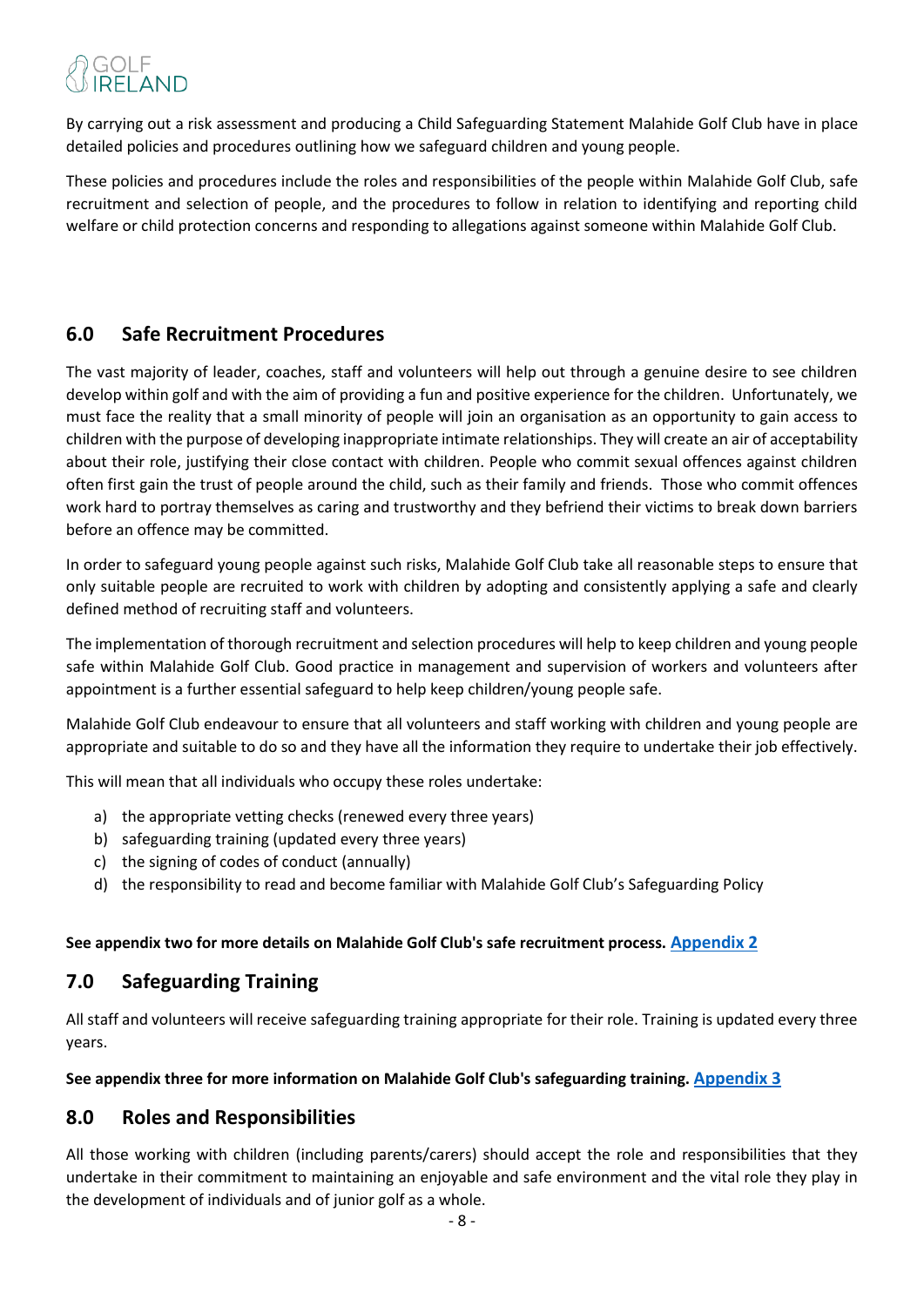By carrying out a risk assessment and producing a Child Safeguarding Statement Malahide Golf Club have in place detailed policies and procedures outlining how we safeguard children and young people.

These policies and procedures include the roles and responsibilities of the people within Malahide Golf Club, safe recruitment and selection of people, and the procedures to follow in relation to identifying and reporting child welfare or child protection concerns and responding to allegations against someone within Malahide Golf Club.

## 6.0 Safe Recruitment Procedures

The vast majority of leader, coaches, staff and volunteers will help out through a genuine desire to see children develop within golf and with the aim of providing a fun and positive experience for the children. Unfortunately, we must face the reality that a small minority of people will join an organisation as an opportunity to gain access to children with the purpose of developing inappropriate intimate relationships. They will create an air of acceptability about their role, justifying their close contact with children. People who commit sexual offences against children often first gain the trust of people around the child, such as their family and friends. Those who commit offences work hard to portray themselves as caring and trustworthy and they befriend their victims to break down barriers before an offence may be committed.

In order to safeguard young people against such risks, Malahide Golf Club take all reasonable steps to ensure that only suitable people are recruited to work with children by adopting and consistently applying a safe and clearly defined method of recruiting staff and volunteers.

The implementation of thorough recruitment and selection procedures will help to keep children and young people safe within Malahide Golf Club. Good practice in management and supervision of workers and volunteers after appointment is a further essential safeguard to help keep children/young people safe.

Malahide Golf Club endeavour to ensure that all volunteers and staff working with children and young people are appropriate and suitable to do so and they have all the information they require to undertake their job effectively.

This will mean that all individuals who occupy these roles undertake:

a) the appropriate vetting checks (renewed every three years)
b) safeguarding training (updated every three years)
c) the signing of codes of conduct (annually)
d) the responsibility to read and become familiar with Malahide Golf Club's Safeguarding Policy

**See appendix two for more details on Malahide Golf Club's safe recruitment process. Appendix 2**

## 7.0 Safeguarding Training

All staff and volunteers will receive safeguarding training appropriate for their role. Training is updated every three years.

**See appendix three for more information on Malahide Golf Club's safeguarding training. Appendix 3**

## 8.0 Roles and Responsibilities

All those working with children (including parents/carers) should accept the role and responsibilities that they undertake in their commitment to maintaining an enjoyable and safe environment and the vital role they play in the development of individuals and of junior golf as a whole.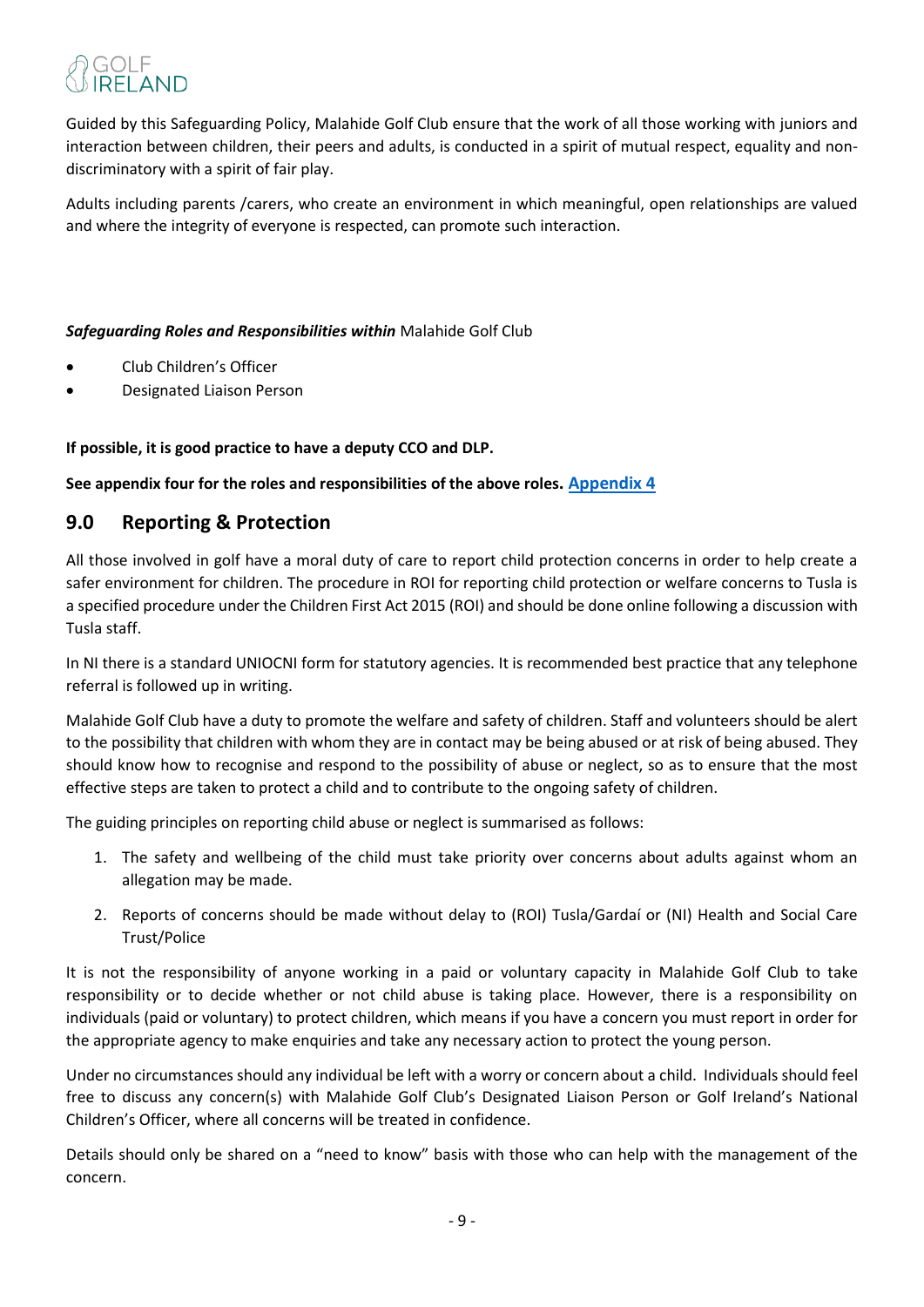Guided by this Safeguarding Policy, Malahide Golf Club ensure that the work of all those working with juniors and interaction between children, their peers and adults, is conducted in a spirit of mutual respect, equality and non-discriminatory with a spirit of fair play.

Adults including parents /carers, who create an environment in which meaningful, open relationships are valued and where the integrity of everyone is respected, can promote such interaction.

***Safeguarding Roles and Responsibilities within*** Malahide Golf Club

- Club Children's Officer
- Designated Liaison Person

**If possible, it is good practice to have a deputy CCO and DLP.**

**See appendix four for the roles and responsibilities of the above roles. Appendix 4**

## 9.0 Reporting & Protection

All those involved in golf have a moral duty of care to report child protection concerns in order to help create a safer environment for children. The procedure in ROI for reporting child protection or welfare concerns to Tusla is a specified procedure under the Children First Act 2015 (ROI) and should be done online following a discussion with Tusla staff.

In NI there is a standard UNIOCNI form for statutory agencies. It is recommended best practice that any telephone referral is followed up in writing.

Malahide Golf Club have a duty to promote the welfare and safety of children. Staff and volunteers should be alert to the possibility that children with whom they are in contact may be being abused or at risk of being abused. They should know how to recognise and respond to the possibility of abuse or neglect, so as to ensure that the most effective steps are taken to protect a child and to contribute to the ongoing safety of children.

The guiding principles on reporting child abuse or neglect is summarised as follows:

1. The safety and wellbeing of the child must take priority over concerns about adults against whom an allegation may be made.
2. Reports of concerns should be made without delay to (ROI) Tusla/Gardaí or (NI) Health and Social Care Trust/Police

It is not the responsibility of anyone working in a paid or voluntary capacity in Malahide Golf Club to take responsibility or to decide whether or not child abuse is taking place. However, there is a responsibility on individuals (paid or voluntary) to protect children, which means if you have a concern you must report in order for the appropriate agency to make enquiries and take any necessary action to protect the young person.

Under no circumstances should any individual be left with a worry or concern about a child. Individuals should feel free to discuss any concern(s) with Malahide Golf Club's Designated Liaison Person or Golf Ireland's National Children's Officer, where all concerns will be treated in confidence.

Details should only be shared on a "need to know" basis with those who can help with the management of the concern.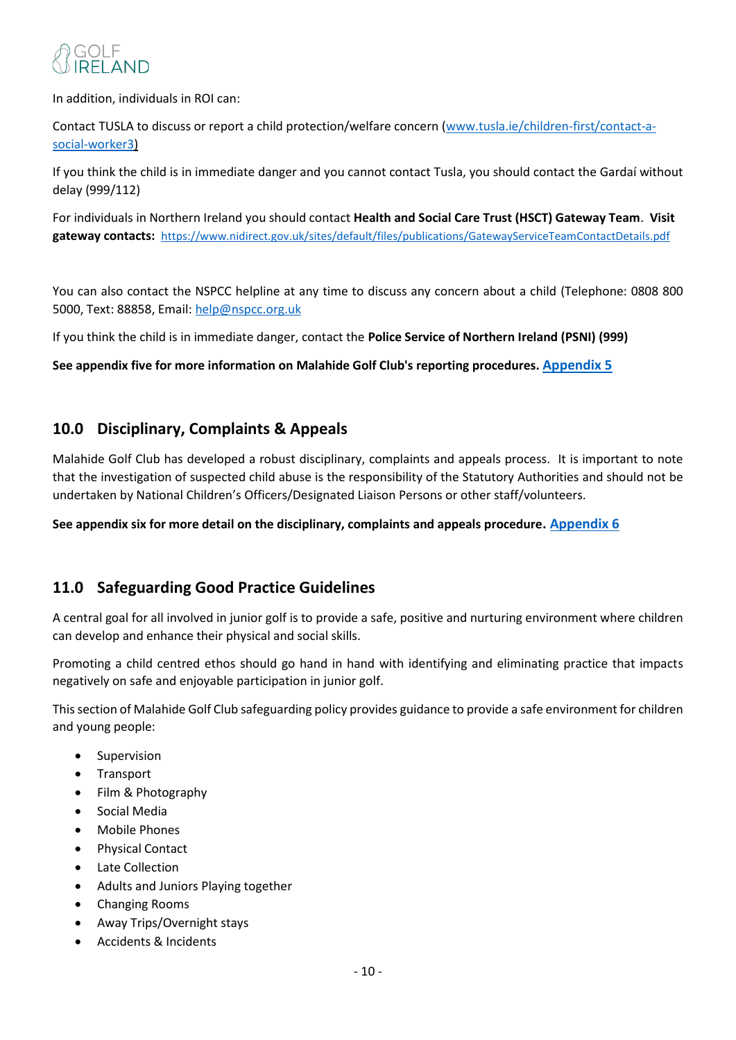In addition, individuals in ROI can:

Contact TUSLA to discuss or report a child protection/welfare concern ([www.tusla.ie/children-first/contact-a-social-worker3](www.tusla.ie/children-first/contact-a-social-worker3))

If you think the child is in immediate danger and you cannot contact Tusla, you should contact the Gardaí without delay (999/112)

For individuals in Northern Ireland you should contact **Health and Social Care Trust (HSCT) Gateway Team**. **Visit gateway contacts:** [https://www.nidirect.gov.uk/sites/default/files/publications/GatewayServiceTeamContactDetails.pdf](https://www.nidirect.gov.uk/sites/default/files/publications/GatewayServiceTeamContactDetails.pdf)

You can also contact the NSPCC helpline at any time to discuss any concern about a child (Telephone: 0808 800 5000, Text: 88858, Email: [help@nspcc.org.uk](mailto:help@nspcc.org.uk)

If you think the child is in immediate danger, contact the **Police Service of Northern Ireland (PSNI) (999)**

**See appendix five for more information on Malahide Golf Club's reporting procedures. Appendix 5**

## 10.0 Disciplinary, Complaints & Appeals

Malahide Golf Club has developed a robust disciplinary, complaints and appeals process. It is important to note that the investigation of suspected child abuse is the responsibility of the Statutory Authorities and should not be undertaken by National Children's Officers/Designated Liaison Persons or other staff/volunteers.

**See appendix six for more detail on the disciplinary, complaints and appeals procedure. Appendix 6**

## 11.0 Safeguarding Good Practice Guidelines

A central goal for all involved in junior golf is to provide a safe, positive and nurturing environment where children can develop and enhance their physical and social skills.

Promoting a child centred ethos should go hand in hand with identifying and eliminating practice that impacts negatively on safe and enjoyable participation in junior golf.

This section of Malahide Golf Club safeguarding policy provides guidance to provide a safe environment for children and young people:

- Supervision
- Transport
- Film & Photography
- Social Media
- Mobile Phones
- Physical Contact
- Late Collection
- Adults and Juniors Playing together
- Changing Rooms
- Away Trips/Overnight stays
- Accidents & Incidents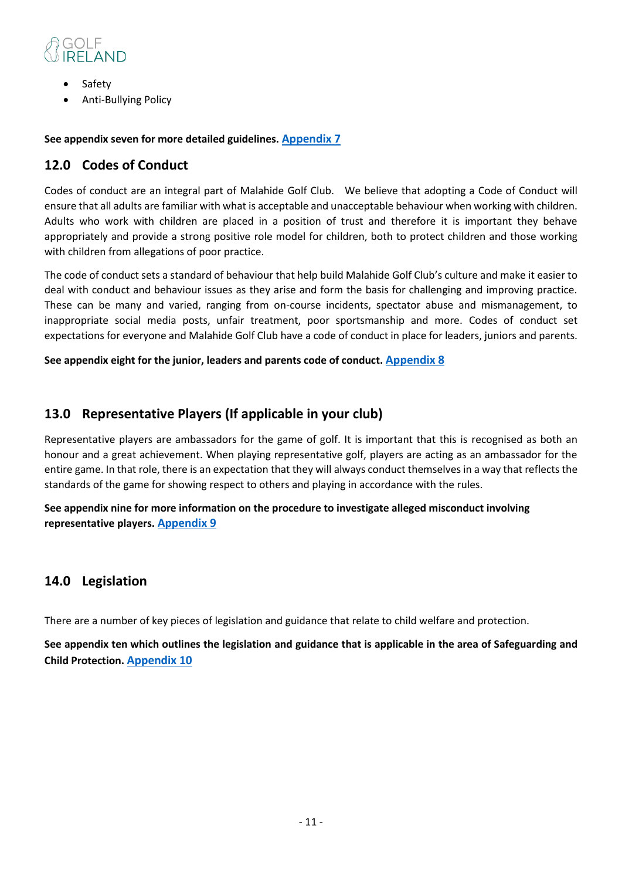- Safety
- Anti-Bullying Policy

**See appendix seven for more detailed guidelines. Appendix 7**

## 12.0 Codes of Conduct

Codes of conduct are an integral part of Malahide Golf Club. We believe that adopting a Code of Conduct will ensure that all adults are familiar with what is acceptable and unacceptable behaviour when working with children. Adults who work with children are placed in a position of trust and therefore it is important they behave appropriately and provide a strong positive role model for children, both to protect children and those working with children from allegations of poor practice.

The code of conduct sets a standard of behaviour that help build Malahide Golf Club's culture and make it easier to deal with conduct and behaviour issues as they arise and form the basis for challenging and improving practice. These can be many and varied, ranging from on-course incidents, spectator abuse and mismanagement, to inappropriate social media posts, unfair treatment, poor sportsmanship and more. Codes of conduct set expectations for everyone and Malahide Golf Club have a code of conduct in place for leaders, juniors and parents.

**See appendix eight for the junior, leaders and parents code of conduct. Appendix 8**

## 13.0 Representative Players (If applicable in your club)

Representative players are ambassadors for the game of golf. It is important that this is recognised as both an honour and a great achievement. When playing representative golf, players are acting as an ambassador for the entire game. In that role, there is an expectation that they will always conduct themselves in a way that reflects the standards of the game for showing respect to others and playing in accordance with the rules.

**See appendix nine for more information on the procedure to investigate alleged misconduct involving representative players. Appendix 9**

## 14.0 Legislation

There are a number of key pieces of legislation and guidance that relate to child welfare and protection.

**See appendix ten which outlines the legislation and guidance that is applicable in the area of Safeguarding and Child Protection. Appendix 10**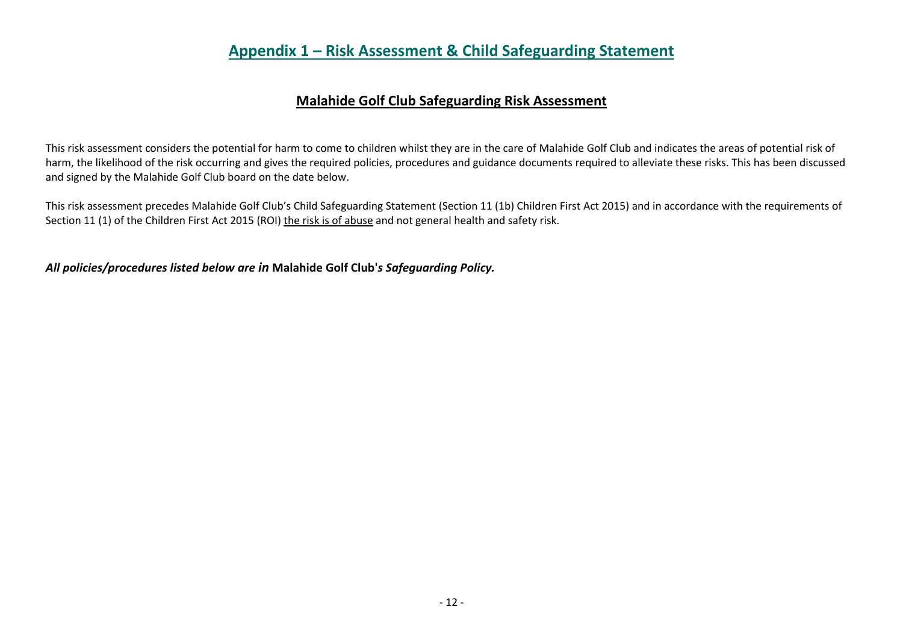## Appendix 1 – Risk Assessment & Child Safeguarding Statement

### Malahide Golf Club Safeguarding Risk Assessment

This risk assessment considers the potential for harm to come to children whilst they are in the care of Malahide Golf Club and indicates the areas of potential risk of harm, the likelihood of the risk occurring and gives the required policies, procedures and guidance documents required to alleviate these risks. This has been discussed and signed by the Malahide Golf Club board on the date below.

This risk assessment precedes Malahide Golf Club's Child Safeguarding Statement (Section 11 (1b) Children First Act 2015) and in accordance with the requirements of Section 11 (1) of the Children First Act 2015 (ROI) the risk is of abuse and not general health and safety risk.

***All policies/procedures listed below are in* Malahide Golf Club'*s Safeguarding Policy.***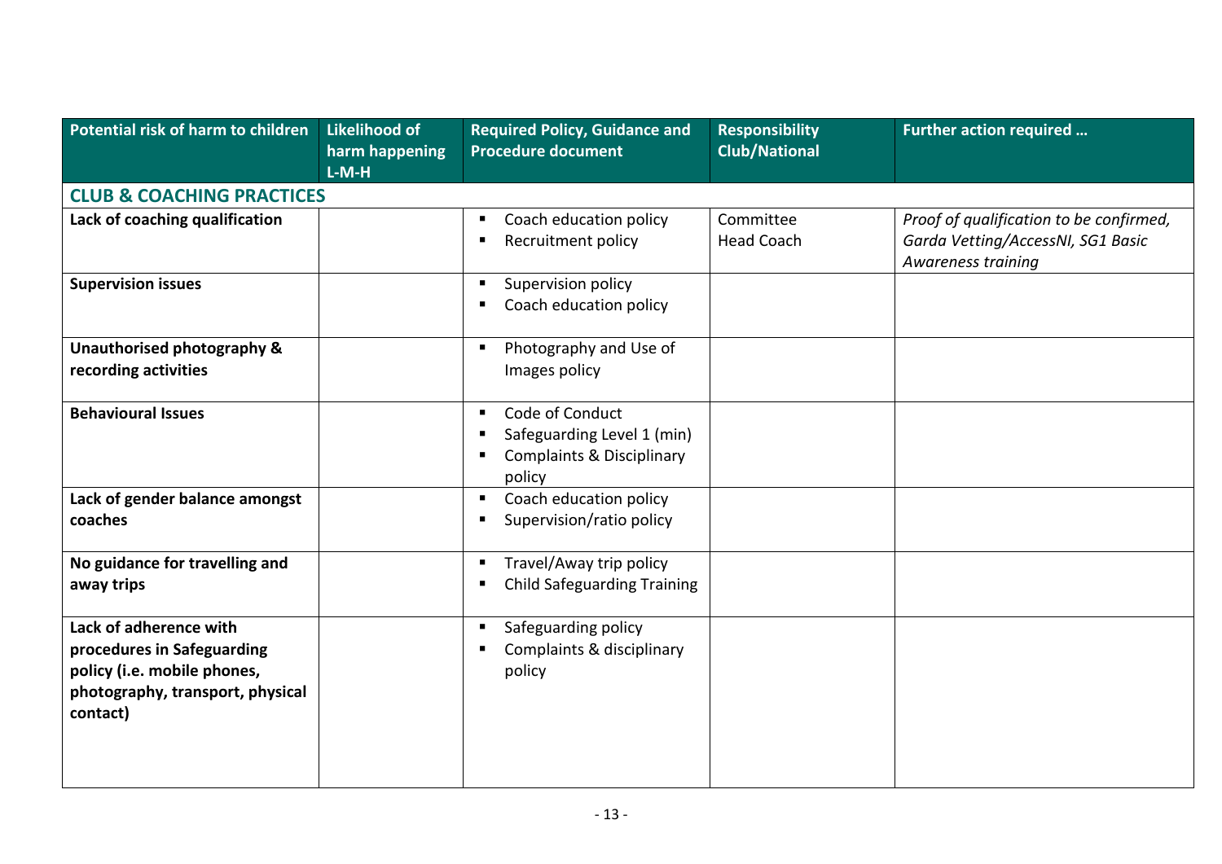| Potential risk of harm to children | Likelihood of harm happening L-M-H | Required Policy, Guidance and Procedure document | Responsibility Club/National | Further action required … |
|---|---|---|---|---|
| **CLUB & COACHING PRACTICES** | | | | |
| **Lack of coaching qualification** | | ▪ Coach education policy<br>▪ Recruitment policy | Committee<br>Head Coach | *Proof of qualification to be confirmed, Garda Vetting/AccessNI, SG1 Basic Awareness training* |
| **Supervision issues** | | ▪ Supervision policy<br>▪ Coach education policy | | |
| **Unauthorised photography & recording activities** | | ▪ Photography and Use of Images policy | | |
| **Behavioural Issues** | | ▪ Code of Conduct<br>▪ Safeguarding Level 1 (min)<br>▪ Complaints & Disciplinary policy | | |
| **Lack of gender balance amongst coaches** | | ▪ Coach education policy<br>▪ Supervision/ratio policy | | |
| **No guidance for travelling and away trips** | | ▪ Travel/Away trip policy<br>▪ Child Safeguarding Training | | |
| **Lack of adherence with procedures in Safeguarding policy (i.e. mobile phones, photography, transport, physical contact)** | | ▪ Safeguarding policy<br>▪ Complaints & disciplinary policy | | |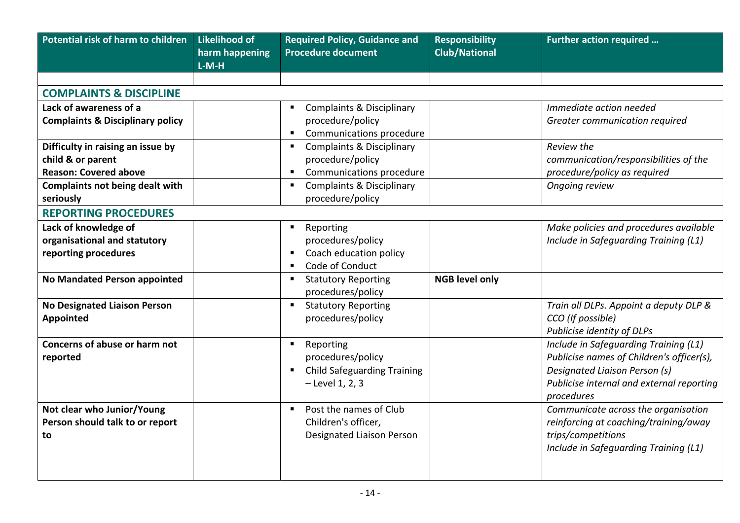| Potential risk of harm to children | Likelihood of harm happening L-M-H | Required Policy, Guidance and Procedure document | Responsibility Club/National | Further action required … |
|---|---|---|---|---|
| | | | | |
| **COMPLAINTS & DISCIPLINE** | | | | |
| **Lack of awareness of a Complaints & Disciplinary policy** | | ▪ Complaints & Disciplinary procedure/policy<br>▪ Communications procedure | | *Immediate action needed*<br>*Greater communication required* |
| **Difficulty in raising an issue by child & or parent**<br>**Reason: Covered above** | | ▪ Complaints & Disciplinary procedure/policy<br>▪ Communications procedure | | *Review the communication/responsibilities of the procedure/policy as required* |
| **Complaints not being dealt with seriously** | | ▪ Complaints & Disciplinary procedure/policy | | *Ongoing review* |
| **REPORTING PROCEDURES** | | | | |
| **Lack of knowledge of organisational and statutory reporting procedures** | | ▪ Reporting procedures/policy<br>▪ Coach education policy<br>▪ Code of Conduct | | *Make policies and procedures available*<br>*Include in Safeguarding Training (L1)* |
| **No Mandated Person appointed** | | ▪ Statutory Reporting procedures/policy | **NGB level only** | |
| **No Designated Liaison Person Appointed** | | ▪ Statutory Reporting procedures/policy | | *Train all DLPs. Appoint a deputy DLP & CCO (If possible)*<br>*Publicise identity of DLPs* |
| **Concerns of abuse or harm not reported** | | ▪ Reporting procedures/policy<br>▪ Child Safeguarding Training – Level 1, 2, 3 | | *Include in Safeguarding Training (L1)*<br>*Publicise names of Children's officer(s), Designated Liaison Person (s)*<br>*Publicise internal and external reporting procedures* |
| **Not clear who Junior/Young Person should talk to or report to** | | ▪ Post the names of Club Children's officer, Designated Liaison Person | | *Communicate across the organisation reinforcing at coaching/training/away trips/competitions*<br>*Include in Safeguarding Training (L1)* |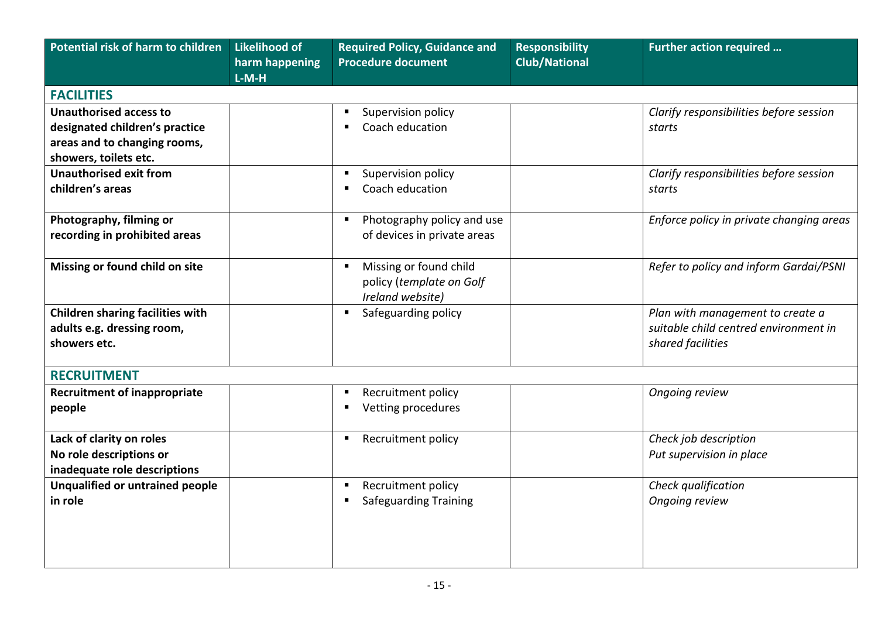| Potential risk of harm to children | Likelihood of harm happening L-M-H | Required Policy, Guidance and Procedure document | Responsibility Club/National | Further action required … |
|---|---|---|---|---|
| **FACILITIES** | | | | |
| **Unauthorised access to designated children's practice areas and to changing rooms, showers, toilets etc.** | | ▪ Supervision policy<br>▪ Coach education | | *Clarify responsibilities before session starts* |
| **Unauthorised exit from children's areas** | | ▪ Supervision policy<br>▪ Coach education | | *Clarify responsibilities before session starts* |
| **Photography, filming or recording in prohibited areas** | | ▪ Photography policy and use of devices in private areas | | *Enforce policy in private changing areas* |
| **Missing or found child on site** | | ▪ Missing or found child policy (*template on Golf Ireland website)* | | *Refer to policy and inform Gardai/PSNI* |
| **Children sharing facilities with adults e.g. dressing room, showers etc.** | | ▪ Safeguarding policy | | *Plan with management to create a suitable child centred environment in shared facilities* |
| **RECRUITMENT** | | | | |
| **Recruitment of inappropriate people** | | ▪ Recruitment policy<br>▪ Vetting procedures | | *Ongoing review* |
| **Lack of clarity on roles**<br>**No role descriptions or inadequate role descriptions** | | ▪ Recruitment policy | | *Check job description*<br>*Put supervision in place* |
| **Unqualified or untrained people in role** | | ▪ Recruitment policy<br>▪ Safeguarding Training | | *Check qualification*<br>*Ongoing review* |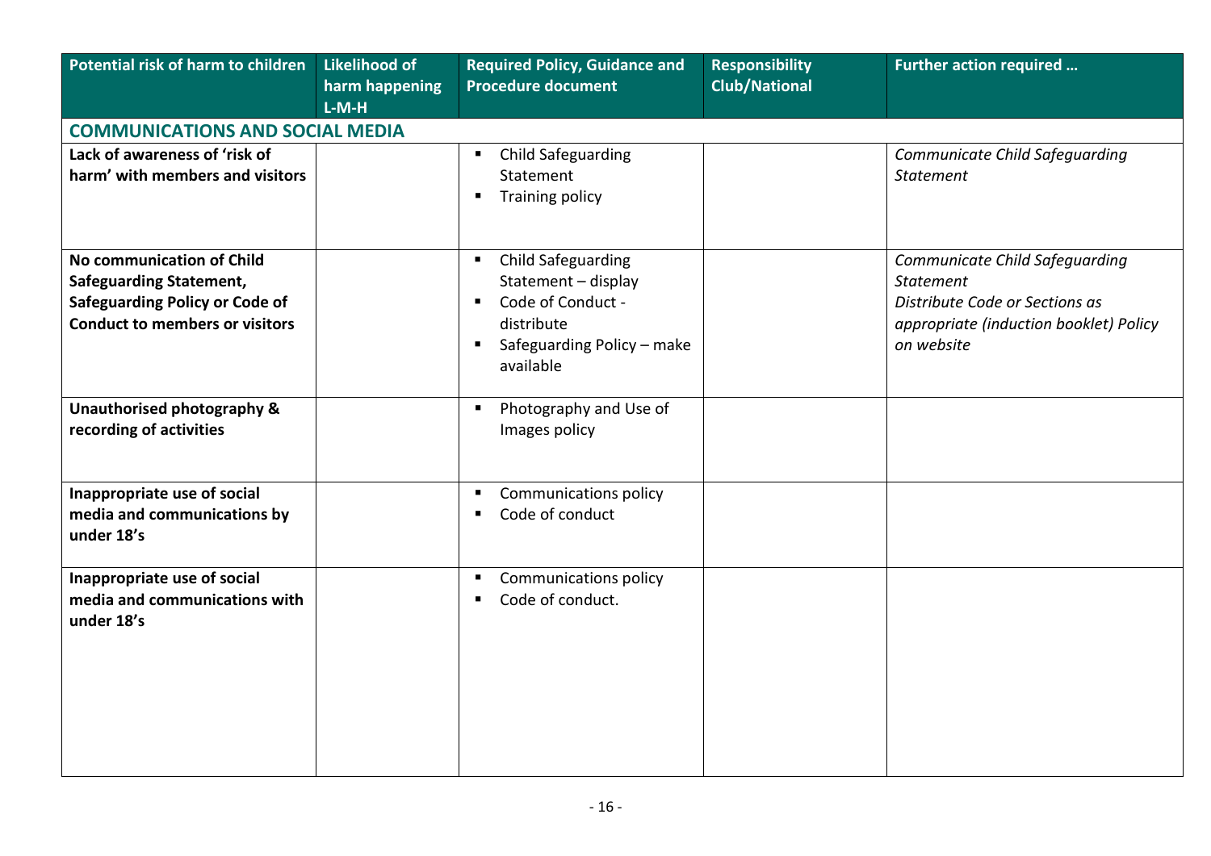| Potential risk of harm to children | Likelihood of harm happening L-M-H | Required Policy, Guidance and Procedure document | Responsibility Club/National | Further action required … |
|---|---|---|---|---|
| **COMMUNICATIONS AND SOCIAL MEDIA** | | | | |
| **Lack of awareness of 'risk of harm' with members and visitors** | | ▪ Child Safeguarding Statement<br>▪ Training policy | | *Communicate Child Safeguarding Statement* |
| **No communication of Child Safeguarding Statement, Safeguarding Policy or Code of Conduct to members or visitors** | | ▪ Child Safeguarding Statement – display<br>▪ Code of Conduct - distribute<br>▪ Safeguarding Policy – make available | | *Communicate Child Safeguarding Statement*<br>*Distribute Code or Sections as appropriate (induction booklet) Policy on website* |
| **Unauthorised photography & recording of activities** | | ▪ Photography and Use of Images policy | | |
| **Inappropriate use of social media and communications by under 18's** | | ▪ Communications policy<br>▪ Code of conduct | | |
| **Inappropriate use of social media and communications with under 18's** | | ▪ Communications policy<br>▪ Code of conduct. | | |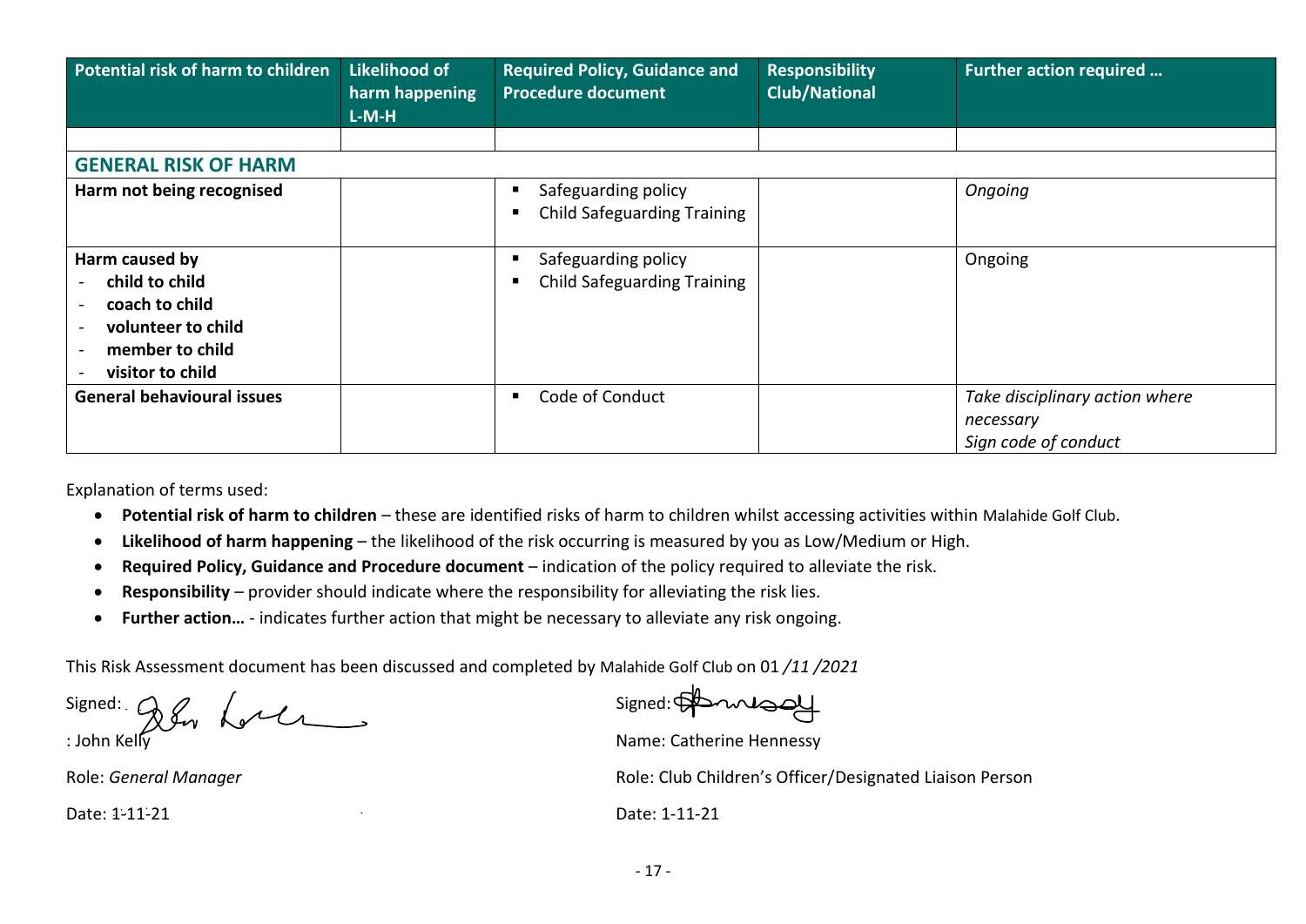| Potential risk of harm to children | Likelihood of harm happening L-M-H | Required Policy, Guidance and Procedure document | Responsibility Club/National | Further action required … |
|---|---|---|---|---|
| | | | | |
| **GENERAL RISK OF HARM** | | | | |
| **Harm not being recognised** | | ▪ Safeguarding policy<br>▪ Child Safeguarding Training | | *Ongoing* |
| **Harm caused by**<br>- **child to child**<br>- **coach to child**<br>- **volunteer to child**<br>- **member to child**<br>- **visitor to child** | | ▪ Safeguarding policy<br>▪ Child Safeguarding Training | | Ongoing |
| **General behavioural issues** | | ▪ Code of Conduct | | *Take disciplinary action where necessary*<br>*Sign code of conduct* |

Explanation of terms used:

- **Potential risk of harm to children** – these are identified risks of harm to children whilst accessing activities within Malahide Golf Club.
- **Likelihood of harm happening** – the likelihood of the risk occurring is measured by you as Low/Medium or High.
- **Required Policy, Guidance and Procedure document** – indication of the policy required to alleviate the risk.
- **Responsibility** – provider should indicate where the responsibility for alleviating the risk lies.
- **Further action…** - indicates further action that might be necessary to alleviate any risk ongoing.

This Risk Assessment document has been discussed and completed by Malahide Golf Club on 01 */11 /2021*

Signed:

: John Kelly

Role: *General Manager*

Date: 1-11-21

Signed:

Name: Catherine Hennessy

Role: Club Children's Officer/Designated Liaison Person

Date: 1-11-21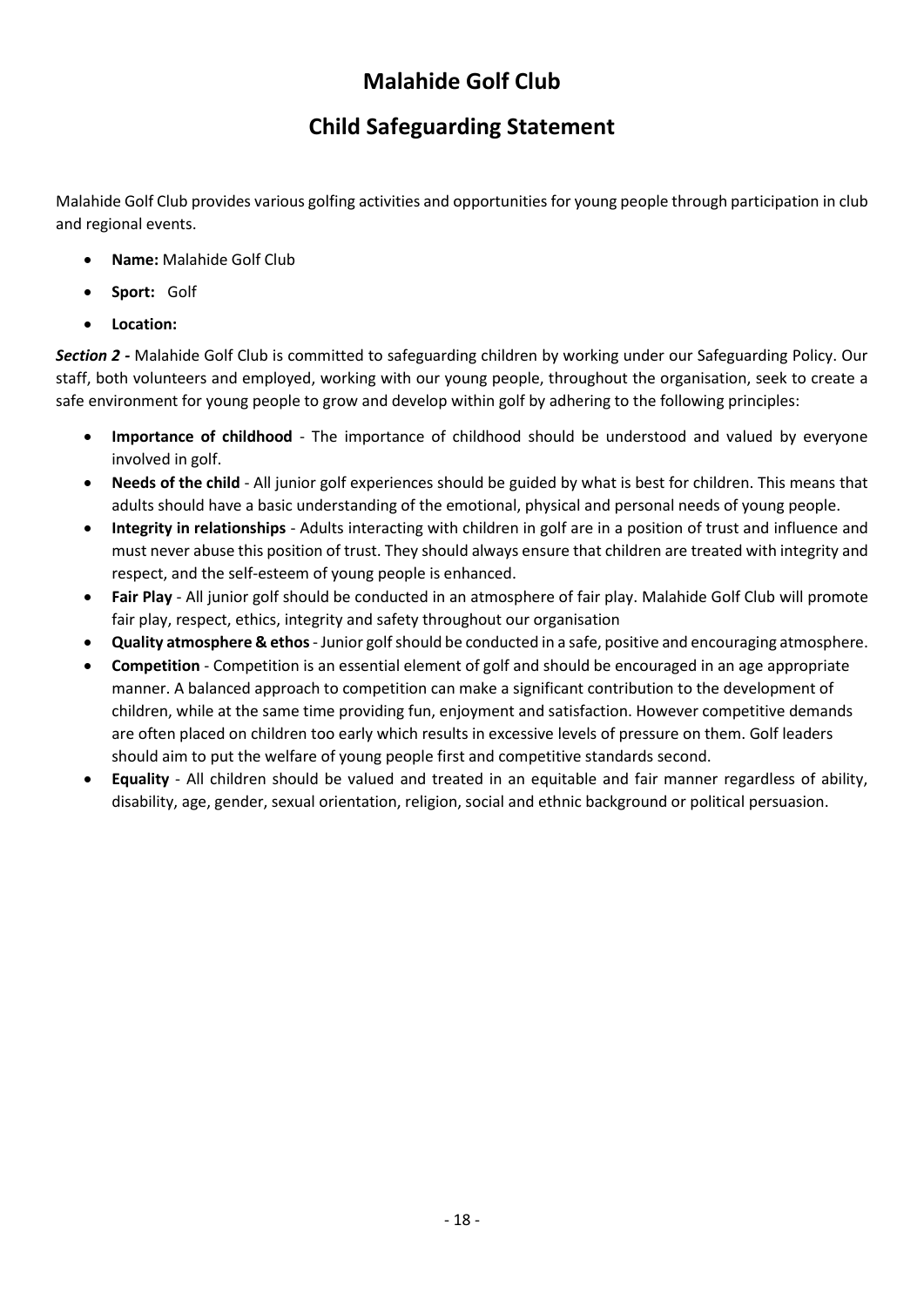# Malahide Golf Club

## Child Safeguarding Statement

Malahide Golf Club provides various golfing activities and opportunities for young people through participation in club and regional events.

- **Name:** Malahide Golf Club
- **Sport:** Golf
- **Location:**

***Section 2* -** Malahide Golf Club is committed to safeguarding children by working under our Safeguarding Policy. Our staff, both volunteers and employed, working with our young people, throughout the organisation, seek to create a safe environment for young people to grow and develop within golf by adhering to the following principles:

- **Importance of childhood** - The importance of childhood should be understood and valued by everyone involved in golf.
- **Needs of the child** - All junior golf experiences should be guided by what is best for children. This means that adults should have a basic understanding of the emotional, physical and personal needs of young people.
- **Integrity in relationships** - Adults interacting with children in golf are in a position of trust and influence and must never abuse this position of trust. They should always ensure that children are treated with integrity and respect, and the self-esteem of young people is enhanced.
- **Fair Play** - All junior golf should be conducted in an atmosphere of fair play. Malahide Golf Club will promote fair play, respect, ethics, integrity and safety throughout our organisation
- **Quality atmosphere & ethos** - Junior golf should be conducted in a safe, positive and encouraging atmosphere.
- **Competition** - Competition is an essential element of golf and should be encouraged in an age appropriate manner. A balanced approach to competition can make a significant contribution to the development of children, while at the same time providing fun, enjoyment and satisfaction. However competitive demands are often placed on children too early which results in excessive levels of pressure on them. Golf leaders should aim to put the welfare of young people first and competitive standards second.
- **Equality** - All children should be valued and treated in an equitable and fair manner regardless of ability, disability, age, gender, sexual orientation, religion, social and ethnic background or political persuasion.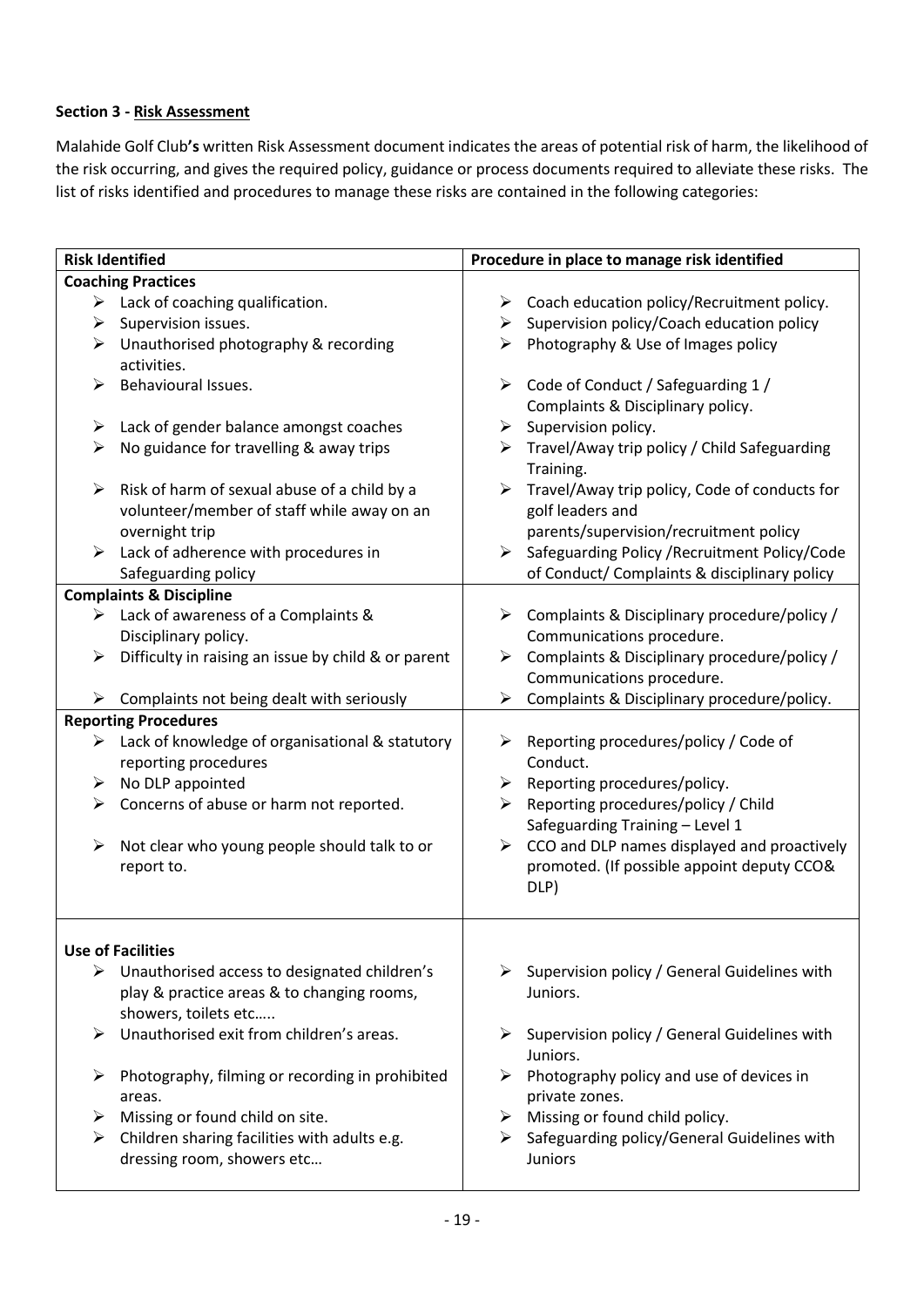**Section 3 - Risk Assessment**

Malahide Golf Club**'s** written Risk Assessment document indicates the areas of potential risk of harm, the likelihood of the risk occurring, and gives the required policy, guidance or process documents required to alleviate these risks. The list of risks identified and procedures to manage these risks are contained in the following categories:

| Risk Identified | Procedure in place to manage risk identified |
|---|---|
| **Coaching Practices** | |
| ➢ Lack of coaching qualification. | ➢ Coach education policy/Recruitment policy. |
| ➢ Supervision issues. | ➢ Supervision policy/Coach education policy |
| ➢ Unauthorised photography & recording activities. | ➢ Photography & Use of Images policy |
| ➢ Behavioural Issues. | ➢ Code of Conduct / Safeguarding 1 / Complaints & Disciplinary policy. |
| ➢ Lack of gender balance amongst coaches | ➢ Supervision policy. |
| ➢ No guidance for travelling & away trips | ➢ Travel/Away trip policy / Child Safeguarding Training. |
| ➢ Risk of harm of sexual abuse of a child by a volunteer/member of staff while away on an overnight trip | ➢ Travel/Away trip policy, Code of conducts for golf leaders and parents/supervision/recruitment policy |
| ➢ Lack of adherence with procedures in Safeguarding policy | ➢ Safeguarding Policy /Recruitment Policy/Code of Conduct/ Complaints & disciplinary policy |
| **Complaints & Discipline** | |
| ➢ Lack of awareness of a Complaints & Disciplinary policy. | ➢ Complaints & Disciplinary procedure/policy / Communications procedure. |
| ➢ Difficulty in raising an issue by child & or parent | ➢ Complaints & Disciplinary procedure/policy / Communications procedure. |
| ➢ Complaints not being dealt with seriously | ➢ Complaints & Disciplinary procedure/policy. |
| **Reporting Procedures** | |
| ➢ Lack of knowledge of organisational & statutory reporting procedures | ➢ Reporting procedures/policy / Code of Conduct. |
| ➢ No DLP appointed | ➢ Reporting procedures/policy. |
| ➢ Concerns of abuse or harm not reported. | ➢ Reporting procedures/policy / Child Safeguarding Training – Level 1 |
| ➢ Not clear who young people should talk to or report to. | ➢ CCO and DLP names displayed and proactively promoted. (If possible appoint deputy CCO& DLP) |
| **Use of Facilities** | |
| ➢ Unauthorised access to designated children's play & practice areas & to changing rooms, showers, toilets etc….. | ➢ Supervision policy / General Guidelines with Juniors. |
| ➢ Unauthorised exit from children's areas. | ➢ Supervision policy / General Guidelines with Juniors. |
| ➢ Photography, filming or recording in prohibited areas. | ➢ Photography policy and use of devices in private zones. |
| ➢ Missing or found child on site. | ➢ Missing or found child policy. |
| ➢ Children sharing facilities with adults e.g. dressing room, showers etc… | ➢ Safeguarding policy/General Guidelines with Juniors |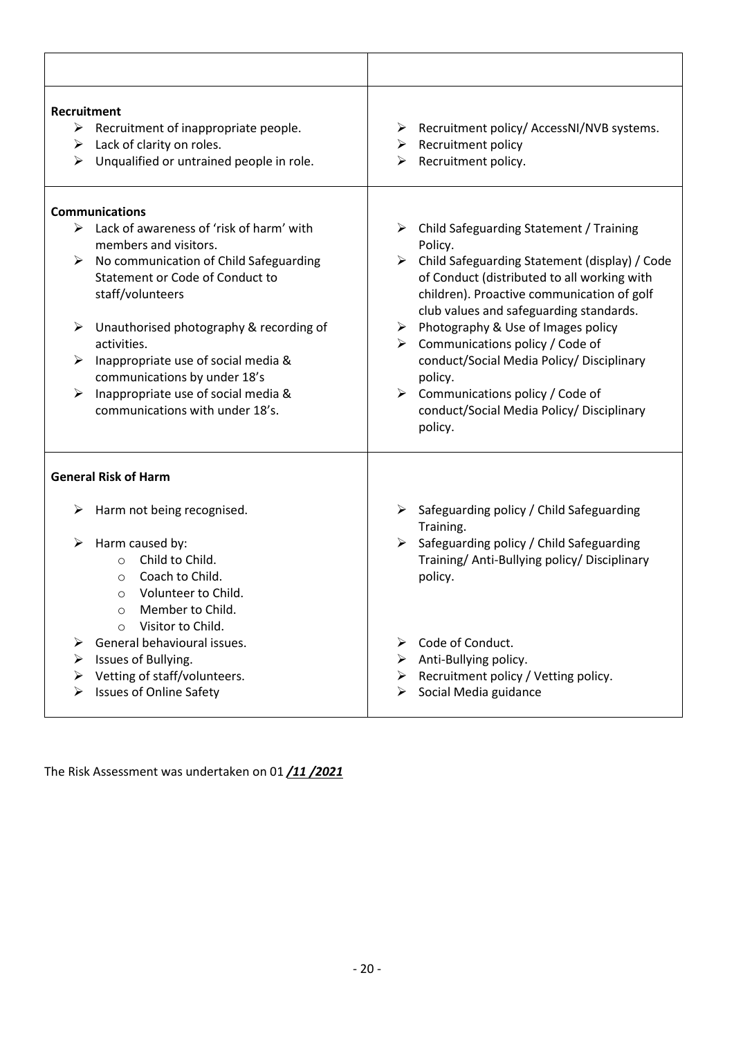| | |
|---|---|
| **Recruitment**<br>➢ Recruitment of inappropriate people.<br>➢ Lack of clarity on roles.<br>➢ Unqualified or untrained people in role. | ➢ Recruitment policy/ AccessNI/NVB systems.<br>➢ Recruitment policy<br>➢ Recruitment policy. |
| **Communications**<br>➢ Lack of awareness of 'risk of harm' with members and visitors.<br>➢ No communication of Child Safeguarding Statement or Code of Conduct to staff/volunteers<br>➢ Unauthorised photography & recording of activities.<br>➢ Inappropriate use of social media & communications by under 18's<br>➢ Inappropriate use of social media & communications with under 18's. | ➢ Child Safeguarding Statement / Training Policy.<br>➢ Child Safeguarding Statement (display) / Code of Conduct (distributed to all working with children). Proactive communication of golf club values and safeguarding standards.<br>➢ Photography & Use of Images policy<br>➢ Communications policy / Code of conduct/Social Media Policy/ Disciplinary policy.<br>➢ Communications policy / Code of conduct/Social Media Policy/ Disciplinary policy. |
| **General Risk of Harm**<br>➢ Harm not being recognised.<br>➢ Harm caused by:<br>o Child to Child.<br>o Coach to Child.<br>o Volunteer to Child.<br>o Member to Child.<br>o Visitor to Child.<br>➢ General behavioural issues.<br>➢ Issues of Bullying.<br>➢ Vetting of staff/volunteers.<br>➢ Issues of Online Safety | ➢ Safeguarding policy / Child Safeguarding Training.<br>➢ Safeguarding policy / Child Safeguarding Training/ Anti-Bullying policy/ Disciplinary policy.<br>➢ Code of Conduct.<br>➢ Anti-Bullying policy.<br>➢ Recruitment policy / Vetting policy.<br>➢ Social Media guidance |

The Risk Assessment was undertaken on 01 ***/11 /2021***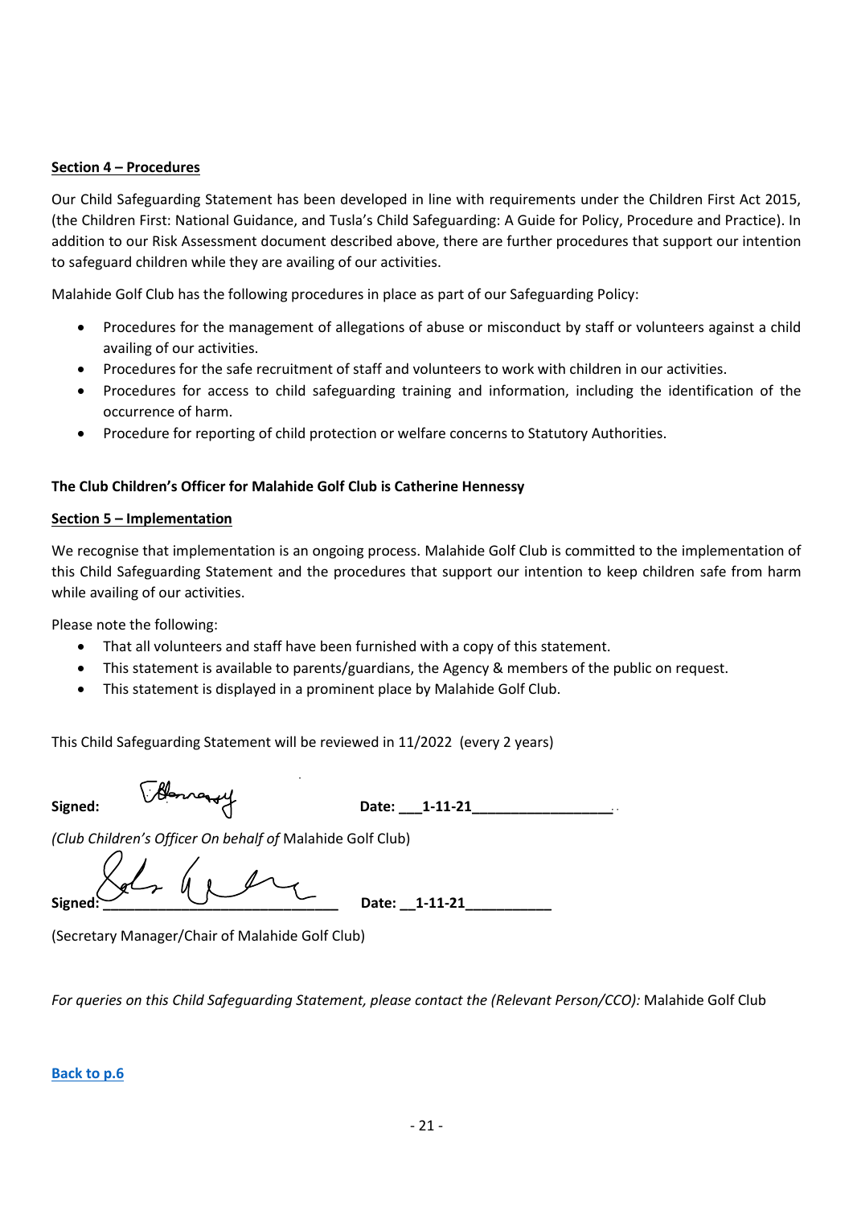**Section 4 – Procedures**

Our Child Safeguarding Statement has been developed in line with requirements under the Children First Act 2015, (the Children First: National Guidance, and Tusla's Child Safeguarding: A Guide for Policy, Procedure and Practice). In addition to our Risk Assessment document described above, there are further procedures that support our intention to safeguard children while they are availing of our activities.

Malahide Golf Club has the following procedures in place as part of our Safeguarding Policy:

- Procedures for the management of allegations of abuse or misconduct by staff or volunteers against a child availing of our activities.
- Procedures for the safe recruitment of staff and volunteers to work with children in our activities.
- Procedures for access to child safeguarding training and information, including the identification of the occurrence of harm.
- Procedure for reporting of child protection or welfare concerns to Statutory Authorities.

**The Club Children's Officer for Malahide Golf Club is Catherine Hennessy**

**Section 5 – Implementation**

We recognise that implementation is an ongoing process. Malahide Golf Club is committed to the implementation of this Child Safeguarding Statement and the procedures that support our intention to keep children safe from harm while availing of our activities.

Please note the following:

- That all volunteers and staff have been furnished with a copy of this statement.
- This statement is available to parents/guardians, the Agency & members of the public on request.
- This statement is displayed in a prominent place by Malahide Golf Club.

This Child Safeguarding Statement will be reviewed in 11/2022 (every 2 years)

**Signed:** **Date: \_\_\_1-11-21\_\_\_\_\_\_\_\_\_\_\_\_\_\_\_\_\_\_**

*(Club Children's Officer On behalf of* Malahide Golf Club)

**Signed:\_\_\_\_\_\_\_\_\_\_\_\_\_\_\_\_\_\_\_\_\_\_\_\_\_\_\_\_\_\_** **Date: \_\_1-11-21\_\_\_\_\_\_\_\_\_\_\_**

(Secretary Manager/Chair of Malahide Golf Club)

*For queries on this Child Safeguarding Statement, please contact the (Relevant Person/CCO):* Malahide Golf Club

**Back to p.6**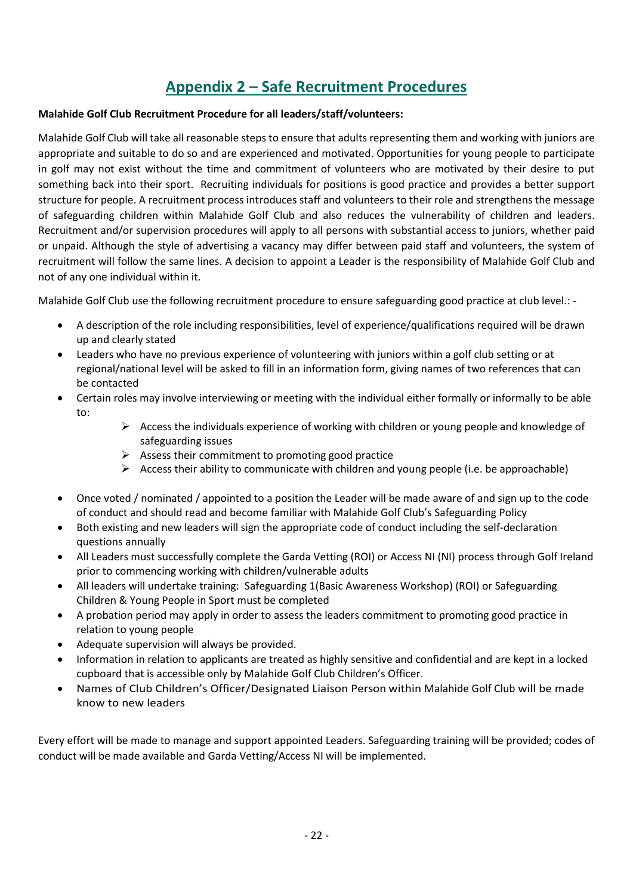# Appendix 2 – Safe Recruitment Procedures

**Malahide Golf Club Recruitment Procedure for all leaders/staff/volunteers:**

Malahide Golf Club will take all reasonable steps to ensure that adults representing them and working with juniors are appropriate and suitable to do so and are experienced and motivated. Opportunities for young people to participate in golf may not exist without the time and commitment of volunteers who are motivated by their desire to put something back into their sport. Recruiting individuals for positions is good practice and provides a better support structure for people. A recruitment process introduces staff and volunteers to their role and strengthens the message of safeguarding children within Malahide Golf Club and also reduces the vulnerability of children and leaders. Recruitment and/or supervision procedures will apply to all persons with substantial access to juniors, whether paid or unpaid. Although the style of advertising a vacancy may differ between paid staff and volunteers, the system of recruitment will follow the same lines. A decision to appoint a Leader is the responsibility of Malahide Golf Club and not of any one individual within it.

Malahide Golf Club use the following recruitment procedure to ensure safeguarding good practice at club level.: -

- A description of the role including responsibilities, level of experience/qualifications required will be drawn up and clearly stated
- Leaders who have no previous experience of volunteering with juniors within a golf club setting or at regional/national level will be asked to fill in an information form, giving names of two references that can be contacted
- Certain roles may involve interviewing or meeting with the individual either formally or informally to be able to:
    - Access the individuals experience of working with children or young people and knowledge of safeguarding issues
    - Assess their commitment to promoting good practice
    - Access their ability to communicate with children and young people (i.e. be approachable)
- Once voted / nominated / appointed to a position the Leader will be made aware of and sign up to the code of conduct and should read and become familiar with Malahide Golf Club's Safeguarding Policy
- Both existing and new leaders will sign the appropriate code of conduct including the self-declaration questions annually
- All Leaders must successfully complete the Garda Vetting (ROI) or Access NI (NI) process through Golf Ireland prior to commencing working with children/vulnerable adults
- All leaders will undertake training: Safeguarding 1(Basic Awareness Workshop) (ROI) or Safeguarding Children & Young People in Sport must be completed
- A probation period may apply in order to assess the leaders commitment to promoting good practice in relation to young people
- Adequate supervision will always be provided.
- Information in relation to applicants are treated as highly sensitive and confidential and are kept in a locked cupboard that is accessible only by Malahide Golf Club Children's Officer.
- Names of Club Children's Officer/Designated Liaison Person within Malahide Golf Club will be made know to new leaders

Every effort will be made to manage and support appointed Leaders. Safeguarding training will be provided; codes of conduct will be made available and Garda Vetting/Access NI will be implemented.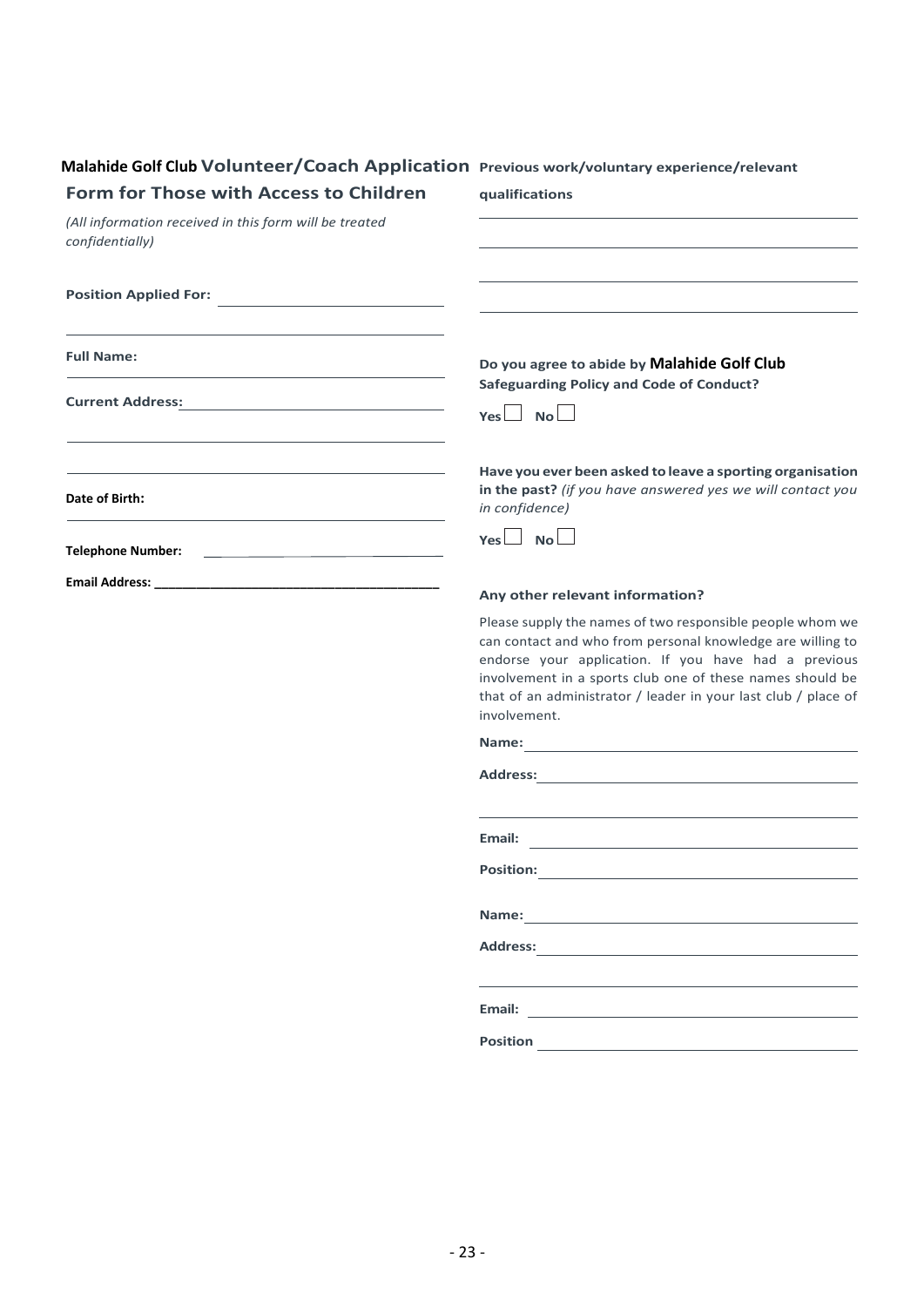# Malahide Golf Club Volunteer/Coach Application Form for Those with Access to Children

*(All information received in this form will be treated confidentially)*

**Position Applied For:** ______________________

______________________

**Full Name:** ______________________

**Current Address:** ______________________

______________________

______________________

**Date of Birth:** ______________________

**Telephone Number:** ______________________

**Email Address:** ______________________

**Previous work/voluntary experience/relevant qualifications**

______________________

______________________

______________________

______________________

**Do you agree to abide by Malahide Golf Club Safeguarding Policy and Code of Conduct?**

**Yes** ☐ **No** ☐

**Have you ever been asked to leave a sporting organisation in the past?** *(if you have answered yes we will contact you in confidence)*

**Yes** ☐ **No** ☐

**Any other relevant information?**

Please supply the names of two responsible people whom we can contact and who from personal knowledge are willing to endorse your application. If you have had a previous involvement in a sports club one of these names should be that of an administrator / leader in your last club / place of involvement.

**Name:** ______________________

**Address:** ______________________

______________________

**Email:** ______________________

**Position:** ______________________

**Name:** ______________________

**Address:** ______________________

______________________

**Email:** ______________________

**Position** ______________________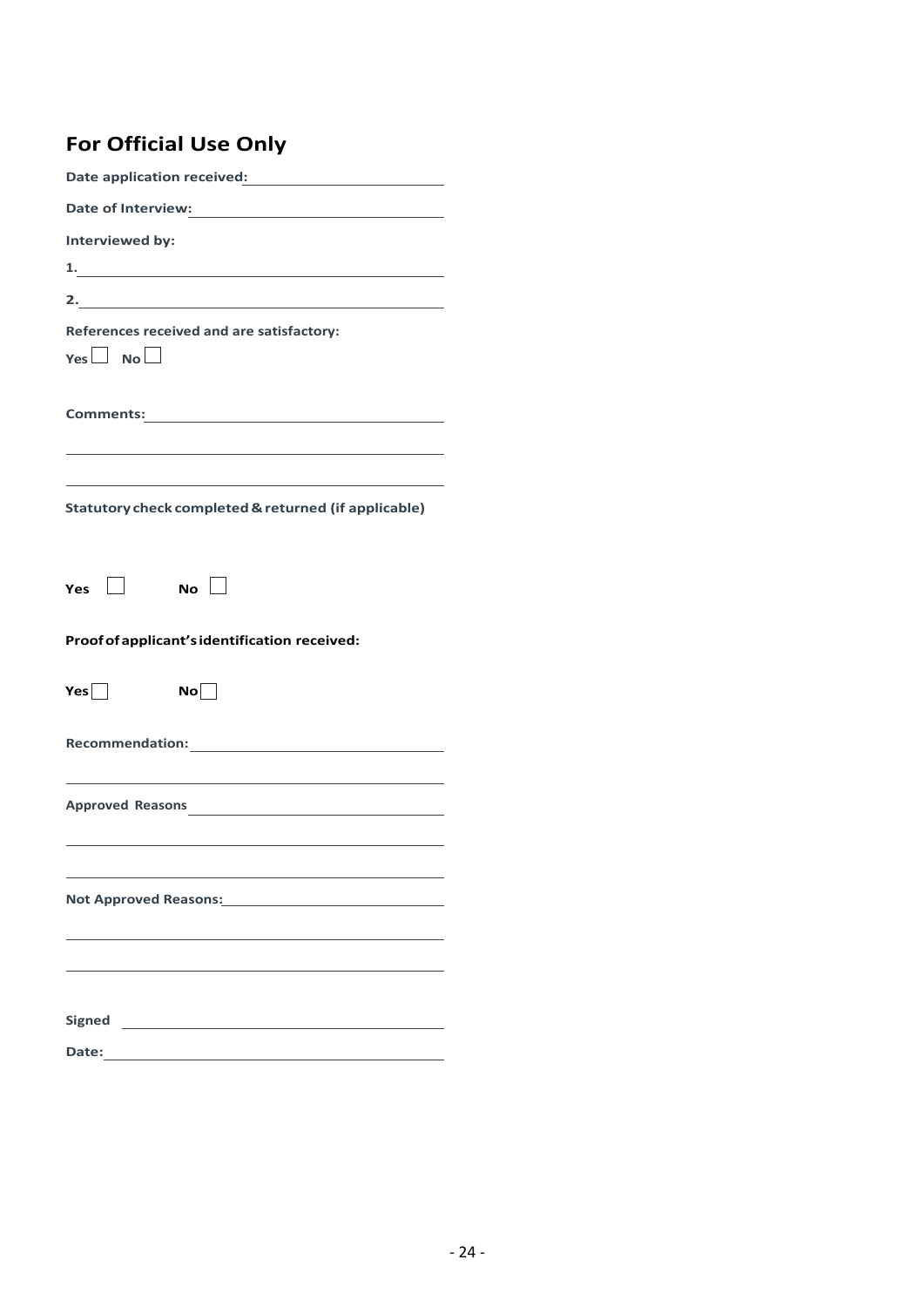## For Official Use Only

**Date application received:** \_\_\_\_\_\_\_\_\_\_\_\_\_\_\_\_\_\_\_\_

**Date of Interview:** \_\_\_\_\_\_\_\_\_\_\_\_\_\_\_\_\_\_\_\_

**Interviewed by:**

**1.** \_\_\_\_\_\_\_\_\_\_\_\_\_\_\_\_\_\_\_\_

**2.** \_\_\_\_\_\_\_\_\_\_\_\_\_\_\_\_\_\_\_\_

**References received and are satisfactory:**

**Yes** ☐ **No** ☐

**Comments:** \_\_\_\_\_\_\_\_\_\_\_\_\_\_\_\_\_\_\_\_

\_\_\_\_\_\_\_\_\_\_\_\_\_\_\_\_\_\_\_\_

\_\_\_\_\_\_\_\_\_\_\_\_\_\_\_\_\_\_\_\_

**Statutory check completed & returned (if applicable)**

**Yes** ☐ **No** ☐

**Proof of applicant's identification received:**

**Yes** ☐ **No** ☐

**Recommendation:** \_\_\_\_\_\_\_\_\_\_\_\_\_\_\_\_\_\_\_\_

\_\_\_\_\_\_\_\_\_\_\_\_\_\_\_\_\_\_\_\_

**Approved Reasons** \_\_\_\_\_\_\_\_\_\_\_\_\_\_\_\_\_\_\_\_

\_\_\_\_\_\_\_\_\_\_\_\_\_\_\_\_\_\_\_\_

\_\_\_\_\_\_\_\_\_\_\_\_\_\_\_\_\_\_\_\_

**Not Approved Reasons:** \_\_\_\_\_\_\_\_\_\_\_\_\_\_\_\_\_\_\_\_

\_\_\_\_\_\_\_\_\_\_\_\_\_\_\_\_\_\_\_\_

\_\_\_\_\_\_\_\_\_\_\_\_\_\_\_\_\_\_\_\_

**Signed** \_\_\_\_\_\_\_\_\_\_\_\_\_\_\_\_\_\_\_\_

**Date:** \_\_\_\_\_\_\_\_\_\_\_\_\_\_\_\_\_\_\_\_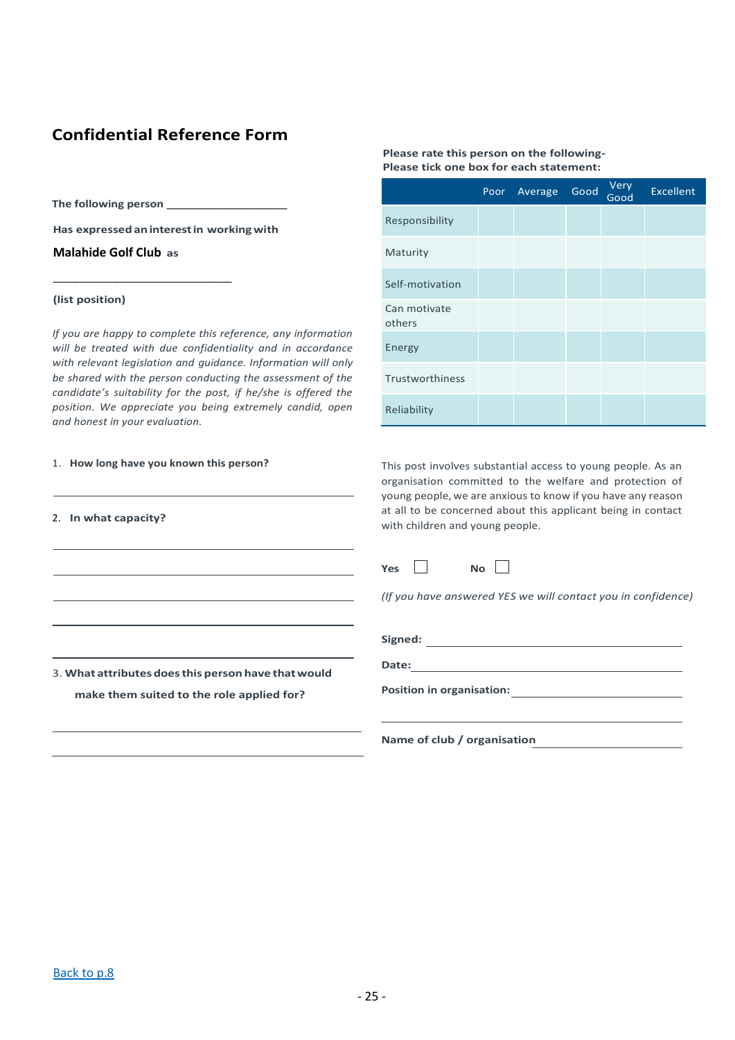# Confidential Reference Form

**The following person ___________________**

**Has expressed an interest in working with**

**Malahide Golf Club as**

**___________________________**

**(list position)**

*If you are happy to complete this reference, any information will be treated with due confidentiality and in accordance with relevant legislation and guidance. Information will only be shared with the person conducting the assessment of the candidate's suitability for the post, if he/she is offered the position. We appreciate you being extremely candid, open and honest in your evaluation.*

1. **How long have you known this person?**

___________________________

2. **In what capacity?**

___________________________

___________________________

___________________________

___________________________

___________________________

3. **What attributes does this person have that would make them suited to the role applied for?**

___________________________

___________________________

**Please rate this person on the following-**
**Please tick one box for each statement:**

| | Poor | Average | Good | Very Good | Excellent |
|---|---|---|---|---|---|
| Responsibility | | | | | |
| Maturity | | | | | |
| Self-motivation | | | | | |
| Can motivate others | | | | | |
| Energy | | | | | |
| Trustworthiness | | | | | |
| Reliability | | | | | |

This post involves substantial access to young people. As an organisation committed to the welfare and protection of young people, we are anxious to know if you have any reason at all to be concerned about this applicant being in contact with children and young people.

**Yes** ☐ **No** ☐

*(If you have answered YES we will contact you in confidence)*

**Signed:** ___________________________

**Date:** ___________________________

**Position in organisation:** ___________________________

___________________________

**Name of club / organisation** ___________________________

[Back to p.8]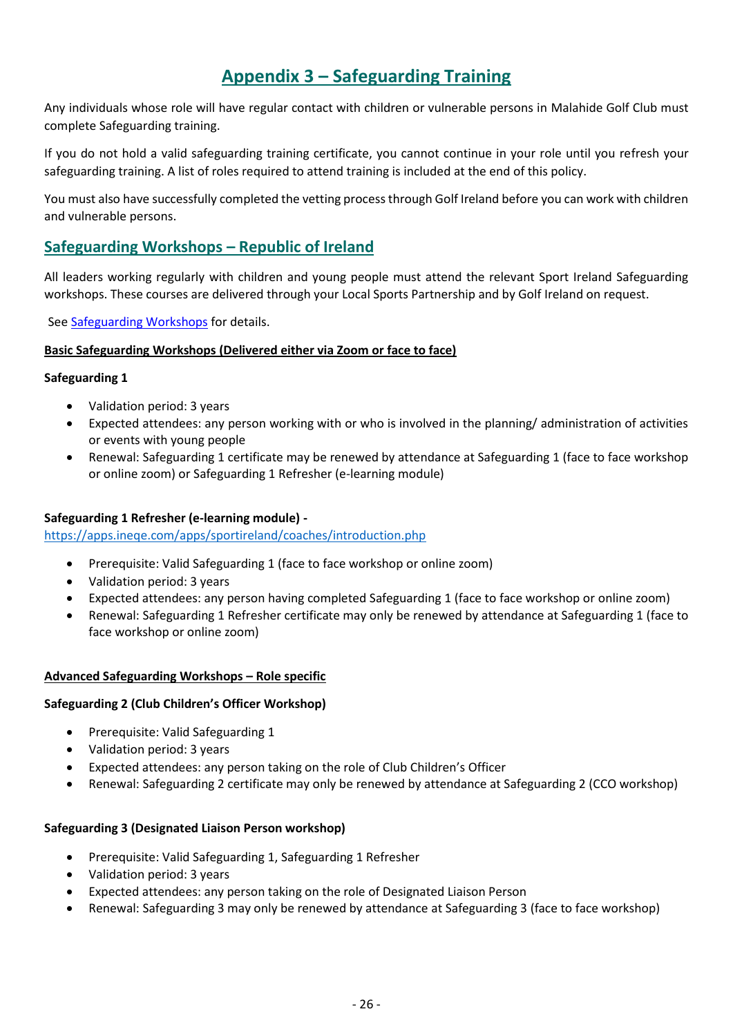# Appendix 3 – Safeguarding Training

Any individuals whose role will have regular contact with children or vulnerable persons in Malahide Golf Club must complete Safeguarding training.

If you do not hold a valid safeguarding training certificate, you cannot continue in your role until you refresh your safeguarding training. A list of roles required to attend training is included at the end of this policy.

You must also have successfully completed the vetting process through Golf Ireland before you can work with children and vulnerable persons.

## Safeguarding Workshops – Republic of Ireland

All leaders working regularly with children and young people must attend the relevant Sport Ireland Safeguarding workshops. These courses are delivered through your Local Sports Partnership and by Golf Ireland on request.

See Safeguarding Workshops for details.

**Basic Safeguarding Workshops (Delivered either via Zoom or face to face)**

**Safeguarding 1**

- Validation period: 3 years
- Expected attendees: any person working with or who is involved in the planning/ administration of activities or events with young people
- Renewal: Safeguarding 1 certificate may be renewed by attendance at Safeguarding 1 (face to face workshop or online zoom) or Safeguarding 1 Refresher (e-learning module)

**Safeguarding 1 Refresher (e-learning module) -**
https://apps.ineqe.com/apps/sportireland/coaches/introduction.php

- Prerequisite: Valid Safeguarding 1 (face to face workshop or online zoom)
- Validation period: 3 years
- Expected attendees: any person having completed Safeguarding 1 (face to face workshop or online zoom)
- Renewal: Safeguarding 1 Refresher certificate may only be renewed by attendance at Safeguarding 1 (face to face workshop or online zoom)

**Advanced Safeguarding Workshops – Role specific**

**Safeguarding 2 (Club Children's Officer Workshop)**

- Prerequisite: Valid Safeguarding 1
- Validation period: 3 years
- Expected attendees: any person taking on the role of Club Children's Officer
- Renewal: Safeguarding 2 certificate may only be renewed by attendance at Safeguarding 2 (CCO workshop)

**Safeguarding 3 (Designated Liaison Person workshop)**

- Prerequisite: Valid Safeguarding 1, Safeguarding 1 Refresher
- Validation period: 3 years
- Expected attendees: any person taking on the role of Designated Liaison Person
- Renewal: Safeguarding 3 may only be renewed by attendance at Safeguarding 3 (face to face workshop)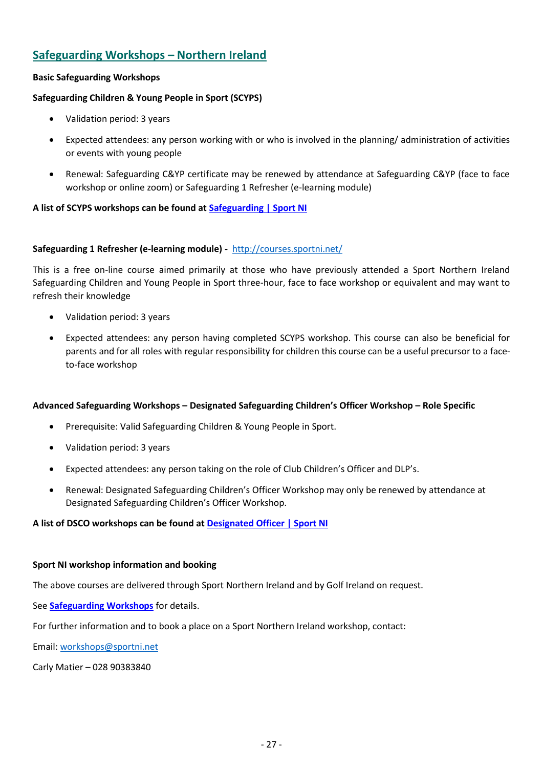## Safeguarding Workshops – Northern Ireland

**Basic Safeguarding Workshops**

**Safeguarding Children & Young People in Sport (SCYPS)**

- Validation period: 3 years
- Expected attendees: any person working with or who is involved in the planning/ administration of activities or events with young people
- Renewal: Safeguarding C&YP certificate may be renewed by attendance at Safeguarding C&YP (face to face workshop or online zoom) or Safeguarding 1 Refresher (e-learning module)

**A list of SCYPS workshops can be found at [Safeguarding | Sport NI](Safeguarding | Sport NI)**

**Safeguarding 1 Refresher (e-learning module) -** [http://courses.sportni.net/](http://courses.sportni.net/)

This is a free on-line course aimed primarily at those who have previously attended a Sport Northern Ireland Safeguarding Children and Young People in Sport three-hour, face to face workshop or equivalent and may want to refresh their knowledge

- Validation period: 3 years
- Expected attendees: any person having completed SCYPS workshop. This course can also be beneficial for parents and for all roles with regular responsibility for children this course can be a useful precursor to a face-to-face workshop

**Advanced Safeguarding Workshops – Designated Safeguarding Children's Officer Workshop – Role Specific**

- Prerequisite: Valid Safeguarding Children & Young People in Sport.
- Validation period: 3 years
- Expected attendees: any person taking on the role of Club Children's Officer and DLP's.
- Renewal: Designated Safeguarding Children's Officer Workshop may only be renewed by attendance at Designated Safeguarding Children's Officer Workshop.

**A list of DSCO workshops can be found at Designated Officer | Sport NI**

**Sport NI workshop information and booking**

The above courses are delivered through Sport Northern Ireland and by Golf Ireland on request.

See **Safeguarding Workshops** for details.

For further information and to book a place on a Sport Northern Ireland workshop, contact:

Email: [workshops@sportni.net](mailto:workshops@sportni.net)

Carly Matier – 028 90383840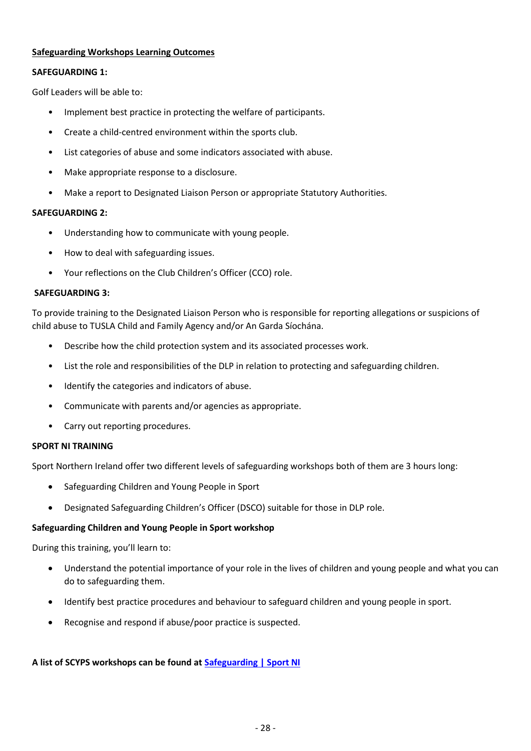## Safeguarding Workshops Learning Outcomes

**SAFEGUARDING 1:**

Golf Leaders will be able to:

- Implement best practice in protecting the welfare of participants.
- Create a child-centred environment within the sports club.
- List categories of abuse and some indicators associated with abuse.
- Make appropriate response to a disclosure.
- Make a report to Designated Liaison Person or appropriate Statutory Authorities.

**SAFEGUARDING 2:**

- Understanding how to communicate with young people.
- How to deal with safeguarding issues.
- Your reflections on the Club Children's Officer (CCO) role.

**SAFEGUARDING 3:**

To provide training to the Designated Liaison Person who is responsible for reporting allegations or suspicions of child abuse to TUSLA Child and Family Agency and/or An Garda Síochána.

- Describe how the child protection system and its associated processes work.
- List the role and responsibilities of the DLP in relation to protecting and safeguarding children.
- Identify the categories and indicators of abuse.
- Communicate with parents and/or agencies as appropriate.
- Carry out reporting procedures.

**SPORT NI TRAINING**

Sport Northern Ireland offer two different levels of safeguarding workshops both of them are 3 hours long:

- Safeguarding Children and Young People in Sport
- Designated Safeguarding Children's Officer (DSCO) suitable for those in DLP role.

**Safeguarding Children and Young People in Sport workshop**

During this training, you'll learn to:

- Understand the potential importance of your role in the lives of children and young people and what you can do to safeguarding them.
- Identify best practice procedures and behaviour to safeguard children and young people in sport.
- Recognise and respond if abuse/poor practice is suspected.

**A list of SCYPS workshops can be found at [Safeguarding | Sport NI]**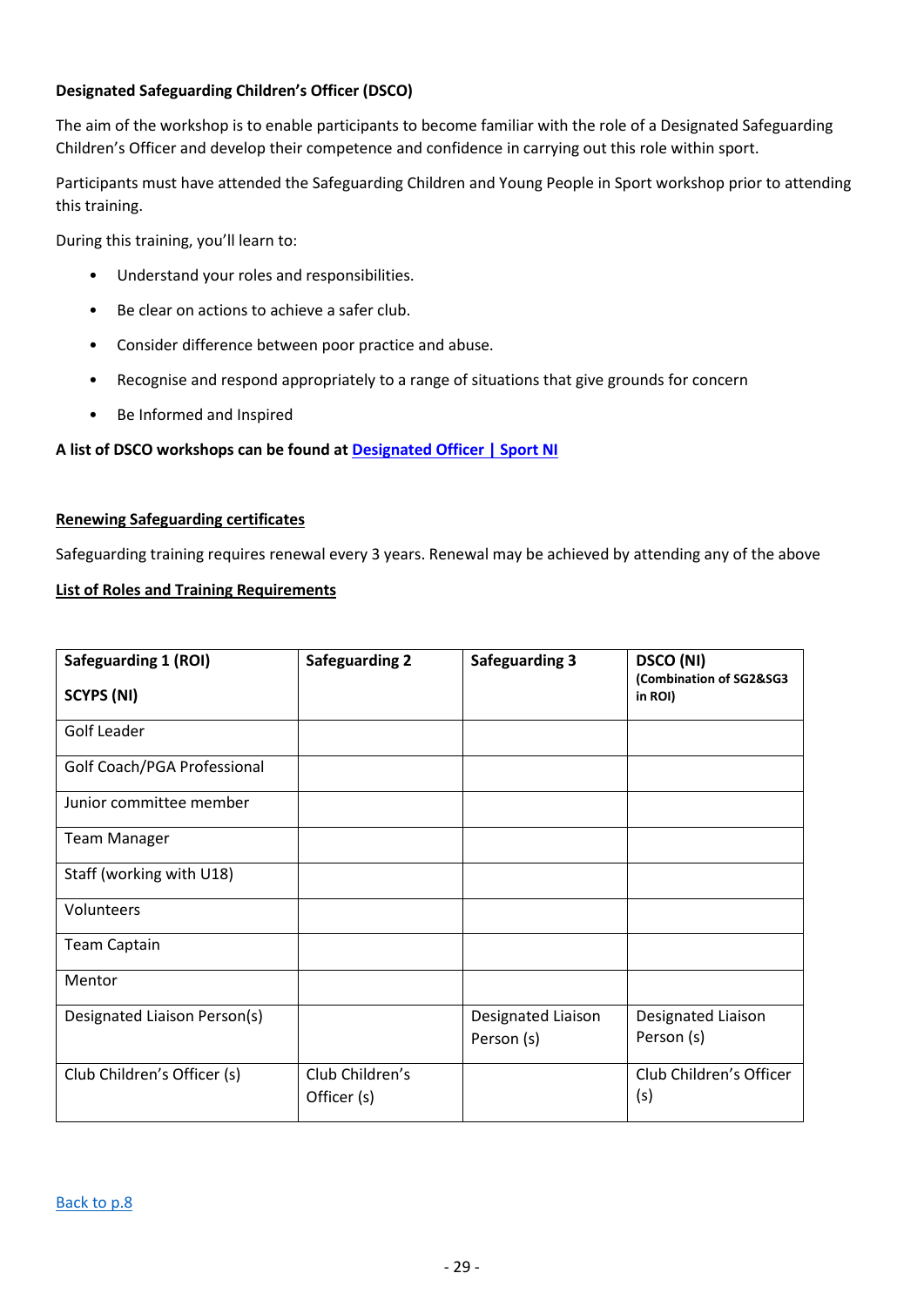**Designated Safeguarding Children's Officer (DSCO)**

The aim of the workshop is to enable participants to become familiar with the role of a Designated Safeguarding Children's Officer and develop their competence and confidence in carrying out this role within sport.

Participants must have attended the Safeguarding Children and Young People in Sport workshop prior to attending this training.

During this training, you'll learn to:

- Understand your roles and responsibilities.
- Be clear on actions to achieve a safer club.
- Consider difference between poor practice and abuse.
- Recognise and respond appropriately to a range of situations that give grounds for concern
- Be Informed and Inspired

**A list of DSCO workshops can be found at [Designated Officer | Sport NI]()**

**Renewing Safeguarding certificates**

Safeguarding training requires renewal every 3 years. Renewal may be achieved by attending any of the above

**List of Roles and Training Requirements**

| Safeguarding 1 (ROI) SCYPS (NI) | Safeguarding 2 | Safeguarding 3 | DSCO (NI) (Combination of SG2&SG3 in ROI) |
|---|---|---|---|
| Golf Leader | | | |
| Golf Coach/PGA Professional | | | |
| Junior committee member | | | |
| Team Manager | | | |
| Staff (working with U18) | | | |
| Volunteers | | | |
| Team Captain | | | |
| Mentor | | | |
| Designated Liaison Person(s) | | Designated Liaison Person (s) | Designated Liaison Person (s) |
| Club Children's Officer (s) | Club Children's Officer (s) | | Club Children's Officer (s) |

[Back to p.8]()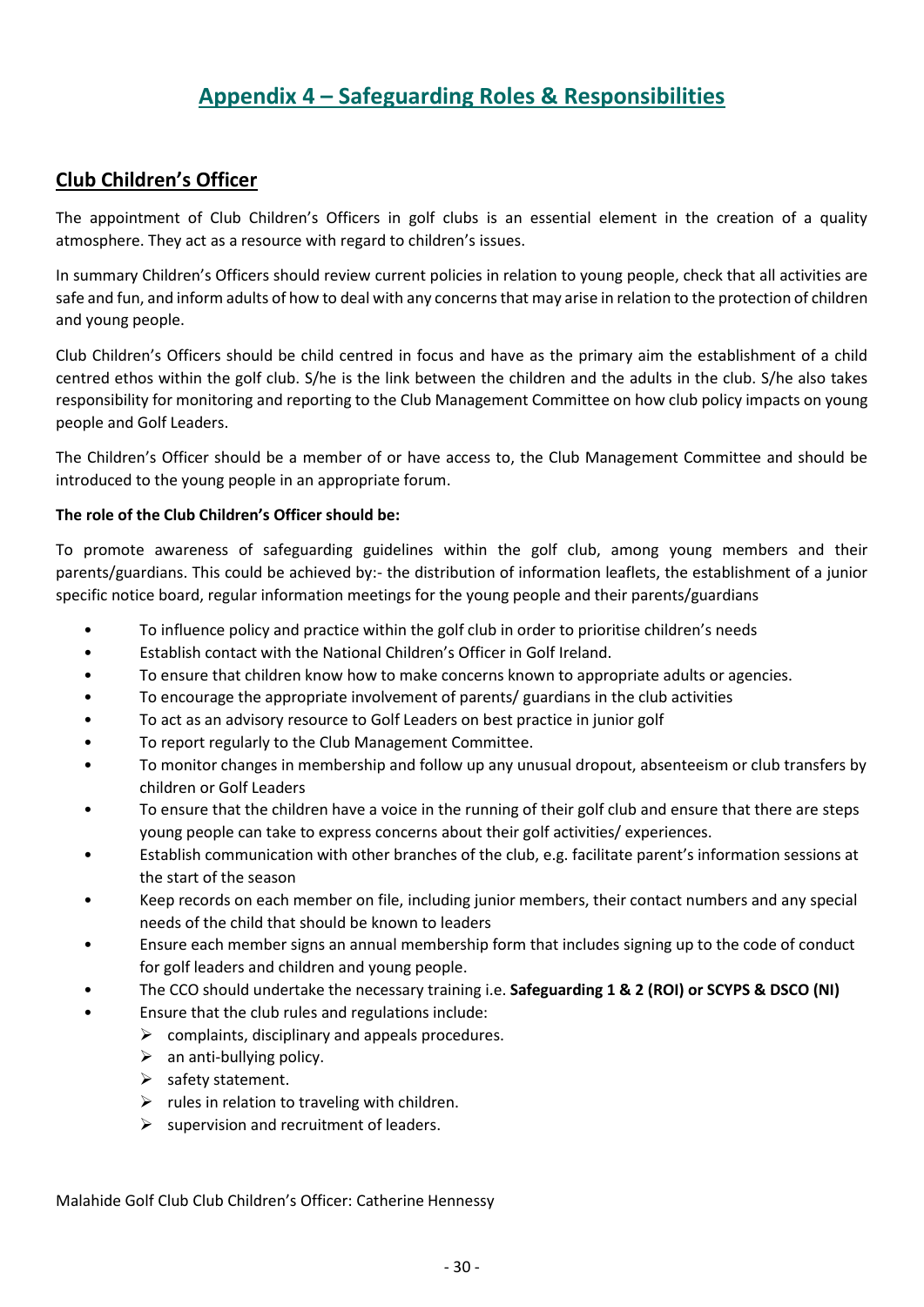# Appendix 4 – Safeguarding Roles & Responsibilities

## Club Children's Officer

The appointment of Club Children's Officers in golf clubs is an essential element in the creation of a quality atmosphere. They act as a resource with regard to children's issues.

In summary Children's Officers should review current policies in relation to young people, check that all activities are safe and fun, and inform adults of how to deal with any concerns that may arise in relation to the protection of children and young people.

Club Children's Officers should be child centred in focus and have as the primary aim the establishment of a child centred ethos within the golf club. S/he is the link between the children and the adults in the club. S/he also takes responsibility for monitoring and reporting to the Club Management Committee on how club policy impacts on young people and Golf Leaders.

The Children's Officer should be a member of or have access to, the Club Management Committee and should be introduced to the young people in an appropriate forum.

**The role of the Club Children's Officer should be:**

To promote awareness of safeguarding guidelines within the golf club, among young members and their parents/guardians. This could be achieved by:- the distribution of information leaflets, the establishment of a junior specific notice board, regular information meetings for the young people and their parents/guardians

- To influence policy and practice within the golf club in order to prioritise children's needs
- Establish contact with the National Children's Officer in Golf Ireland.
- To ensure that children know how to make concerns known to appropriate adults or agencies.
- To encourage the appropriate involvement of parents/ guardians in the club activities
- To act as an advisory resource to Golf Leaders on best practice in junior golf
- To report regularly to the Club Management Committee.
- To monitor changes in membership and follow up any unusual dropout, absenteeism or club transfers by children or Golf Leaders
- To ensure that the children have a voice in the running of their golf club and ensure that there are steps young people can take to express concerns about their golf activities/ experiences.
- Establish communication with other branches of the club, e.g. facilitate parent's information sessions at the start of the season
- Keep records on each member on file, including junior members, their contact numbers and any special needs of the child that should be known to leaders
- Ensure each member signs an annual membership form that includes signing up to the code of conduct for golf leaders and children and young people.
- The CCO should undertake the necessary training i.e. **Safeguarding 1 & 2 (ROI) or SCYPS & DSCO (NI)**
- Ensure that the club rules and regulations include:
  - complaints, disciplinary and appeals procedures.
  - an anti-bullying policy.
  - safety statement.
  - rules in relation to traveling with children.
  - supervision and recruitment of leaders.

Malahide Golf Club Club Children's Officer: Catherine Hennessy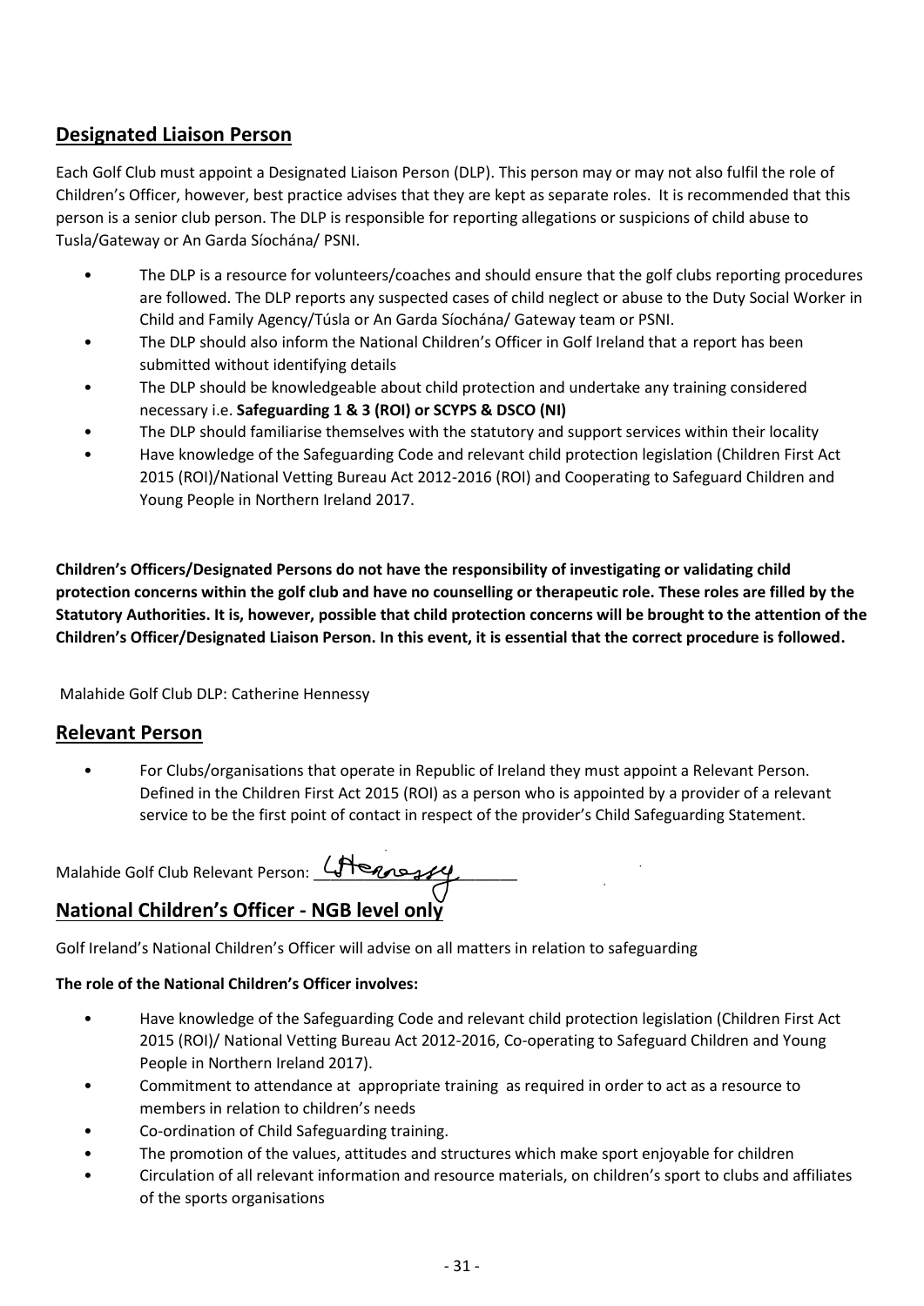## Designated Liaison Person

Each Golf Club must appoint a Designated Liaison Person (DLP). This person may or may not also fulfil the role of Children's Officer, however, best practice advises that they are kept as separate roles. It is recommended that this person is a senior club person. The DLP is responsible for reporting allegations or suspicions of child abuse to Tusla/Gateway or An Garda Síochána/ PSNI.

- The DLP is a resource for volunteers/coaches and should ensure that the golf clubs reporting procedures are followed. The DLP reports any suspected cases of child neglect or abuse to the Duty Social Worker in Child and Family Agency/Túsla or An Garda Síochána/ Gateway team or PSNI.
- The DLP should also inform the National Children's Officer in Golf Ireland that a report has been submitted without identifying details
- The DLP should be knowledgeable about child protection and undertake any training considered necessary i.e. **Safeguarding 1 & 3 (ROI) or SCYPS & DSCO (NI)**
- The DLP should familiarise themselves with the statutory and support services within their locality
- Have knowledge of the Safeguarding Code and relevant child protection legislation (Children First Act 2015 (ROI)/National Vetting Bureau Act 2012-2016 (ROI) and Cooperating to Safeguard Children and Young People in Northern Ireland 2017.

**Children's Officers/Designated Persons do not have the responsibility of investigating or validating child protection concerns within the golf club and have no counselling or therapeutic role. These roles are filled by the Statutory Authorities. It is, however, possible that child protection concerns will be brought to the attention of the Children's Officer/Designated Liaison Person. In this event, it is essential that the correct procedure is followed.**

Malahide Golf Club DLP: Catherine Hennessy

## Relevant Person

- For Clubs/organisations that operate in Republic of Ireland they must appoint a Relevant Person. Defined in the Children First Act 2015 (ROI) as a person who is appointed by a provider of a relevant service to be the first point of contact in respect of the provider's Child Safeguarding Statement.

Malahide Golf Club Relevant Person: C Hennessy (signature)

## National Children's Officer - NGB level only

Golf Ireland's National Children's Officer will advise on all matters in relation to safeguarding

**The role of the National Children's Officer involves:**

- Have knowledge of the Safeguarding Code and relevant child protection legislation (Children First Act 2015 (ROI)/ National Vetting Bureau Act 2012-2016, Co-operating to Safeguard Children and Young People in Northern Ireland 2017).
- Commitment to attendance at appropriate training as required in order to act as a resource to members in relation to children's needs
- Co-ordination of Child Safeguarding training.
- The promotion of the values, attitudes and structures which make sport enjoyable for children
- Circulation of all relevant information and resource materials, on children's sport to clubs and affiliates of the sports organisations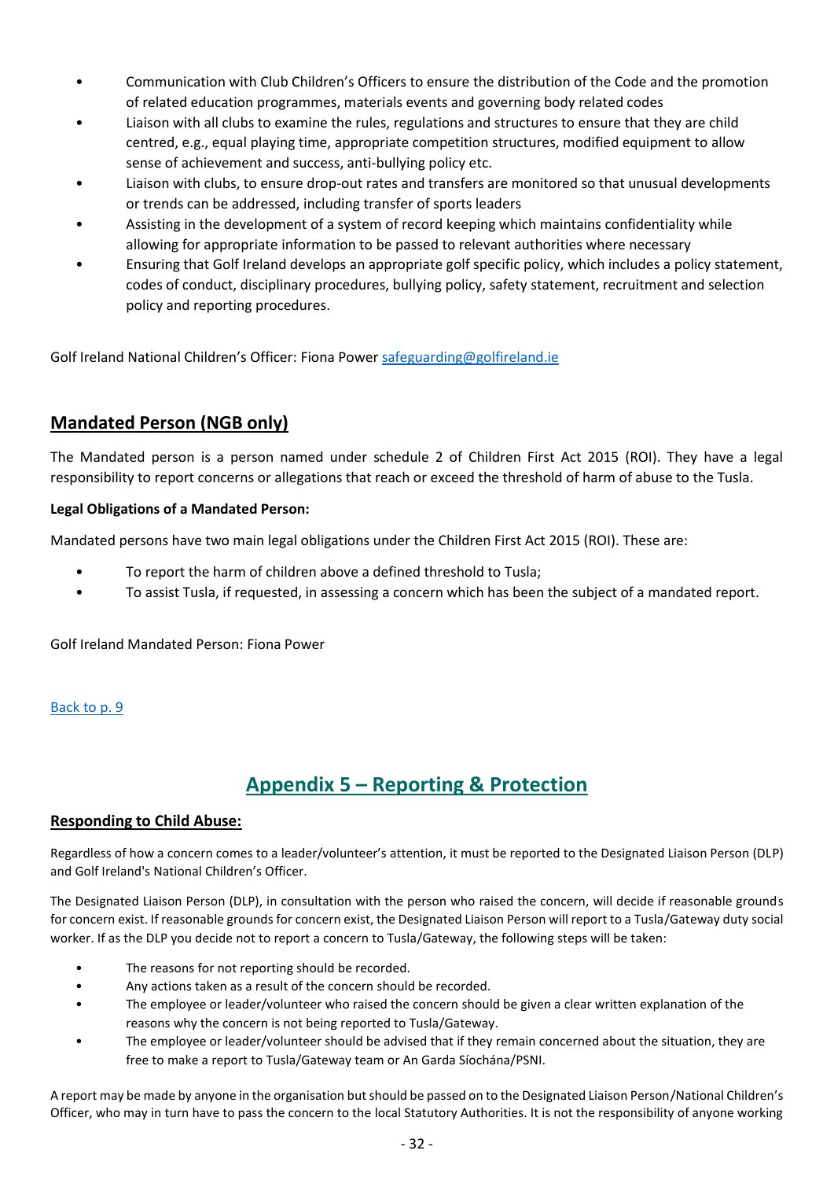- Communication with Club Children's Officers to ensure the distribution of the Code and the promotion of related education programmes, materials events and governing body related codes
- Liaison with all clubs to examine the rules, regulations and structures to ensure that they are child centred, e.g., equal playing time, appropriate competition structures, modified equipment to allow sense of achievement and success, anti-bullying policy etc.
- Liaison with clubs, to ensure drop-out rates and transfers are monitored so that unusual developments or trends can be addressed, including transfer of sports leaders
- Assisting in the development of a system of record keeping which maintains confidentiality while allowing for appropriate information to be passed to relevant authorities where necessary
- Ensuring that Golf Ireland develops an appropriate golf specific policy, which includes a policy statement, codes of conduct, disciplinary procedures, bullying policy, safety statement, recruitment and selection policy and reporting procedures.

Golf Ireland National Children's Officer: Fiona Power safeguarding@golfireland.ie

## Mandated Person (NGB only)

The Mandated person is a person named under schedule 2 of Children First Act 2015 (ROI). They have a legal responsibility to report concerns or allegations that reach or exceed the threshold of harm of abuse to the Tusla.

**Legal Obligations of a Mandated Person:**

Mandated persons have two main legal obligations under the Children First Act 2015 (ROI). These are:

- To report the harm of children above a defined threshold to Tusla;
- To assist Tusla, if requested, in assessing a concern which has been the subject of a mandated report.

Golf Ireland Mandated Person: Fiona Power

Back to p. 9

# Appendix 5 – Reporting & Protection

## Responding to Child Abuse:

Regardless of how a concern comes to a leader/volunteer's attention, it must be reported to the Designated Liaison Person (DLP) and Golf Ireland's National Children's Officer.

The Designated Liaison Person (DLP), in consultation with the person who raised the concern, will decide if reasonable grounds for concern exist. If reasonable grounds for concern exist, the Designated Liaison Person will report to a Tusla/Gateway duty social worker. If as the DLP you decide not to report a concern to Tusla/Gateway, the following steps will be taken:

- The reasons for not reporting should be recorded.
- Any actions taken as a result of the concern should be recorded.
- The employee or leader/volunteer who raised the concern should be given a clear written explanation of the reasons why the concern is not being reported to Tusla/Gateway.
- The employee or leader/volunteer should be advised that if they remain concerned about the situation, they are free to make a report to Tusla/Gateway team or An Garda Síochána/PSNI.

A report may be made by anyone in the organisation but should be passed on to the Designated Liaison Person/National Children's Officer, who may in turn have to pass the concern to the local Statutory Authorities. It is not the responsibility of anyone working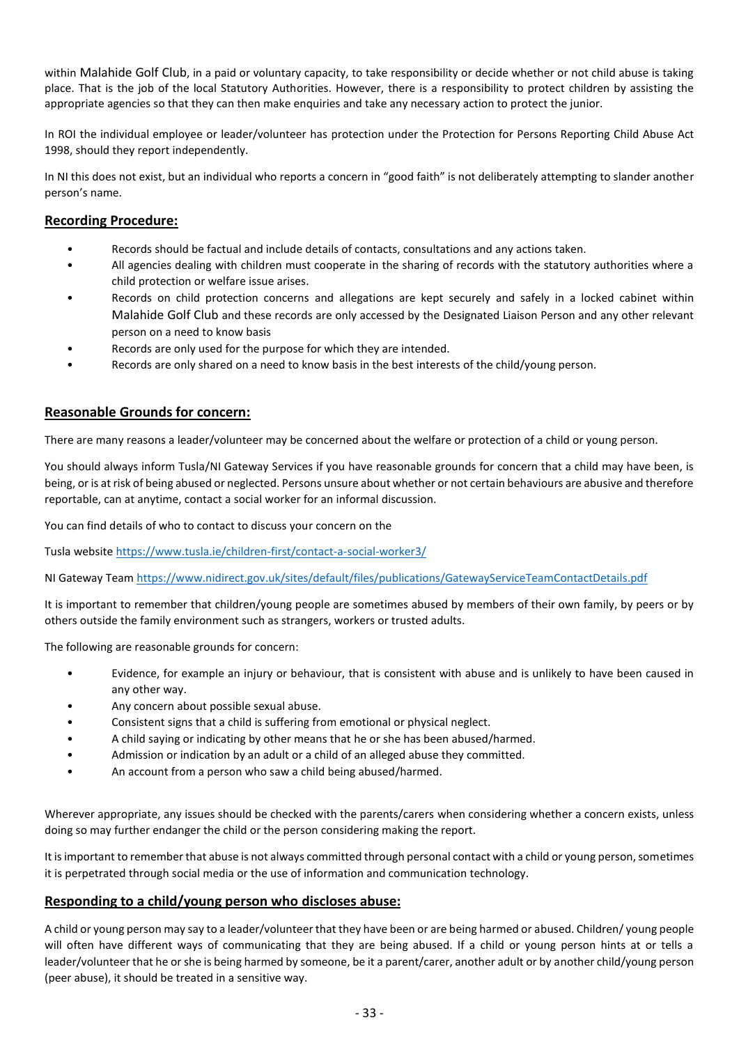within Malahide Golf Club, in a paid or voluntary capacity, to take responsibility or decide whether or not child abuse is taking place. That is the job of the local Statutory Authorities. However, there is a responsibility to protect children by assisting the appropriate agencies so that they can then make enquiries and take any necessary action to protect the junior.

In ROI the individual employee or leader/volunteer has protection under the Protection for Persons Reporting Child Abuse Act 1998, should they report independently.

In NI this does not exist, but an individual who reports a concern in "good faith" is not deliberately attempting to slander another person's name.

## Recording Procedure:

- Records should be factual and include details of contacts, consultations and any actions taken.
- All agencies dealing with children must cooperate in the sharing of records with the statutory authorities where a child protection or welfare issue arises.
- Records on child protection concerns and allegations are kept securely and safely in a locked cabinet within Malahide Golf Club and these records are only accessed by the Designated Liaison Person and any other relevant person on a need to know basis
- Records are only used for the purpose for which they are intended.
- Records are only shared on a need to know basis in the best interests of the child/young person.

## Reasonable Grounds for concern:

There are many reasons a leader/volunteer may be concerned about the welfare or protection of a child or young person.

You should always inform Tusla/NI Gateway Services if you have reasonable grounds for concern that a child may have been, is being, or is at risk of being abused or neglected. Persons unsure about whether or not certain behaviours are abusive and therefore reportable, can at anytime, contact a social worker for an informal discussion.

You can find details of who to contact to discuss your concern on the

Tusla website https://www.tusla.ie/children-first/contact-a-social-worker3/

NI Gateway Team https://www.nidirect.gov.uk/sites/default/files/publications/GatewayServiceTeamContactDetails.pdf

It is important to remember that children/young people are sometimes abused by members of their own family, by peers or by others outside the family environment such as strangers, workers or trusted adults.

The following are reasonable grounds for concern:

- Evidence, for example an injury or behaviour, that is consistent with abuse and is unlikely to have been caused in any other way.
- Any concern about possible sexual abuse.
- Consistent signs that a child is suffering from emotional or physical neglect.
- A child saying or indicating by other means that he or she has been abused/harmed.
- Admission or indication by an adult or a child of an alleged abuse they committed.
- An account from a person who saw a child being abused/harmed.

Wherever appropriate, any issues should be checked with the parents/carers when considering whether a concern exists, unless doing so may further endanger the child or the person considering making the report.

It is important to remember that abuse is not always committed through personal contact with a child or young person, sometimes it is perpetrated through social media or the use of information and communication technology.

## Responding to a child/young person who discloses abuse:

A child or young person may say to a leader/volunteer that they have been or are being harmed or abused. Children/ young people will often have different ways of communicating that they are being abused. If a child or young person hints at or tells a leader/volunteer that he or she is being harmed by someone, be it a parent/carer, another adult or by another child/young person (peer abuse), it should be treated in a sensitive way.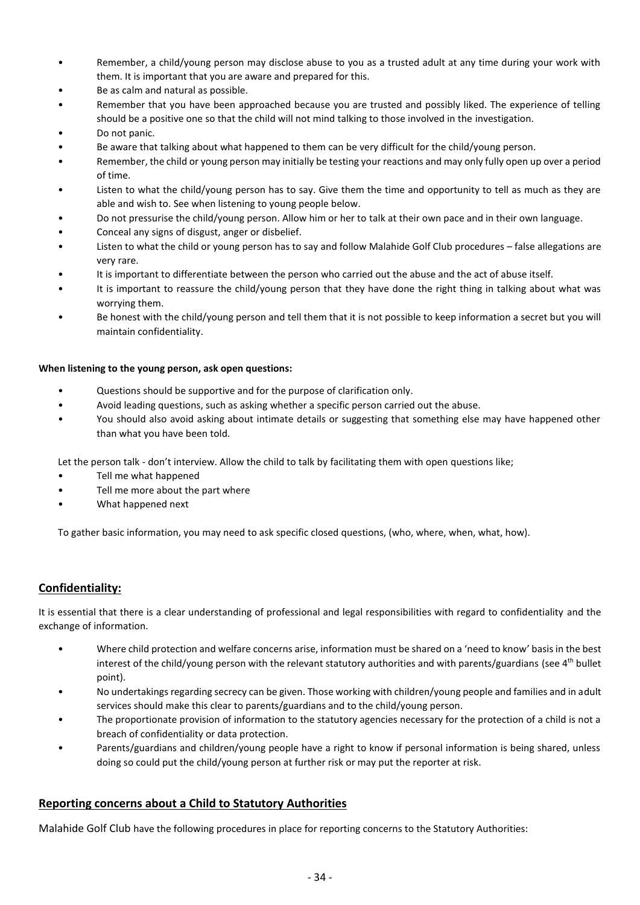- Remember, a child/young person may disclose abuse to you as a trusted adult at any time during your work with them. It is important that you are aware and prepared for this.
- Be as calm and natural as possible.
- Remember that you have been approached because you are trusted and possibly liked. The experience of telling should be a positive one so that the child will not mind talking to those involved in the investigation.
- Do not panic.
- Be aware that talking about what happened to them can be very difficult for the child/young person.
- Remember, the child or young person may initially be testing your reactions and may only fully open up over a period of time.
- Listen to what the child/young person has to say. Give them the time and opportunity to tell as much as they are able and wish to. See when listening to young people below.
- Do not pressurise the child/young person. Allow him or her to talk at their own pace and in their own language.
- Conceal any signs of disgust, anger or disbelief.
- Listen to what the child or young person has to say and follow Malahide Golf Club procedures – false allegations are very rare.
- It is important to differentiate between the person who carried out the abuse and the act of abuse itself.
- It is important to reassure the child/young person that they have done the right thing in talking about what was worrying them.
- Be honest with the child/young person and tell them that it is not possible to keep information a secret but you will maintain confidentiality.

**When listening to the young person, ask open questions:**

- Questions should be supportive and for the purpose of clarification only.
- Avoid leading questions, such as asking whether a specific person carried out the abuse.
- You should also avoid asking about intimate details or suggesting that something else may have happened other than what you have been told.

Let the person talk - don't interview. Allow the child to talk by facilitating them with open questions like;

- Tell me what happened
- Tell me more about the part where
- What happened next

To gather basic information, you may need to ask specific closed questions, (who, where, when, what, how).

## Confidentiality:

It is essential that there is a clear understanding of professional and legal responsibilities with regard to confidentiality and the exchange of information.

- Where child protection and welfare concerns arise, information must be shared on a 'need to know' basis in the best interest of the child/young person with the relevant statutory authorities and with parents/guardians (see 4th bullet point).
- No undertakings regarding secrecy can be given. Those working with children/young people and families and in adult services should make this clear to parents/guardians and to the child/young person.
- The proportionate provision of information to the statutory agencies necessary for the protection of a child is not a breach of confidentiality or data protection.
- Parents/guardians and children/young people have a right to know if personal information is being shared, unless doing so could put the child/young person at further risk or may put the reporter at risk.

## Reporting concerns about a Child to Statutory Authorities

Malahide Golf Club have the following procedures in place for reporting concerns to the Statutory Authorities: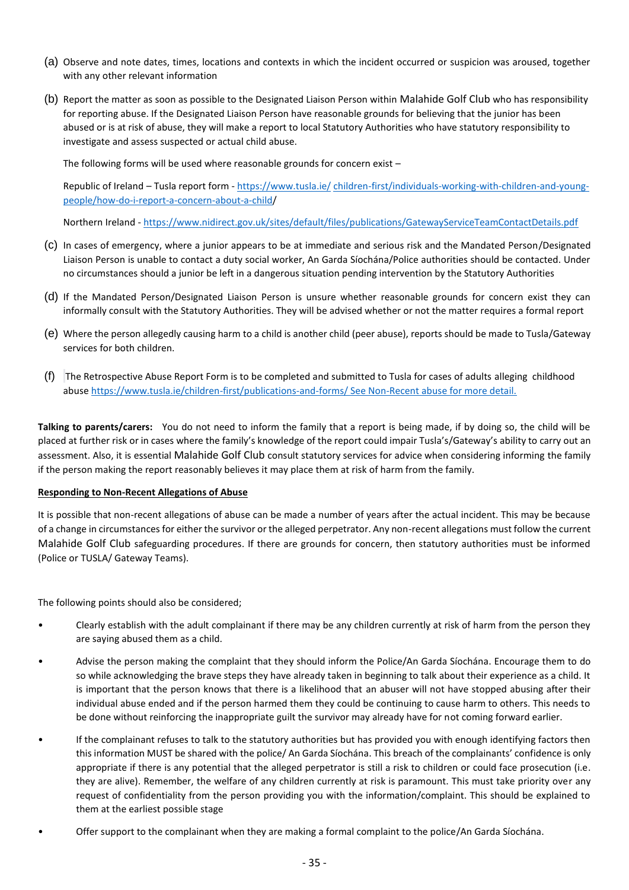(a) Observe and note dates, times, locations and contexts in which the incident occurred or suspicion was aroused, together with any other relevant information

(b) Report the matter as soon as possible to the Designated Liaison Person within Malahide Golf Club who has responsibility for reporting abuse. If the Designated Liaison Person have reasonable grounds for believing that the junior has been abused or is at risk of abuse, they will make a report to local Statutory Authorities who have statutory responsibility to investigate and assess suspected or actual child abuse.

The following forms will be used where reasonable grounds for concern exist –

Republic of Ireland – Tusla report form - https://www.tusla.ie/ children-first/individuals-working-with-children-and-young-people/how-do-i-report-a-concern-about-a-child/

Northern Ireland - https://www.nidirect.gov.uk/sites/default/files/publications/GatewayServiceTeamContactDetails.pdf

(c) In cases of emergency, where a junior appears to be at immediate and serious risk and the Mandated Person/Designated Liaison Person is unable to contact a duty social worker, An Garda Síochána/Police authorities should be contacted. Under no circumstances should a junior be left in a dangerous situation pending intervention by the Statutory Authorities

(d) If the Mandated Person/Designated Liaison Person is unsure whether reasonable grounds for concern exist they can informally consult with the Statutory Authorities. They will be advised whether or not the matter requires a formal report

(e) Where the person allegedly causing harm to a child is another child (peer abuse), reports should be made to Tusla/Gateway services for both children.

(f) The Retrospective Abuse Report Form is to be completed and submitted to Tusla for cases of adults alleging childhood abuse https://www.tusla.ie/children-first/publications-and-forms/ See Non-Recent abuse for more detail.

**Talking to parents/carers:** You do not need to inform the family that a report is being made, if by doing so, the child will be placed at further risk or in cases where the family's knowledge of the report could impair Tusla's/Gateway's ability to carry out an assessment. Also, it is essential Malahide Golf Club consult statutory services for advice when considering informing the family if the person making the report reasonably believes it may place them at risk of harm from the family.

**Responding to Non-Recent Allegations of Abuse**

It is possible that non-recent allegations of abuse can be made a number of years after the actual incident. This may be because of a change in circumstances for either the survivor or the alleged perpetrator. Any non-recent allegations must follow the current Malahide Golf Club safeguarding procedures. If there are grounds for concern, then statutory authorities must be informed (Police or TUSLA/ Gateway Teams).

The following points should also be considered;

- Clearly establish with the adult complainant if there may be any children currently at risk of harm from the person they are saying abused them as a child.
- Advise the person making the complaint that they should inform the Police/An Garda Síochána. Encourage them to do so while acknowledging the brave steps they have already taken in beginning to talk about their experience as a child. It is important that the person knows that there is a likelihood that an abuser will not have stopped abusing after their individual abuse ended and if the person harmed them they could be continuing to cause harm to others. This needs to be done without reinforcing the inappropriate guilt the survivor may already have for not coming forward earlier.
- If the complainant refuses to talk to the statutory authorities but has provided you with enough identifying factors then this information MUST be shared with the police/ An Garda Síochána. This breach of the complainants' confidence is only appropriate if there is any potential that the alleged perpetrator is still a risk to children or could face prosecution (i.e. they are alive). Remember, the welfare of any children currently at risk is paramount. This must take priority over any request of confidentiality from the person providing you with the information/complaint. This should be explained to them at the earliest possible stage
- Offer support to the complainant when they are making a formal complaint to the police/An Garda Síochána.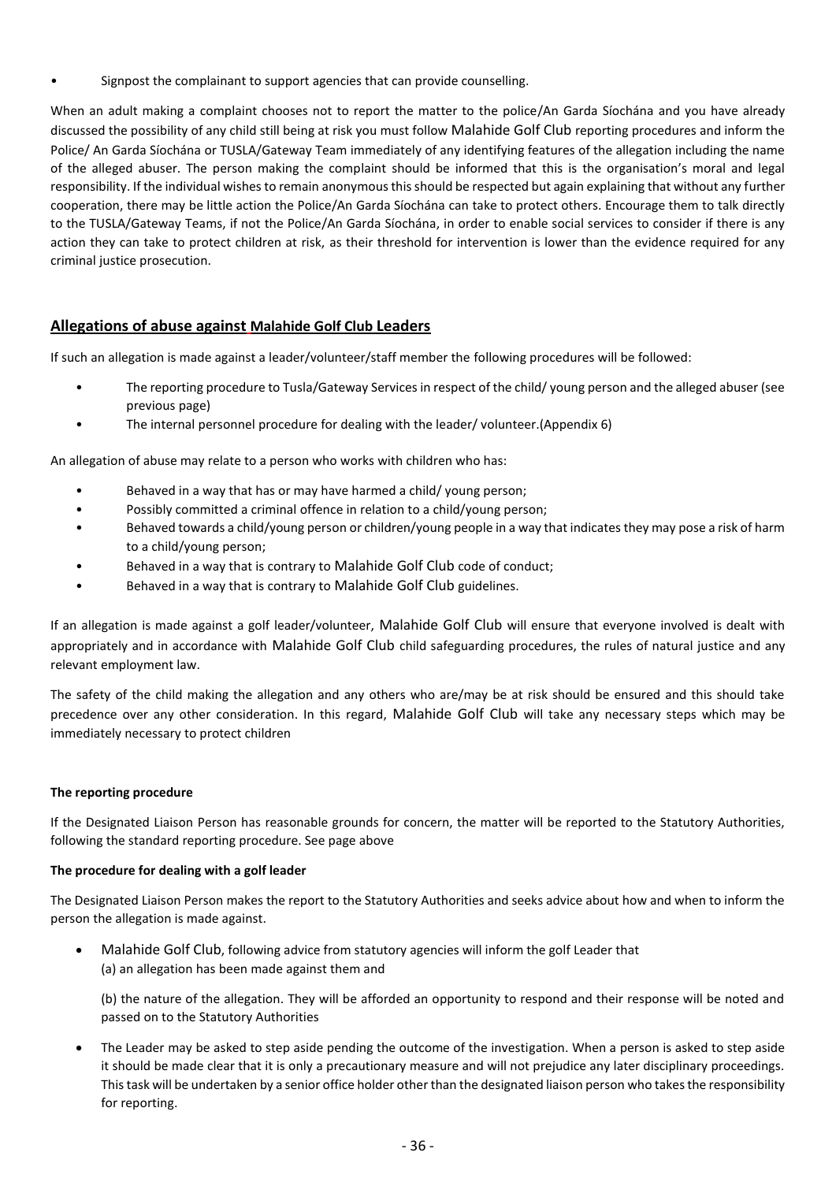- Signpost the complainant to support agencies that can provide counselling.

When an adult making a complaint chooses not to report the matter to the police/An Garda Síochána and you have already discussed the possibility of any child still being at risk you must follow Malahide Golf Club reporting procedures and inform the Police/ An Garda Síochána or TUSLA/Gateway Team immediately of any identifying features of the allegation including the name of the alleged abuser. The person making the complaint should be informed that this is the organisation's moral and legal responsibility. If the individual wishes to remain anonymous this should be respected but again explaining that without any further cooperation, there may be little action the Police/An Garda Síochána can take to protect others. Encourage them to talk directly to the TUSLA/Gateway Teams, if not the Police/An Garda Síochána, in order to enable social services to consider if there is any action they can take to protect children at risk, as their threshold for intervention is lower than the evidence required for any criminal justice prosecution.

## Allegations of abuse against Malahide Golf Club Leaders

If such an allegation is made against a leader/volunteer/staff member the following procedures will be followed:

- The reporting procedure to Tusla/Gateway Services in respect of the child/ young person and the alleged abuser (see previous page)
- The internal personnel procedure for dealing with the leader/ volunteer.(Appendix 6)

An allegation of abuse may relate to a person who works with children who has:

- Behaved in a way that has or may have harmed a child/ young person;
- Possibly committed a criminal offence in relation to a child/young person;
- Behaved towards a child/young person or children/young people in a way that indicates they may pose a risk of harm to a child/young person;
- Behaved in a way that is contrary to Malahide Golf Club code of conduct;
- Behaved in a way that is contrary to Malahide Golf Club guidelines.

If an allegation is made against a golf leader/volunteer, Malahide Golf Club will ensure that everyone involved is dealt with appropriately and in accordance with Malahide Golf Club child safeguarding procedures, the rules of natural justice and any relevant employment law.

The safety of the child making the allegation and any others who are/may be at risk should be ensured and this should take precedence over any other consideration. In this regard, Malahide Golf Club will take any necessary steps which may be immediately necessary to protect children

**The reporting procedure**

If the Designated Liaison Person has reasonable grounds for concern, the matter will be reported to the Statutory Authorities, following the standard reporting procedure. See page above

**The procedure for dealing with a golf leader**

The Designated Liaison Person makes the report to the Statutory Authorities and seeks advice about how and when to inform the person the allegation is made against.

- Malahide Golf Club, following advice from statutory agencies will inform the golf Leader that
  (a) an allegation has been made against them and

  (b) the nature of the allegation. They will be afforded an opportunity to respond and their response will be noted and passed on to the Statutory Authorities

- The Leader may be asked to step aside pending the outcome of the investigation. When a person is asked to step aside it should be made clear that it is only a precautionary measure and will not prejudice any later disciplinary proceedings. This task will be undertaken by a senior office holder other than the designated liaison person who takes the responsibility for reporting.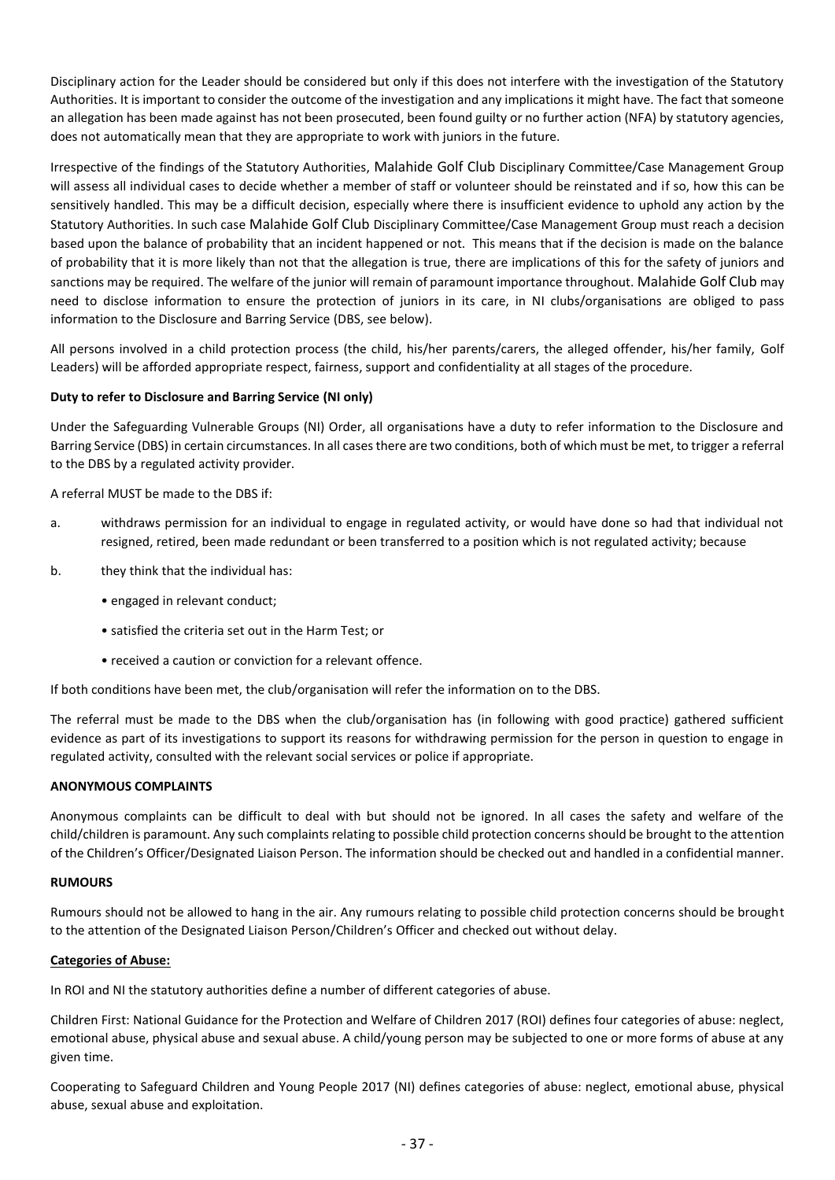Disciplinary action for the Leader should be considered but only if this does not interfere with the investigation of the Statutory Authorities. It is important to consider the outcome of the investigation and any implications it might have. The fact that someone an allegation has been made against has not been prosecuted, been found guilty or no further action (NFA) by statutory agencies, does not automatically mean that they are appropriate to work with juniors in the future.

Irrespective of the findings of the Statutory Authorities, Malahide Golf Club Disciplinary Committee/Case Management Group will assess all individual cases to decide whether a member of staff or volunteer should be reinstated and if so, how this can be sensitively handled. This may be a difficult decision, especially where there is insufficient evidence to uphold any action by the Statutory Authorities. In such case Malahide Golf Club Disciplinary Committee/Case Management Group must reach a decision based upon the balance of probability that an incident happened or not. This means that if the decision is made on the balance of probability that it is more likely than not that the allegation is true, there are implications of this for the safety of juniors and sanctions may be required. The welfare of the junior will remain of paramount importance throughout. Malahide Golf Club may need to disclose information to ensure the protection of juniors in its care, in NI clubs/organisations are obliged to pass information to the Disclosure and Barring Service (DBS, see below).

All persons involved in a child protection process (the child, his/her parents/carers, the alleged offender, his/her family, Golf Leaders) will be afforded appropriate respect, fairness, support and confidentiality at all stages of the procedure.

**Duty to refer to Disclosure and Barring Service (NI only)**

Under the Safeguarding Vulnerable Groups (NI) Order, all organisations have a duty to refer information to the Disclosure and Barring Service (DBS) in certain circumstances. In all cases there are two conditions, both of which must be met, to trigger a referral to the DBS by a regulated activity provider.

A referral MUST be made to the DBS if:

a. withdraws permission for an individual to engage in regulated activity, or would have done so had that individual not resigned, retired, been made redundant or been transferred to a position which is not regulated activity; because

b. they think that the individual has:

- engaged in relevant conduct;
- satisfied the criteria set out in the Harm Test; or
- received a caution or conviction for a relevant offence.

If both conditions have been met, the club/organisation will refer the information on to the DBS.

The referral must be made to the DBS when the club/organisation has (in following with good practice) gathered sufficient evidence as part of its investigations to support its reasons for withdrawing permission for the person in question to engage in regulated activity, consulted with the relevant social services or police if appropriate.

**ANONYMOUS COMPLAINTS**

Anonymous complaints can be difficult to deal with but should not be ignored. In all cases the safety and welfare of the child/children is paramount. Any such complaints relating to possible child protection concerns should be brought to the attention of the Children's Officer/Designated Liaison Person. The information should be checked out and handled in a confidential manner.

**RUMOURS**

Rumours should not be allowed to hang in the air. Any rumours relating to possible child protection concerns should be brought to the attention of the Designated Liaison Person/Children's Officer and checked out without delay.

**Categories of Abuse:**

In ROI and NI the statutory authorities define a number of different categories of abuse.

Children First: National Guidance for the Protection and Welfare of Children 2017 (ROI) defines four categories of abuse: neglect, emotional abuse, physical abuse and sexual abuse. A child/young person may be subjected to one or more forms of abuse at any given time.

Cooperating to Safeguard Children and Young People 2017 (NI) defines categories of abuse: neglect, emotional abuse, physical abuse, sexual abuse and exploitation.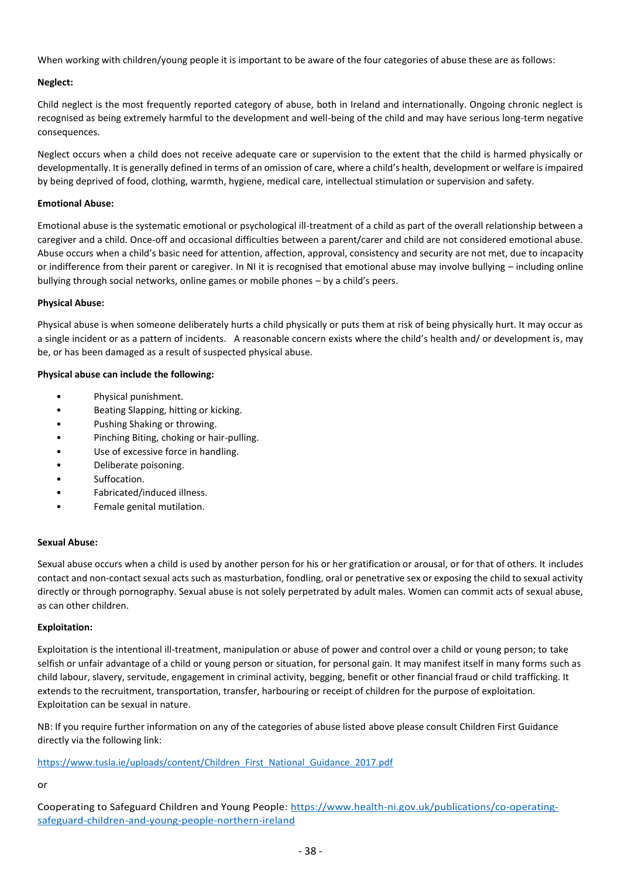When working with children/young people it is important to be aware of the four categories of abuse these are as follows:

**Neglect:**

Child neglect is the most frequently reported category of abuse, both in Ireland and internationally. Ongoing chronic neglect is recognised as being extremely harmful to the development and well-being of the child and may have serious long-term negative consequences.

Neglect occurs when a child does not receive adequate care or supervision to the extent that the child is harmed physically or developmentally. It is generally defined in terms of an omission of care, where a child's health, development or welfare is impaired by being deprived of food, clothing, warmth, hygiene, medical care, intellectual stimulation or supervision and safety.

**Emotional Abuse:**

Emotional abuse is the systematic emotional or psychological ill-treatment of a child as part of the overall relationship between a caregiver and a child. Once-off and occasional difficulties between a parent/carer and child are not considered emotional abuse. Abuse occurs when a child's basic need for attention, affection, approval, consistency and security are not met, due to incapacity or indifference from their parent or caregiver. In NI it is recognised that emotional abuse may involve bullying – including online bullying through social networks, online games or mobile phones – by a child's peers.

**Physical Abuse:**

Physical abuse is when someone deliberately hurts a child physically or puts them at risk of being physically hurt. It may occur as a single incident or as a pattern of incidents. A reasonable concern exists where the child's health and/ or development is, may be, or has been damaged as a result of suspected physical abuse.

**Physical abuse can include the following:**

- Physical punishment.
- Beating Slapping, hitting or kicking.
- Pushing Shaking or throwing.
- Pinching Biting, choking or hair-pulling.
- Use of excessive force in handling.
- Deliberate poisoning.
- Suffocation.
- Fabricated/induced illness.
- Female genital mutilation.

**Sexual Abuse:**

Sexual abuse occurs when a child is used by another person for his or her gratification or arousal, or for that of others. It includes contact and non-contact sexual acts such as masturbation, fondling, oral or penetrative sex or exposing the child to sexual activity directly or through pornography. Sexual abuse is not solely perpetrated by adult males. Women can commit acts of sexual abuse, as can other children.

**Exploitation:**

Exploitation is the intentional ill-treatment, manipulation or abuse of power and control over a child or young person; to take selfish or unfair advantage of a child or young person or situation, for personal gain. It may manifest itself in many forms such as child labour, slavery, servitude, engagement in criminal activity, begging, benefit or other financial fraud or child trafficking. It extends to the recruitment, transportation, transfer, harbouring or receipt of children for the purpose of exploitation. Exploitation can be sexual in nature.

NB: If you require further information on any of the categories of abuse listed above please consult Children First Guidance directly via the following link:

https://www.tusla.ie/uploads/content/Children_First_National_Guidance_2017.pdf

or

Cooperating to Safeguard Children and Young People: https://www.health-ni.gov.uk/publications/co-operating-safeguard-children-and-young-people-northern-ireland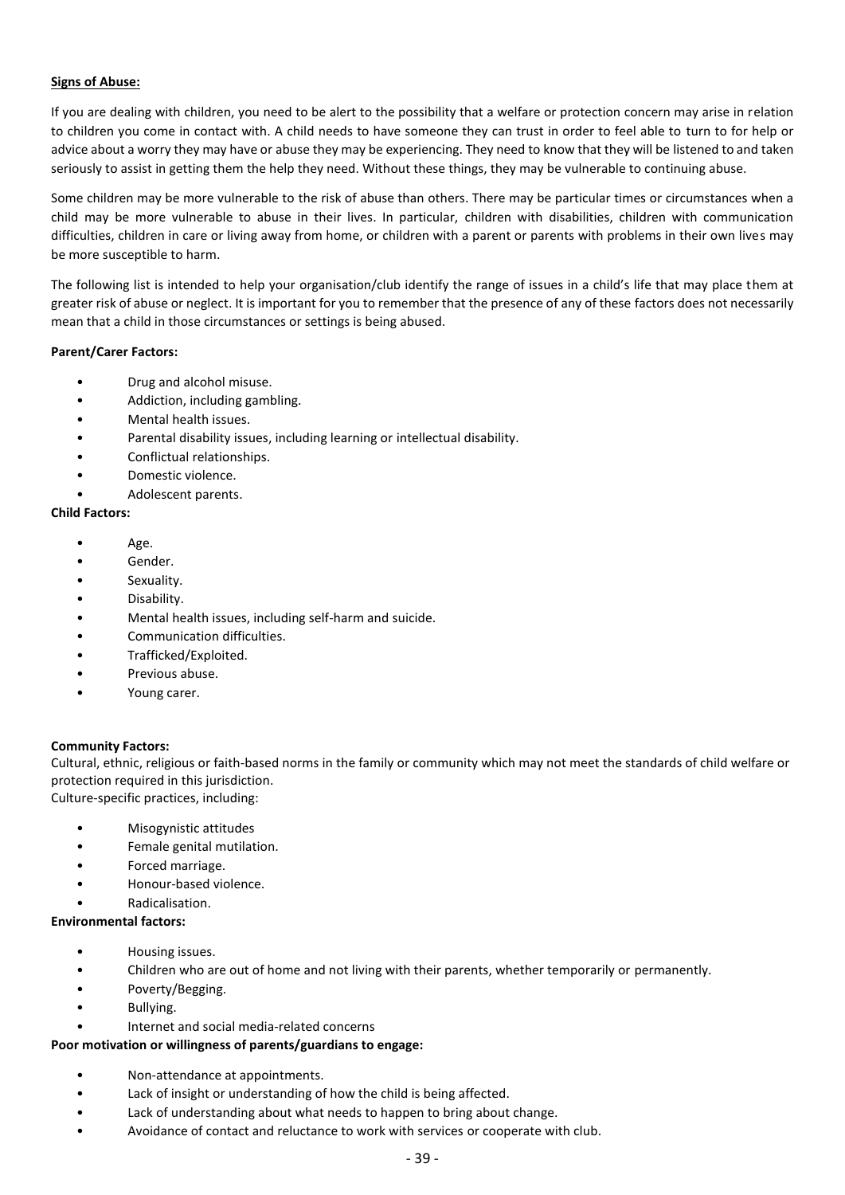**Signs of Abuse:**

If you are dealing with children, you need to be alert to the possibility that a welfare or protection concern may arise in relation to children you come in contact with. A child needs to have someone they can trust in order to feel able to turn to for help or advice about a worry they may have or abuse they may be experiencing. They need to know that they will be listened to and taken seriously to assist in getting them the help they need. Without these things, they may be vulnerable to continuing abuse.

Some children may be more vulnerable to the risk of abuse than others. There may be particular times or circumstances when a child may be more vulnerable to abuse in their lives. In particular, children with disabilities, children with communication difficulties, children in care or living away from home, or children with a parent or parents with problems in their own lives may be more susceptible to harm.

The following list is intended to help your organisation/club identify the range of issues in a child's life that may place them at greater risk of abuse or neglect. It is important for you to remember that the presence of any of these factors does not necessarily mean that a child in those circumstances or settings is being abused.

**Parent/Carer Factors:**

- Drug and alcohol misuse.
- Addiction, including gambling.
- Mental health issues.
- Parental disability issues, including learning or intellectual disability.
- Conflictual relationships.
- Domestic violence.
- Adolescent parents.

**Child Factors:**

- Age.
- Gender.
- Sexuality.
- Disability.
- Mental health issues, including self-harm and suicide.
- Communication difficulties.
- Trafficked/Exploited.
- Previous abuse.
- Young carer.

**Community Factors:**

Cultural, ethnic, religious or faith-based norms in the family or community which may not meet the standards of child welfare or protection required in this jurisdiction.
Culture-specific practices, including:

- Misogynistic attitudes
- Female genital mutilation.
- Forced marriage.
- Honour-based violence.
- Radicalisation.

**Environmental factors:**

- Housing issues.
- Children who are out of home and not living with their parents, whether temporarily or permanently.
- Poverty/Begging.
- Bullying.
- Internet and social media-related concerns

**Poor motivation or willingness of parents/guardians to engage:**

- Non-attendance at appointments.
- Lack of insight or understanding of how the child is being affected.
- Lack of understanding about what needs to happen to bring about change.
- Avoidance of contact and reluctance to work with services or cooperate with club.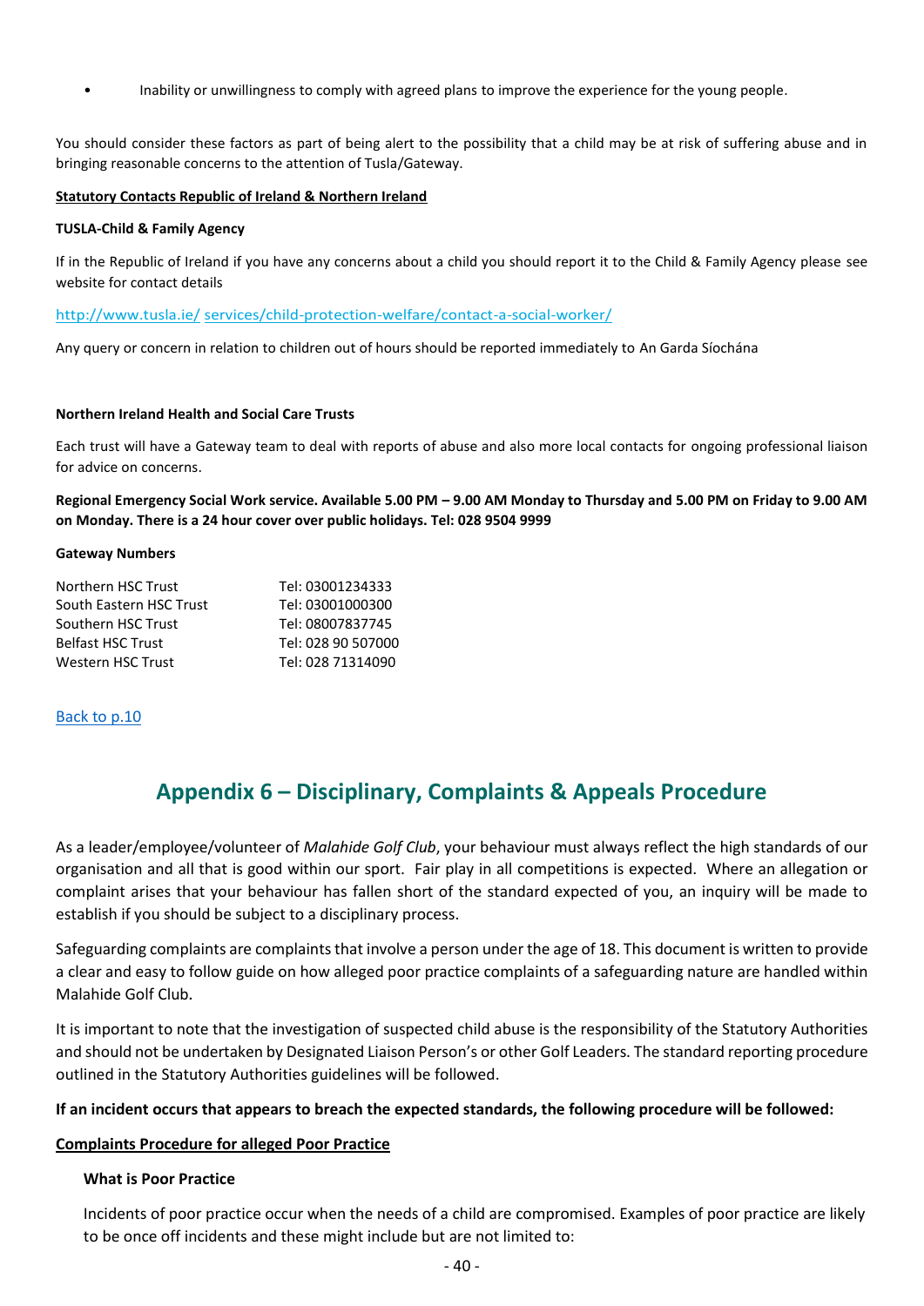- Inability or unwillingness to comply with agreed plans to improve the experience for the young people.

You should consider these factors as part of being alert to the possibility that a child may be at risk of suffering abuse and in bringing reasonable concerns to the attention of Tusla/Gateway.

**Statutory Contacts Republic of Ireland & Northern Ireland**

**TUSLA-Child & Family Agency**

If in the Republic of Ireland if you have any concerns about a child you should report it to the Child & Family Agency please see website for contact details

http://www.tusla.ie/ services/child-protection-welfare/contact-a-social-worker/

Any query or concern in relation to children out of hours should be reported immediately to An Garda Síochána

**Northern Ireland Health and Social Care Trusts**

Each trust will have a Gateway team to deal with reports of abuse and also more local contacts for ongoing professional liaison for advice on concerns.

**Regional Emergency Social Work service. Available 5.00 PM – 9.00 AM Monday to Thursday and 5.00 PM on Friday to 9.00 AM on Monday. There is a 24 hour cover over public holidays. Tel: 028 9504 9999**

**Gateway Numbers**

| | |
|---|---|
| Northern HSC Trust | Tel: 03001234333 |
| South Eastern HSC Trust | Tel: 03001000300 |
| Southern HSC Trust | Tel: 08007837745 |
| Belfast HSC Trust | Tel: 028 90 507000 |
| Western HSC Trust | Tel: 028 71314090 |

Back to p.10

## Appendix 6 – Disciplinary, Complaints & Appeals Procedure

As a leader/employee/volunteer of *Malahide Golf Club*, your behaviour must always reflect the high standards of our organisation and all that is good within our sport. Fair play in all competitions is expected. Where an allegation or complaint arises that your behaviour has fallen short of the standard expected of you, an inquiry will be made to establish if you should be subject to a disciplinary process.

Safeguarding complaints are complaints that involve a person under the age of 18. This document is written to provide a clear and easy to follow guide on how alleged poor practice complaints of a safeguarding nature are handled within Malahide Golf Club.

It is important to note that the investigation of suspected child abuse is the responsibility of the Statutory Authorities and should not be undertaken by Designated Liaison Person's or other Golf Leaders. The standard reporting procedure outlined in the Statutory Authorities guidelines will be followed.

**If an incident occurs that appears to breach the expected standards, the following procedure will be followed:**

**Complaints Procedure for alleged Poor Practice**

**What is Poor Practice**

Incidents of poor practice occur when the needs of a child are compromised. Examples of poor practice are likely to be once off incidents and these might include but are not limited to: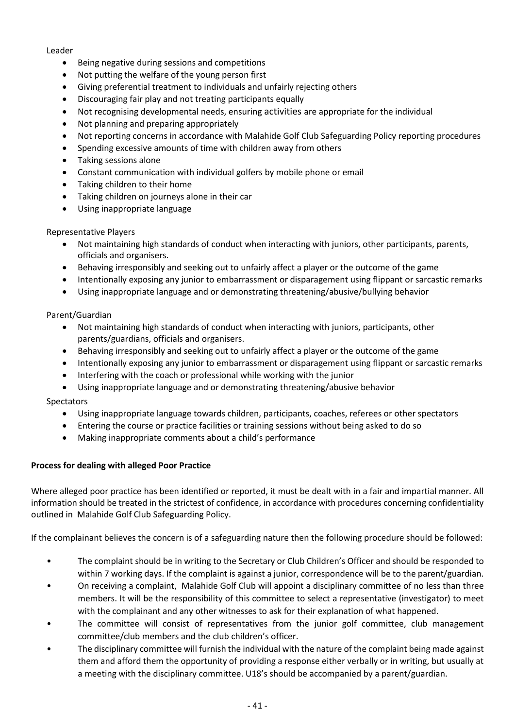Leader

- Being negative during sessions and competitions
- Not putting the welfare of the young person first
- Giving preferential treatment to individuals and unfairly rejecting others
- Discouraging fair play and not treating participants equally
- Not recognising developmental needs, ensuring activities are appropriate for the individual
- Not planning and preparing appropriately
- Not reporting concerns in accordance with Malahide Golf Club Safeguarding Policy reporting procedures
- Spending excessive amounts of time with children away from others
- Taking sessions alone
- Constant communication with individual golfers by mobile phone or email
- Taking children to their home
- Taking children on journeys alone in their car
- Using inappropriate language

Representative Players

- Not maintaining high standards of conduct when interacting with juniors, other participants, parents, officials and organisers.
- Behaving irresponsibly and seeking out to unfairly affect a player or the outcome of the game
- Intentionally exposing any junior to embarrassment or disparagement using flippant or sarcastic remarks
- Using inappropriate language and or demonstrating threatening/abusive/bullying behavior

Parent/Guardian

- Not maintaining high standards of conduct when interacting with juniors, participants, other parents/guardians, officials and organisers.
- Behaving irresponsibly and seeking out to unfairly affect a player or the outcome of the game
- Intentionally exposing any junior to embarrassment or disparagement using flippant or sarcastic remarks
- Interfering with the coach or professional while working with the junior
- Using inappropriate language and or demonstrating threatening/abusive behavior

Spectators

- Using inappropriate language towards children, participants, coaches, referees or other spectators
- Entering the course or practice facilities or training sessions without being asked to do so
- Making inappropriate comments about a child's performance

**Process for dealing with alleged Poor Practice**

Where alleged poor practice has been identified or reported, it must be dealt with in a fair and impartial manner. All information should be treated in the strictest of confidence, in accordance with procedures concerning confidentiality outlined in Malahide Golf Club Safeguarding Policy.

If the complainant believes the concern is of a safeguarding nature then the following procedure should be followed:

- The complaint should be in writing to the Secretary or Club Children's Officer and should be responded to within 7 working days. If the complaint is against a junior, correspondence will be to the parent/guardian.
- On receiving a complaint, Malahide Golf Club will appoint a disciplinary committee of no less than three members. It will be the responsibility of this committee to select a representative (investigator) to meet with the complainant and any other witnesses to ask for their explanation of what happened.
- The committee will consist of representatives from the junior golf committee, club management committee/club members and the club children's officer.
- The disciplinary committee will furnish the individual with the nature of the complaint being made against them and afford them the opportunity of providing a response either verbally or in writing, but usually at a meeting with the disciplinary committee. U18's should be accompanied by a parent/guardian.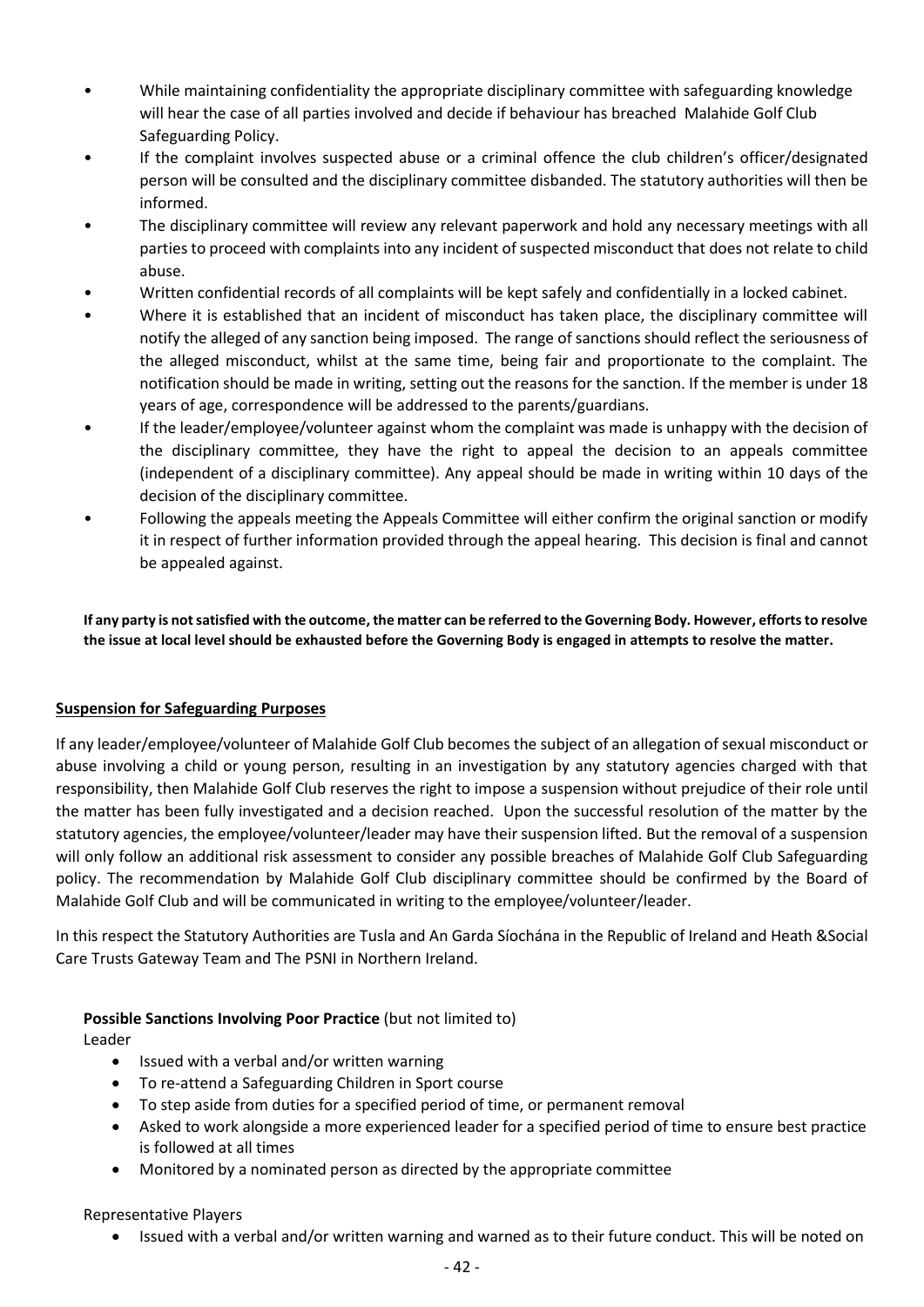- While maintaining confidentiality the appropriate disciplinary committee with safeguarding knowledge will hear the case of all parties involved and decide if behaviour has breached Malahide Golf Club Safeguarding Policy.
- If the complaint involves suspected abuse or a criminal offence the club children's officer/designated person will be consulted and the disciplinary committee disbanded. The statutory authorities will then be informed.
- The disciplinary committee will review any relevant paperwork and hold any necessary meetings with all parties to proceed with complaints into any incident of suspected misconduct that does not relate to child abuse.
- Written confidential records of all complaints will be kept safely and confidentially in a locked cabinet.
- Where it is established that an incident of misconduct has taken place, the disciplinary committee will notify the alleged of any sanction being imposed. The range of sanctions should reflect the seriousness of the alleged misconduct, whilst at the same time, being fair and proportionate to the complaint. The notification should be made in writing, setting out the reasons for the sanction. If the member is under 18 years of age, correspondence will be addressed to the parents/guardians.
- If the leader/employee/volunteer against whom the complaint was made is unhappy with the decision of the disciplinary committee, they have the right to appeal the decision to an appeals committee (independent of a disciplinary committee). Any appeal should be made in writing within 10 days of the decision of the disciplinary committee.
- Following the appeals meeting the Appeals Committee will either confirm the original sanction or modify it in respect of further information provided through the appeal hearing. This decision is final and cannot be appealed against.

**If any party is not satisfied with the outcome, the matter can be referred to the Governing Body. However, efforts to resolve the issue at local level should be exhausted before the Governing Body is engaged in attempts to resolve the matter.**

## Suspension for Safeguarding Purposes

If any leader/employee/volunteer of Malahide Golf Club becomes the subject of an allegation of sexual misconduct or abuse involving a child or young person, resulting in an investigation by any statutory agencies charged with that responsibility, then Malahide Golf Club reserves the right to impose a suspension without prejudice of their role until the matter has been fully investigated and a decision reached. Upon the successful resolution of the matter by the statutory agencies, the employee/volunteer/leader may have their suspension lifted. But the removal of a suspension will only follow an additional risk assessment to consider any possible breaches of Malahide Golf Club Safeguarding policy. The recommendation by Malahide Golf Club disciplinary committee should be confirmed by the Board of Malahide Golf Club and will be communicated in writing to the employee/volunteer/leader.

In this respect the Statutory Authorities are Tusla and An Garda Síochána in the Republic of Ireland and Heath &Social Care Trusts Gateway Team and The PSNI in Northern Ireland.

**Possible Sanctions Involving Poor Practice** (but not limited to)

Leader

- Issued with a verbal and/or written warning
- To re-attend a Safeguarding Children in Sport course
- To step aside from duties for a specified period of time, or permanent removal
- Asked to work alongside a more experienced leader for a specified period of time to ensure best practice is followed at all times
- Monitored by a nominated person as directed by the appropriate committee

Representative Players

- Issued with a verbal and/or written warning and warned as to their future conduct. This will be noted on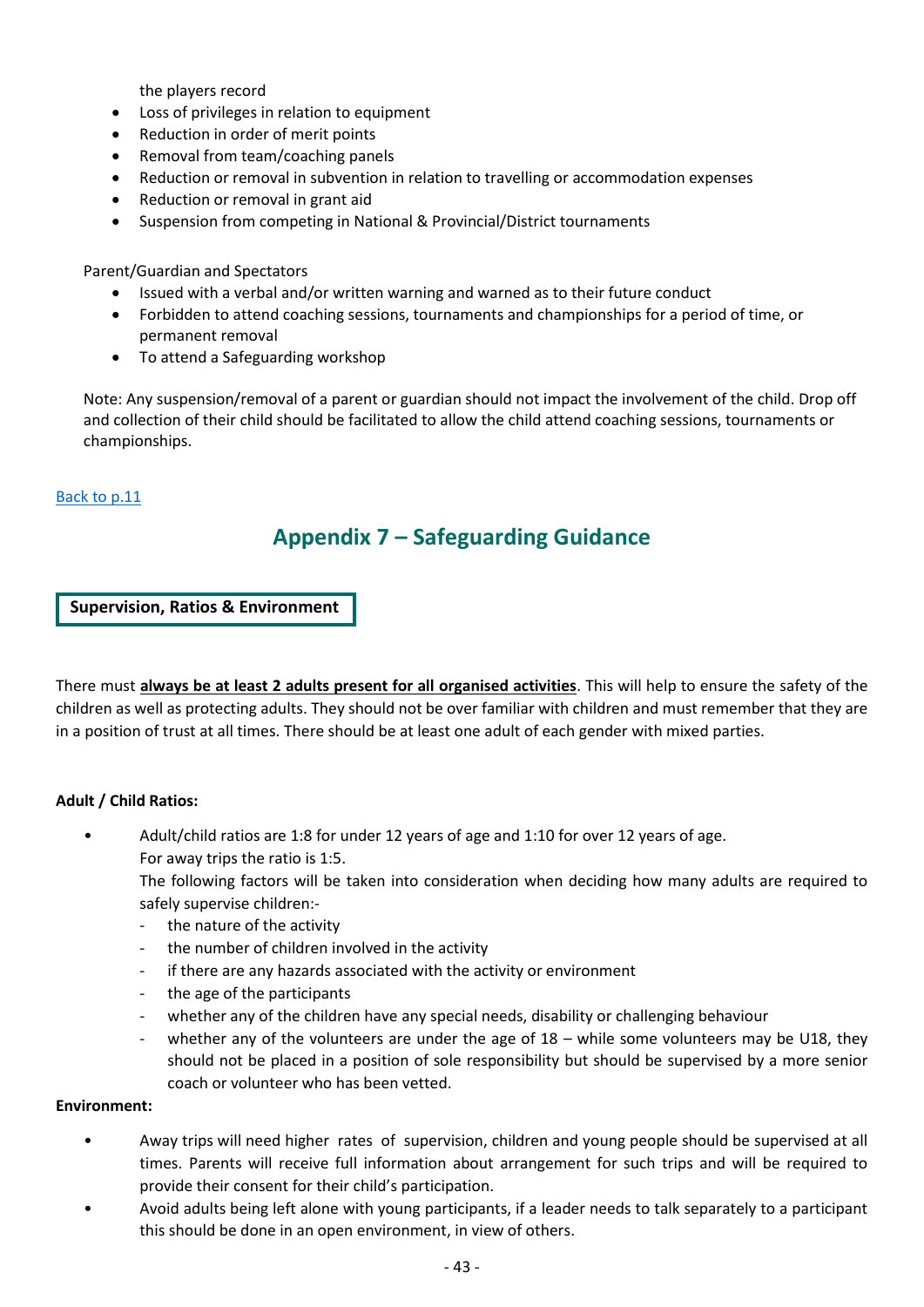the players record

- Loss of privileges in relation to equipment
- Reduction in order of merit points
- Removal from team/coaching panels
- Reduction or removal in subvention in relation to travelling or accommodation expenses
- Reduction or removal in grant aid
- Suspension from competing in National & Provincial/District tournaments

Parent/Guardian and Spectators

- Issued with a verbal and/or written warning and warned as to their future conduct
- Forbidden to attend coaching sessions, tournaments and championships for a period of time, or permanent removal
- To attend a Safeguarding workshop

Note: Any suspension/removal of a parent or guardian should not impact the involvement of the child. Drop off and collection of their child should be facilitated to allow the child attend coaching sessions, tournaments or championships.

Back to p.11

## Appendix 7 – Safeguarding Guidance

### Supervision, Ratios & Environment

There must **always be at least 2 adults present for all organised activities**. This will help to ensure the safety of the children as well as protecting adults. They should not be over familiar with children and must remember that they are in a position of trust at all times. There should be at least one adult of each gender with mixed parties.

**Adult / Child Ratios:**

- Adult/child ratios are 1:8 for under 12 years of age and 1:10 for over 12 years of age.
  For away trips the ratio is 1:5.
  The following factors will be taken into consideration when deciding how many adults are required to safely supervise children:-
  - the nature of the activity
  - the number of children involved in the activity
  - if there are any hazards associated with the activity or environment
  - the age of the participants
  - whether any of the children have any special needs, disability or challenging behaviour
  - whether any of the volunteers are under the age of 18 – while some volunteers may be U18, they should not be placed in a position of sole responsibility but should be supervised by a more senior coach or volunteer who has been vetted.

**Environment:**

- Away trips will need higher rates of supervision, children and young people should be supervised at all times. Parents will receive full information about arrangement for such trips and will be required to provide their consent for their child's participation.
- Avoid adults being left alone with young participants, if a leader needs to talk separately to a participant this should be done in an open environment, in view of others.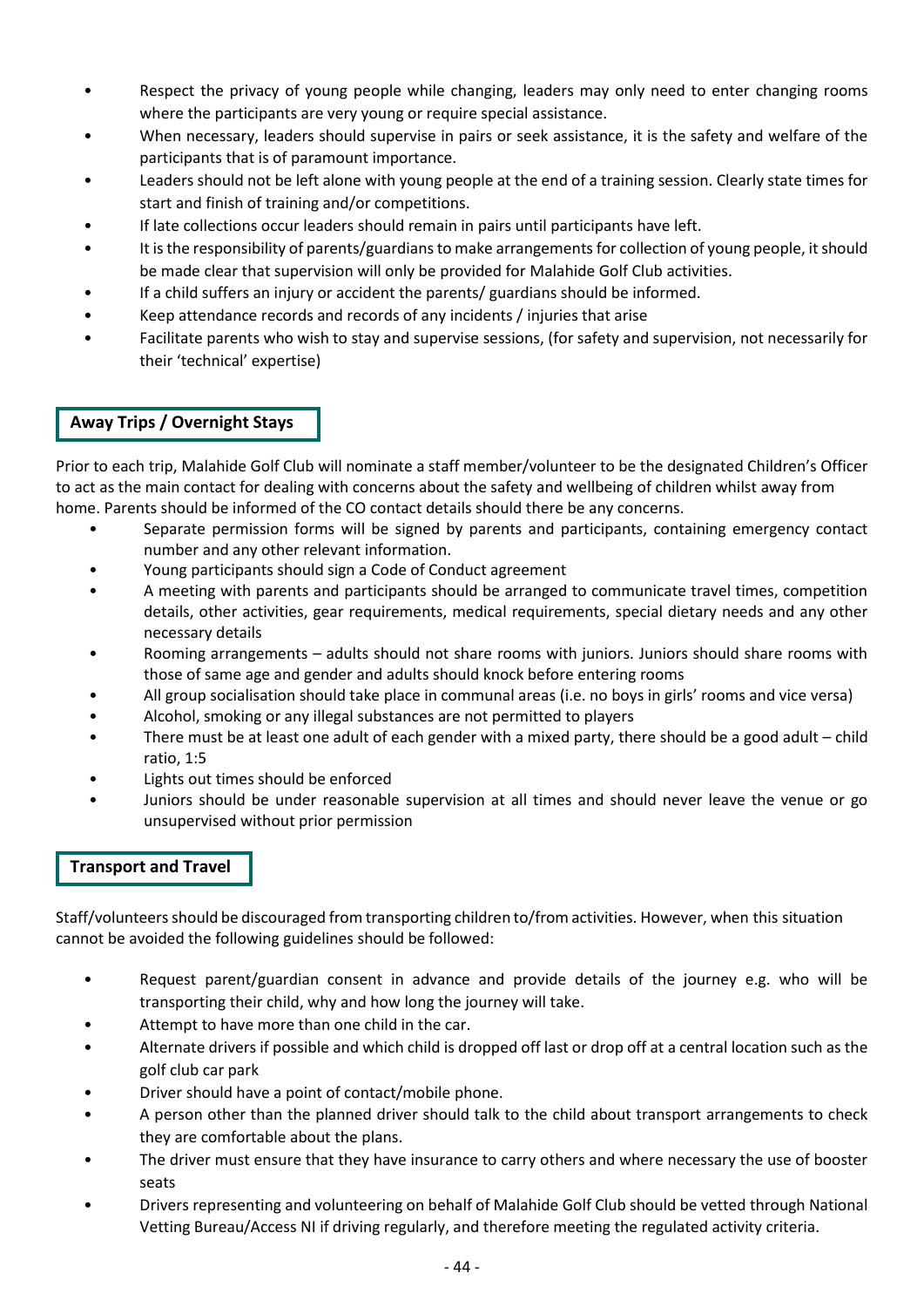- Respect the privacy of young people while changing, leaders may only need to enter changing rooms where the participants are very young or require special assistance.
- When necessary, leaders should supervise in pairs or seek assistance, it is the safety and welfare of the participants that is of paramount importance.
- Leaders should not be left alone with young people at the end of a training session. Clearly state times for start and finish of training and/or competitions.
- If late collections occur leaders should remain in pairs until participants have left.
- It is the responsibility of parents/guardians to make arrangements for collection of young people, it should be made clear that supervision will only be provided for Malahide Golf Club activities.
- If a child suffers an injury or accident the parents/ guardians should be informed.
- Keep attendance records and records of any incidents / injuries that arise
- Facilitate parents who wish to stay and supervise sessions, (for safety and supervision, not necessarily for their 'technical' expertise)

## Away Trips / Overnight Stays

Prior to each trip, Malahide Golf Club will nominate a staff member/volunteer to be the designated Children's Officer to act as the main contact for dealing with concerns about the safety and wellbeing of children whilst away from home. Parents should be informed of the CO contact details should there be any concerns.

- Separate permission forms will be signed by parents and participants, containing emergency contact number and any other relevant information.
- Young participants should sign a Code of Conduct agreement
- A meeting with parents and participants should be arranged to communicate travel times, competition details, other activities, gear requirements, medical requirements, special dietary needs and any other necessary details
- Rooming arrangements – adults should not share rooms with juniors. Juniors should share rooms with those of same age and gender and adults should knock before entering rooms
- All group socialisation should take place in communal areas (i.e. no boys in girls' rooms and vice versa)
- Alcohol, smoking or any illegal substances are not permitted to players
- There must be at least one adult of each gender with a mixed party, there should be a good adult – child ratio, 1:5
- Lights out times should be enforced
- Juniors should be under reasonable supervision at all times and should never leave the venue or go unsupervised without prior permission

## Transport and Travel

Staff/volunteers should be discouraged from transporting children to/from activities. However, when this situation cannot be avoided the following guidelines should be followed:

- Request parent/guardian consent in advance and provide details of the journey e.g. who will be transporting their child, why and how long the journey will take.
- Attempt to have more than one child in the car.
- Alternate drivers if possible and which child is dropped off last or drop off at a central location such as the golf club car park
- Driver should have a point of contact/mobile phone.
- A person other than the planned driver should talk to the child about transport arrangements to check they are comfortable about the plans.
- The driver must ensure that they have insurance to carry others and where necessary the use of booster seats
- Drivers representing and volunteering on behalf of Malahide Golf Club should be vetted through National Vetting Bureau/Access NI if driving regularly, and therefore meeting the regulated activity criteria.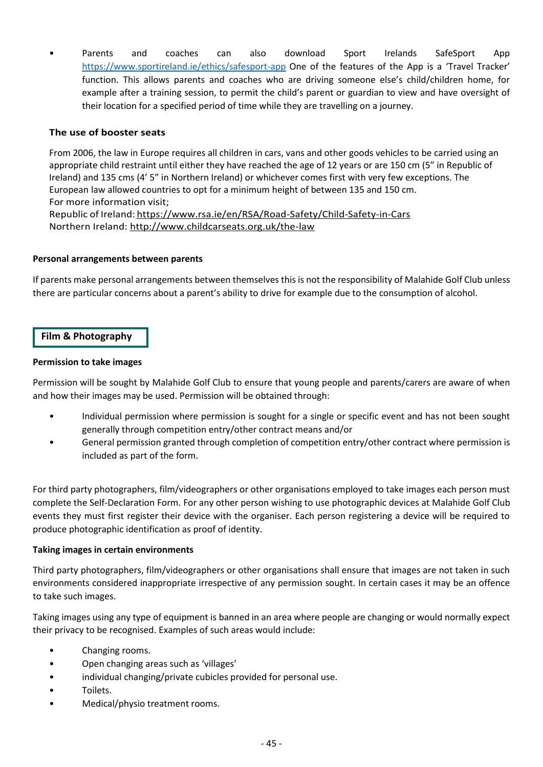- Parents and coaches can also download Sport Irelands SafeSport App https://www.sportireland.ie/ethics/safesport-app One of the features of the App is a 'Travel Tracker' function. This allows parents and coaches who are driving someone else's child/children home, for example after a training session, to permit the child's parent or guardian to view and have oversight of their location for a specified period of time while they are travelling on a journey.

### The use of booster seats

From 2006, the law in Europe requires all children in cars, vans and other goods vehicles to be carried using an appropriate child restraint until either they have reached the age of 12 years or are 150 cm (5" in Republic of Ireland) and 135 cms (4' 5" in Northern Ireland) or whichever comes first with very few exceptions. The European law allowed countries to opt for a minimum height of between 135 and 150 cm.
For more information visit;
Republic of Ireland: https://www.rsa.ie/en/RSA/Road-Safety/Child-Safety-in-Cars
Northern Ireland: http://www.childcarseats.org.uk/the-law

**Personal arrangements between parents**

If parents make personal arrangements between themselves this is not the responsibility of Malahide Golf Club unless there are particular concerns about a parent's ability to drive for example due to the consumption of alcohol.

## Film & Photography

**Permission to take images**

Permission will be sought by Malahide Golf Club to ensure that young people and parents/carers are aware of when and how their images may be used. Permission will be obtained through:

- Individual permission where permission is sought for a single or specific event and has not been sought generally through competition entry/other contract means and/or
- General permission granted through completion of competition entry/other contract where permission is included as part of the form.

For third party photographers, film/videographers or other organisations employed to take images each person must complete the Self-Declaration Form. For any other person wishing to use photographic devices at Malahide Golf Club events they must first register their device with the organiser. Each person registering a device will be required to produce photographic identification as proof of identity.

**Taking images in certain environments**

Third party photographers, film/videographers or other organisations shall ensure that images are not taken in such environments considered inappropriate irrespective of any permission sought. In certain cases it may be an offence to take such images.

Taking images using any type of equipment is banned in an area where people are changing or would normally expect their privacy to be recognised. Examples of such areas would include:

- Changing rooms.
- Open changing areas such as 'villages'
- individual changing/private cubicles provided for personal use.
- Toilets.
- Medical/physio treatment rooms.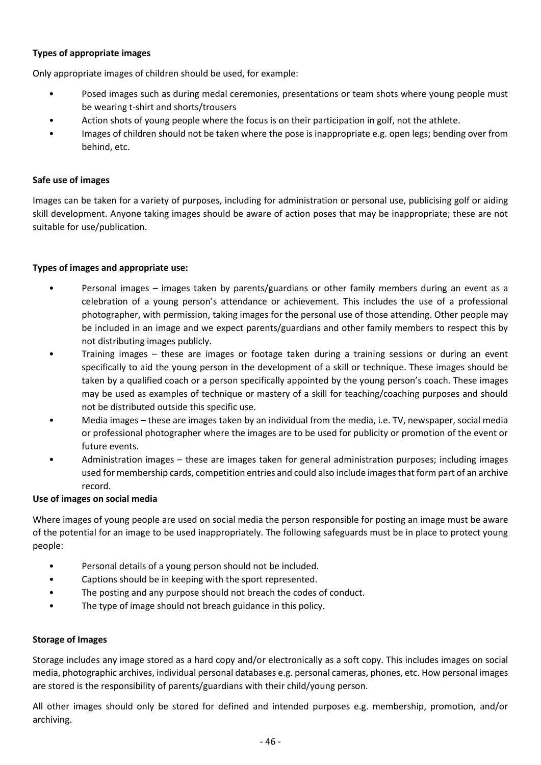**Types of appropriate images**

Only appropriate images of children should be used, for example:

- Posed images such as during medal ceremonies, presentations or team shots where young people must be wearing t-shirt and shorts/trousers
- Action shots of young people where the focus is on their participation in golf, not the athlete.
- Images of children should not be taken where the pose is inappropriate e.g. open legs; bending over from behind, etc.

**Safe use of images**

Images can be taken for a variety of purposes, including for administration or personal use, publicising golf or aiding skill development. Anyone taking images should be aware of action poses that may be inappropriate; these are not suitable for use/publication.

**Types of images and appropriate use:**

- Personal images – images taken by parents/guardians or other family members during an event as a celebration of a young person's attendance or achievement. This includes the use of a professional photographer, with permission, taking images for the personal use of those attending. Other people may be included in an image and we expect parents/guardians and other family members to respect this by not distributing images publicly.
- Training images – these are images or footage taken during a training sessions or during an event specifically to aid the young person in the development of a skill or technique. These images should be taken by a qualified coach or a person specifically appointed by the young person's coach. These images may be used as examples of technique or mastery of a skill for teaching/coaching purposes and should not be distributed outside this specific use.
- Media images – these are images taken by an individual from the media, i.e. TV, newspaper, social media or professional photographer where the images are to be used for publicity or promotion of the event or future events.
- Administration images – these are images taken for general administration purposes; including images used for membership cards, competition entries and could also include images that form part of an archive record.

**Use of images on social media**

Where images of young people are used on social media the person responsible for posting an image must be aware of the potential for an image to be used inappropriately. The following safeguards must be in place to protect young people:

- Personal details of a young person should not be included.
- Captions should be in keeping with the sport represented.
- The posting and any purpose should not breach the codes of conduct.
- The type of image should not breach guidance in this policy.

**Storage of Images**

Storage includes any image stored as a hard copy and/or electronically as a soft copy. This includes images on social media, photographic archives, individual personal databases e.g. personal cameras, phones, etc. How personal images are stored is the responsibility of parents/guardians with their child/young person.

All other images should only be stored for defined and intended purposes e.g. membership, promotion, and/or archiving.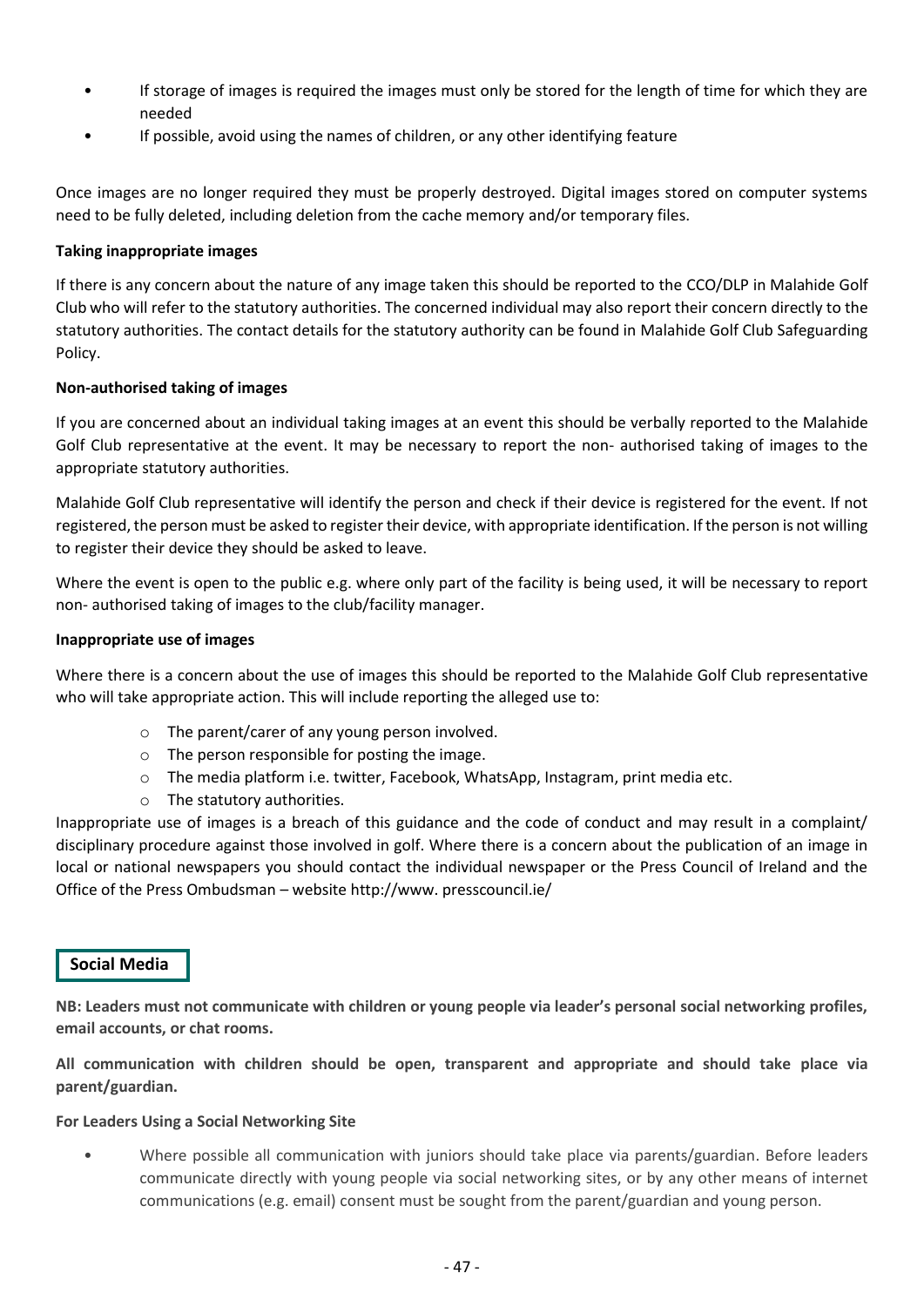- If storage of images is required the images must only be stored for the length of time for which they are needed
- If possible, avoid using the names of children, or any other identifying feature

Once images are no longer required they must be properly destroyed. Digital images stored on computer systems need to be fully deleted, including deletion from the cache memory and/or temporary files.

**Taking inappropriate images**

If there is any concern about the nature of any image taken this should be reported to the CCO/DLP in Malahide Golf Club who will refer to the statutory authorities. The concerned individual may also report their concern directly to the statutory authorities. The contact details for the statutory authority can be found in Malahide Golf Club Safeguarding Policy.

**Non-authorised taking of images**

If you are concerned about an individual taking images at an event this should be verbally reported to the Malahide Golf Club representative at the event. It may be necessary to report the non- authorised taking of images to the appropriate statutory authorities.

Malahide Golf Club representative will identify the person and check if their device is registered for the event. If not registered, the person must be asked to register their device, with appropriate identification. If the person is not willing to register their device they should be asked to leave.

Where the event is open to the public e.g. where only part of the facility is being used, it will be necessary to report non- authorised taking of images to the club/facility manager.

**Inappropriate use of images**

Where there is a concern about the use of images this should be reported to the Malahide Golf Club representative who will take appropriate action. This will include reporting the alleged use to:

- The parent/carer of any young person involved.
- The person responsible for posting the image.
- The media platform i.e. twitter, Facebook, WhatsApp, Instagram, print media etc.
- The statutory authorities.

Inappropriate use of images is a breach of this guidance and the code of conduct and may result in a complaint/ disciplinary procedure against those involved in golf. Where there is a concern about the publication of an image in local or national newspapers you should contact the individual newspaper or the Press Council of Ireland and the Office of the Press Ombudsman – website http://www. presscouncil.ie/

## Social Media

**NB: Leaders must not communicate with children or young people via leader's personal social networking profiles, email accounts, or chat rooms.**

**All communication with children should be open, transparent and appropriate and should take place via parent/guardian.**

**For Leaders Using a Social Networking Site**

- Where possible all communication with juniors should take place via parents/guardian. Before leaders communicate directly with young people via social networking sites, or by any other means of internet communications (e.g. email) consent must be sought from the parent/guardian and young person.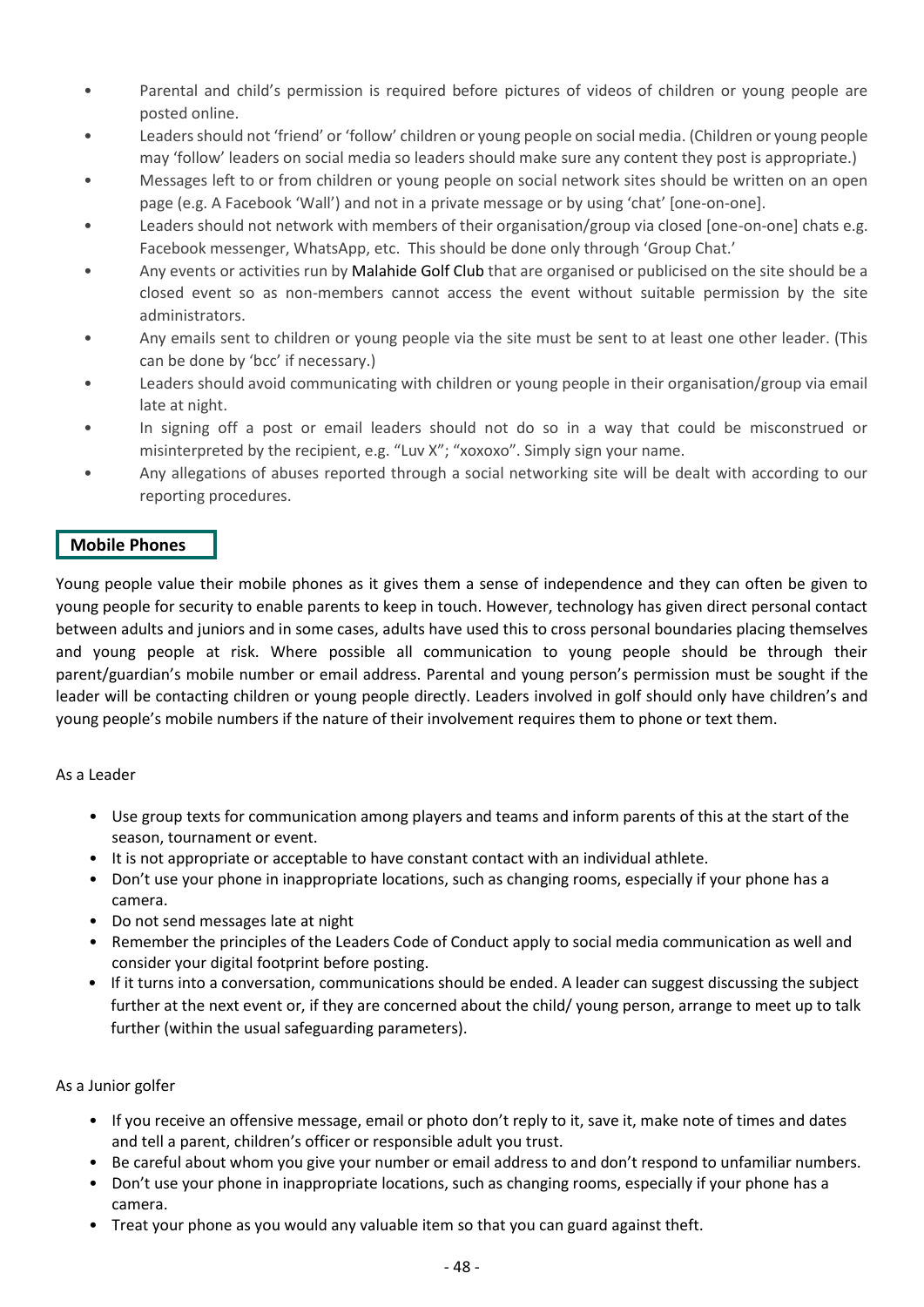- Parental and child's permission is required before pictures of videos of children or young people are posted online.
- Leaders should not 'friend' or 'follow' children or young people on social media. (Children or young people may 'follow' leaders on social media so leaders should make sure any content they post is appropriate.)
- Messages left to or from children or young people on social network sites should be written on an open page (e.g. A Facebook 'Wall') and not in a private message or by using 'chat' [one-on-one].
- Leaders should not network with members of their organisation/group via closed [one-on-one] chats e.g. Facebook messenger, WhatsApp, etc. This should be done only through 'Group Chat.'
- Any events or activities run by Malahide Golf Club that are organised or publicised on the site should be a closed event so as non-members cannot access the event without suitable permission by the site administrators.
- Any emails sent to children or young people via the site must be sent to at least one other leader. (This can be done by 'bcc' if necessary.)
- Leaders should avoid communicating with children or young people in their organisation/group via email late at night.
- In signing off a post or email leaders should not do so in a way that could be misconstrued or misinterpreted by the recipient, e.g. "Luv X"; "xoxoxo". Simply sign your name.
- Any allegations of abuses reported through a social networking site will be dealt with according to our reporting procedures.

## Mobile Phones

Young people value their mobile phones as it gives them a sense of independence and they can often be given to young people for security to enable parents to keep in touch. However, technology has given direct personal contact between adults and juniors and in some cases, adults have used this to cross personal boundaries placing themselves and young people at risk. Where possible all communication to young people should be through their parent/guardian's mobile number or email address. Parental and young person's permission must be sought if the leader will be contacting children or young people directly. Leaders involved in golf should only have children's and young people's mobile numbers if the nature of their involvement requires them to phone or text them.

As a Leader

- Use group texts for communication among players and teams and inform parents of this at the start of the season, tournament or event.
- It is not appropriate or acceptable to have constant contact with an individual athlete.
- Don't use your phone in inappropriate locations, such as changing rooms, especially if your phone has a camera.
- Do not send messages late at night
- Remember the principles of the Leaders Code of Conduct apply to social media communication as well and consider your digital footprint before posting.
- If it turns into a conversation, communications should be ended. A leader can suggest discussing the subject further at the next event or, if they are concerned about the child/ young person, arrange to meet up to talk further (within the usual safeguarding parameters).

As a Junior golfer

- If you receive an offensive message, email or photo don't reply to it, save it, make note of times and dates and tell a parent, children's officer or responsible adult you trust.
- Be careful about whom you give your number or email address to and don't respond to unfamiliar numbers.
- Don't use your phone in inappropriate locations, such as changing rooms, especially if your phone has a camera.
- Treat your phone as you would any valuable item so that you can guard against theft.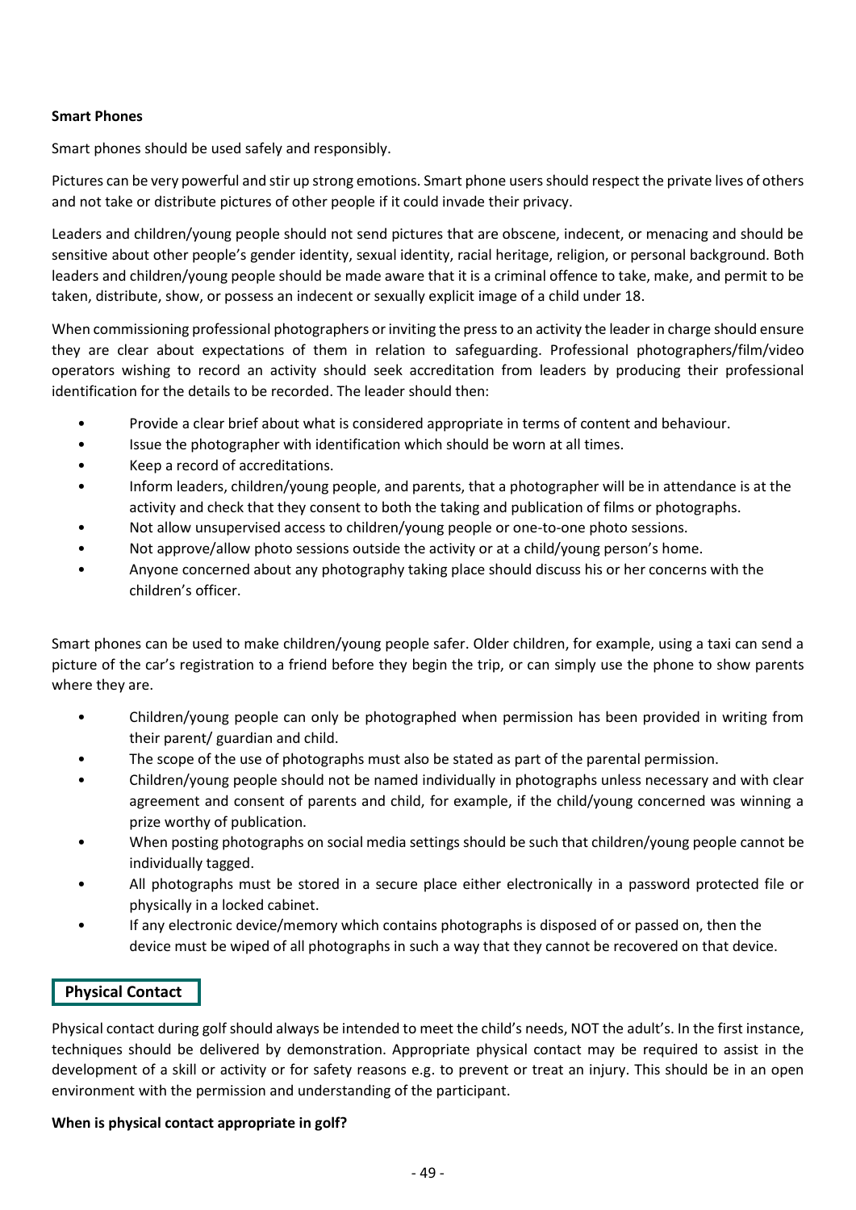**Smart Phones**

Smart phones should be used safely and responsibly.

Pictures can be very powerful and stir up strong emotions. Smart phone users should respect the private lives of others and not take or distribute pictures of other people if it could invade their privacy.

Leaders and children/young people should not send pictures that are obscene, indecent, or menacing and should be sensitive about other people's gender identity, sexual identity, racial heritage, religion, or personal background. Both leaders and children/young people should be made aware that it is a criminal offence to take, make, and permit to be taken, distribute, show, or possess an indecent or sexually explicit image of a child under 18.

When commissioning professional photographers or inviting the press to an activity the leader in charge should ensure they are clear about expectations of them in relation to safeguarding. Professional photographers/film/video operators wishing to record an activity should seek accreditation from leaders by producing their professional identification for the details to be recorded. The leader should then:

- Provide a clear brief about what is considered appropriate in terms of content and behaviour.
- Issue the photographer with identification which should be worn at all times.
- Keep a record of accreditations.
- Inform leaders, children/young people, and parents, that a photographer will be in attendance is at the activity and check that they consent to both the taking and publication of films or photographs.
- Not allow unsupervised access to children/young people or one-to-one photo sessions.
- Not approve/allow photo sessions outside the activity or at a child/young person's home.
- Anyone concerned about any photography taking place should discuss his or her concerns with the children's officer.

Smart phones can be used to make children/young people safer. Older children, for example, using a taxi can send a picture of the car's registration to a friend before they begin the trip, or can simply use the phone to show parents where they are.

- Children/young people can only be photographed when permission has been provided in writing from their parent/ guardian and child.
- The scope of the use of photographs must also be stated as part of the parental permission.
- Children/young people should not be named individually in photographs unless necessary and with clear agreement and consent of parents and child, for example, if the child/young concerned was winning a prize worthy of publication.
- When posting photographs on social media settings should be such that children/young people cannot be individually tagged.
- All photographs must be stored in a secure place either electronically in a password protected file or physically in a locked cabinet.
- If any electronic device/memory which contains photographs is disposed of or passed on, then the device must be wiped of all photographs in such a way that they cannot be recovered on that device.

## Physical Contact

Physical contact during golf should always be intended to meet the child's needs, NOT the adult's. In the first instance, techniques should be delivered by demonstration. Appropriate physical contact may be required to assist in the development of a skill or activity or for safety reasons e.g. to prevent or treat an injury. This should be in an open environment with the permission and understanding of the participant.

**When is physical contact appropriate in golf?**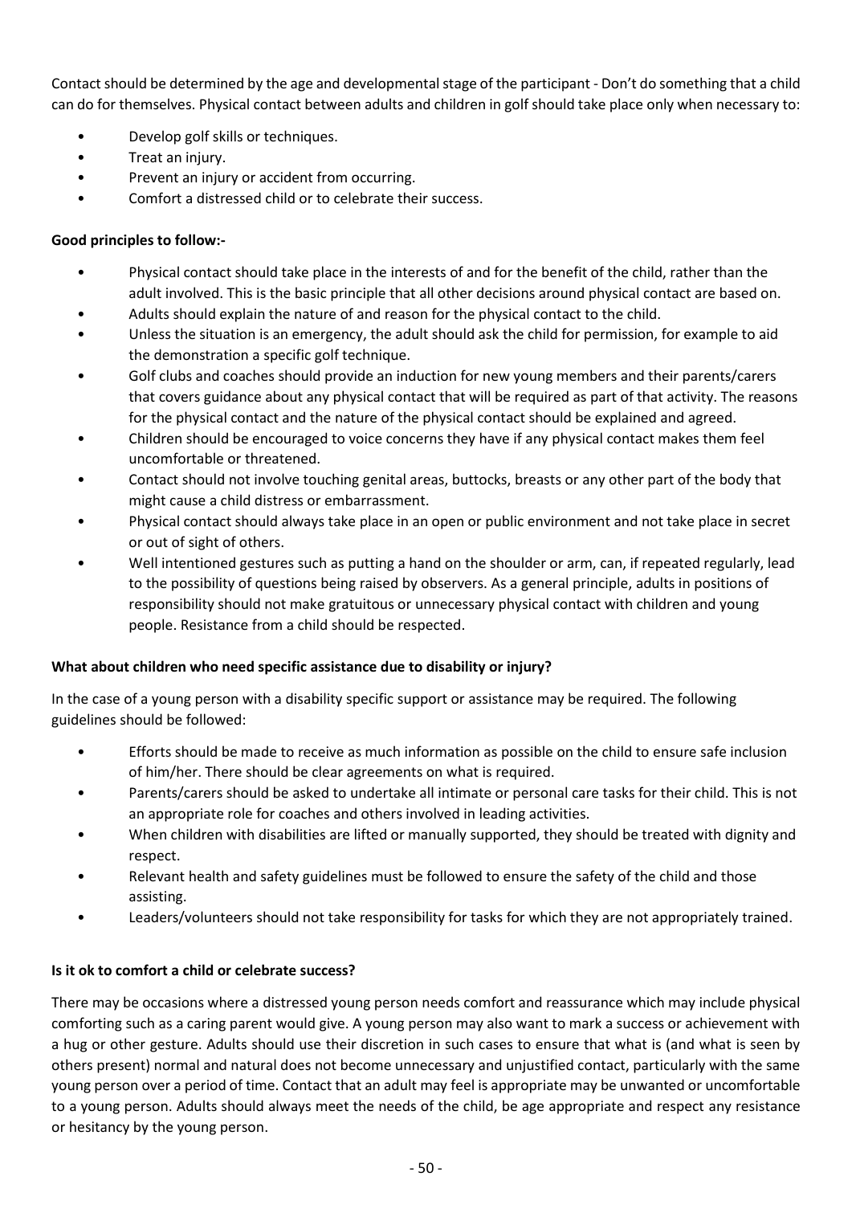Contact should be determined by the age and developmental stage of the participant - Don't do something that a child can do for themselves. Physical contact between adults and children in golf should take place only when necessary to:

- Develop golf skills or techniques.
- Treat an injury.
- Prevent an injury or accident from occurring.
- Comfort a distressed child or to celebrate their success.

**Good principles to follow:-**

- Physical contact should take place in the interests of and for the benefit of the child, rather than the adult involved. This is the basic principle that all other decisions around physical contact are based on.
- Adults should explain the nature of and reason for the physical contact to the child.
- Unless the situation is an emergency, the adult should ask the child for permission, for example to aid the demonstration a specific golf technique.
- Golf clubs and coaches should provide an induction for new young members and their parents/carers that covers guidance about any physical contact that will be required as part of that activity. The reasons for the physical contact and the nature of the physical contact should be explained and agreed.
- Children should be encouraged to voice concerns they have if any physical contact makes them feel uncomfortable or threatened.
- Contact should not involve touching genital areas, buttocks, breasts or any other part of the body that might cause a child distress or embarrassment.
- Physical contact should always take place in an open or public environment and not take place in secret or out of sight of others.
- Well intentioned gestures such as putting a hand on the shoulder or arm, can, if repeated regularly, lead to the possibility of questions being raised by observers. As a general principle, adults in positions of responsibility should not make gratuitous or unnecessary physical contact with children and young people. Resistance from a child should be respected.

**What about children who need specific assistance due to disability or injury?**

In the case of a young person with a disability specific support or assistance may be required. The following guidelines should be followed:

- Efforts should be made to receive as much information as possible on the child to ensure safe inclusion of him/her. There should be clear agreements on what is required.
- Parents/carers should be asked to undertake all intimate or personal care tasks for their child. This is not an appropriate role for coaches and others involved in leading activities.
- When children with disabilities are lifted or manually supported, they should be treated with dignity and respect.
- Relevant health and safety guidelines must be followed to ensure the safety of the child and those assisting.
- Leaders/volunteers should not take responsibility for tasks for which they are not appropriately trained.

**Is it ok to comfort a child or celebrate success?**

There may be occasions where a distressed young person needs comfort and reassurance which may include physical comforting such as a caring parent would give. A young person may also want to mark a success or achievement with a hug or other gesture. Adults should use their discretion in such cases to ensure that what is (and what is seen by others present) normal and natural does not become unnecessary and unjustified contact, particularly with the same young person over a period of time. Contact that an adult may feel is appropriate may be unwanted or uncomfortable to a young person. Adults should always meet the needs of the child, be age appropriate and respect any resistance or hesitancy by the young person.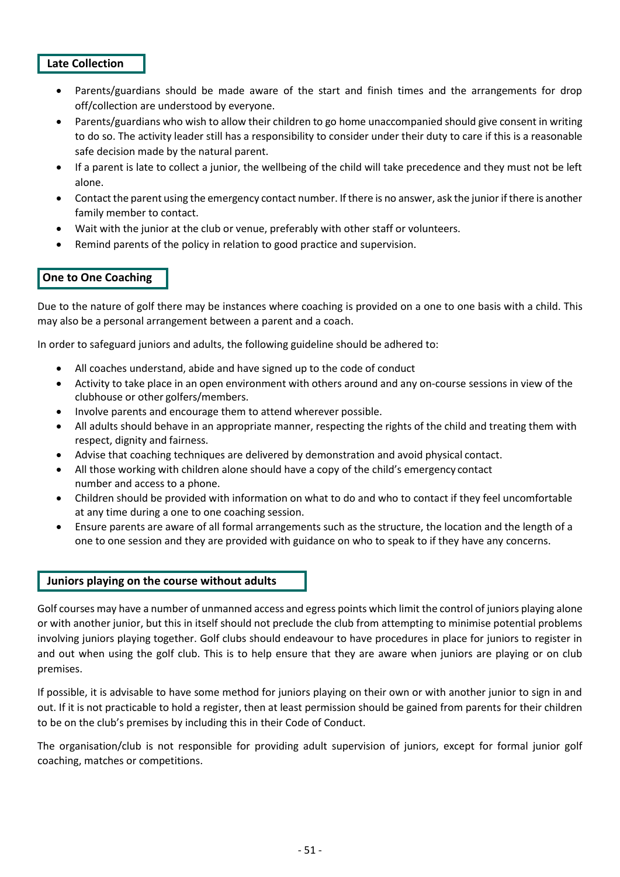## Late Collection

- Parents/guardians should be made aware of the start and finish times and the arrangements for drop off/collection are understood by everyone.
- Parents/guardians who wish to allow their children to go home unaccompanied should give consent in writing to do so. The activity leader still has a responsibility to consider under their duty to care if this is a reasonable safe decision made by the natural parent.
- If a parent is late to collect a junior, the wellbeing of the child will take precedence and they must not be left alone.
- Contact the parent using the emergency contact number. If there is no answer, ask the junior if there is another family member to contact.
- Wait with the junior at the club or venue, preferably with other staff or volunteers.
- Remind parents of the policy in relation to good practice and supervision.

## One to One Coaching

Due to the nature of golf there may be instances where coaching is provided on a one to one basis with a child. This may also be a personal arrangement between a parent and a coach.

In order to safeguard juniors and adults, the following guideline should be adhered to:

- All coaches understand, abide and have signed up to the code of conduct
- Activity to take place in an open environment with others around and any on-course sessions in view of the clubhouse or other golfers/members.
- Involve parents and encourage them to attend wherever possible.
- All adults should behave in an appropriate manner, respecting the rights of the child and treating them with respect, dignity and fairness.
- Advise that coaching techniques are delivered by demonstration and avoid physical contact.
- All those working with children alone should have a copy of the child's emergency contact number and access to a phone.
- Children should be provided with information on what to do and who to contact if they feel uncomfortable at any time during a one to one coaching session.
- Ensure parents are aware of all formal arrangements such as the structure, the location and the length of a one to one session and they are provided with guidance on who to speak to if they have any concerns.

## Juniors playing on the course without adults

Golf courses may have a number of unmanned access and egress points which limit the control of juniors playing alone or with another junior, but this in itself should not preclude the club from attempting to minimise potential problems involving juniors playing together. Golf clubs should endeavour to have procedures in place for juniors to register in and out when using the golf club. This is to help ensure that they are aware when juniors are playing or on club premises.

If possible, it is advisable to have some method for juniors playing on their own or with another junior to sign in and out. If it is not practicable to hold a register, then at least permission should be gained from parents for their children to be on the club's premises by including this in their Code of Conduct.

The organisation/club is not responsible for providing adult supervision of juniors, except for formal junior golf coaching, matches or competitions.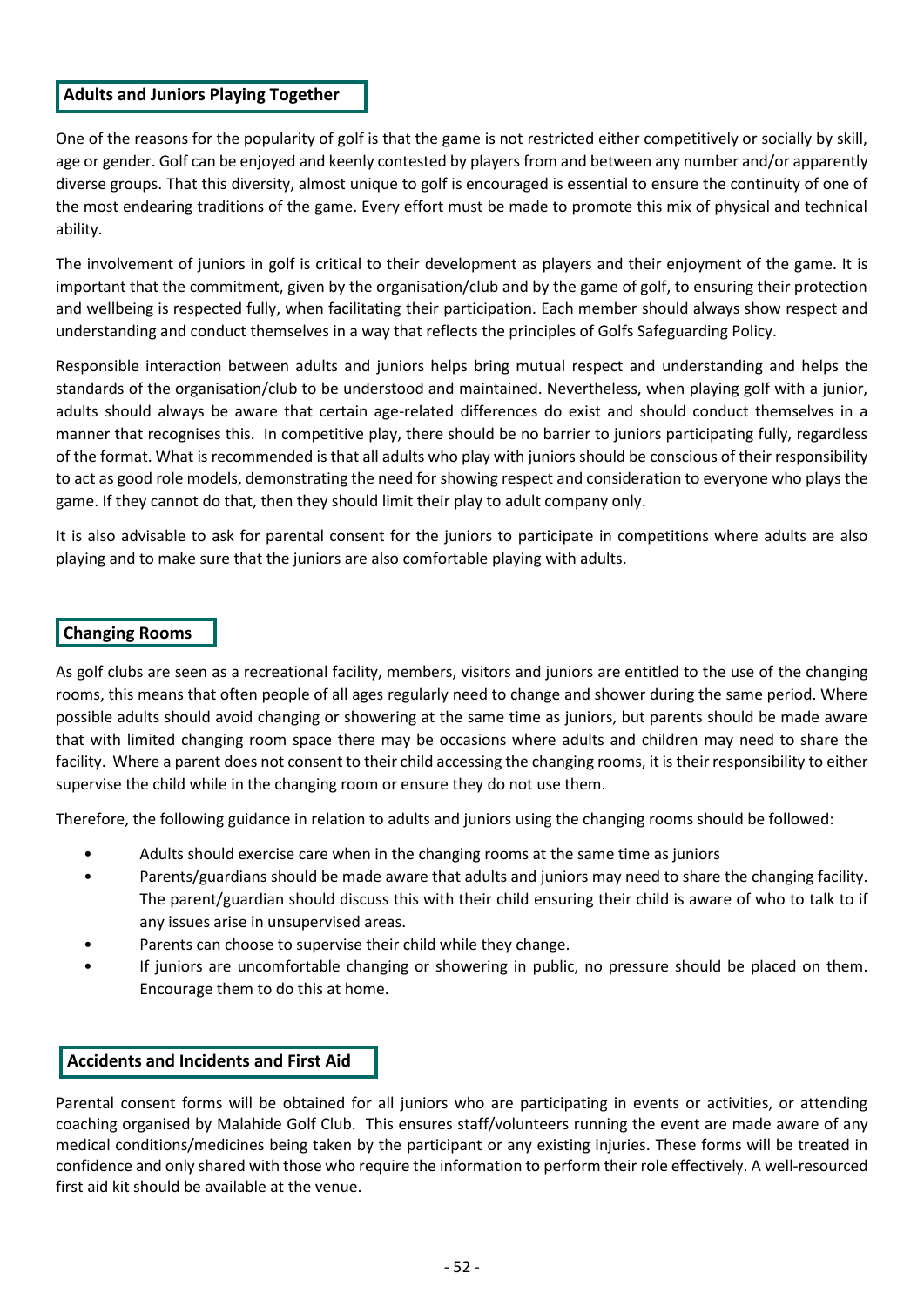## Adults and Juniors Playing Together

One of the reasons for the popularity of golf is that the game is not restricted either competitively or socially by skill, age or gender. Golf can be enjoyed and keenly contested by players from and between any number and/or apparently diverse groups. That this diversity, almost unique to golf is encouraged is essential to ensure the continuity of one of the most endearing traditions of the game. Every effort must be made to promote this mix of physical and technical ability.

The involvement of juniors in golf is critical to their development as players and their enjoyment of the game. It is important that the commitment, given by the organisation/club and by the game of golf, to ensuring their protection and wellbeing is respected fully, when facilitating their participation. Each member should always show respect and understanding and conduct themselves in a way that reflects the principles of Golfs Safeguarding Policy.

Responsible interaction between adults and juniors helps bring mutual respect and understanding and helps the standards of the organisation/club to be understood and maintained. Nevertheless, when playing golf with a junior, adults should always be aware that certain age-related differences do exist and should conduct themselves in a manner that recognises this. In competitive play, there should be no barrier to juniors participating fully, regardless of the format. What is recommended is that all adults who play with juniors should be conscious of their responsibility to act as good role models, demonstrating the need for showing respect and consideration to everyone who plays the game. If they cannot do that, then they should limit their play to adult company only.

It is also advisable to ask for parental consent for the juniors to participate in competitions where adults are also playing and to make sure that the juniors are also comfortable playing with adults.

## Changing Rooms

As golf clubs are seen as a recreational facility, members, visitors and juniors are entitled to the use of the changing rooms, this means that often people of all ages regularly need to change and shower during the same period. Where possible adults should avoid changing or showering at the same time as juniors, but parents should be made aware that with limited changing room space there may be occasions where adults and children may need to share the facility. Where a parent does not consent to their child accessing the changing rooms, it is their responsibility to either supervise the child while in the changing room or ensure they do not use them.

Therefore, the following guidance in relation to adults and juniors using the changing rooms should be followed:

- Adults should exercise care when in the changing rooms at the same time as juniors
- Parents/guardians should be made aware that adults and juniors may need to share the changing facility. The parent/guardian should discuss this with their child ensuring their child is aware of who to talk to if any issues arise in unsupervised areas.
- Parents can choose to supervise their child while they change.
- If juniors are uncomfortable changing or showering in public, no pressure should be placed on them. Encourage them to do this at home.

## Accidents and Incidents and First Aid

Parental consent forms will be obtained for all juniors who are participating in events or activities, or attending coaching organised by Malahide Golf Club. This ensures staff/volunteers running the event are made aware of any medical conditions/medicines being taken by the participant or any existing injuries. These forms will be treated in confidence and only shared with those who require the information to perform their role effectively. A well-resourced first aid kit should be available at the venue.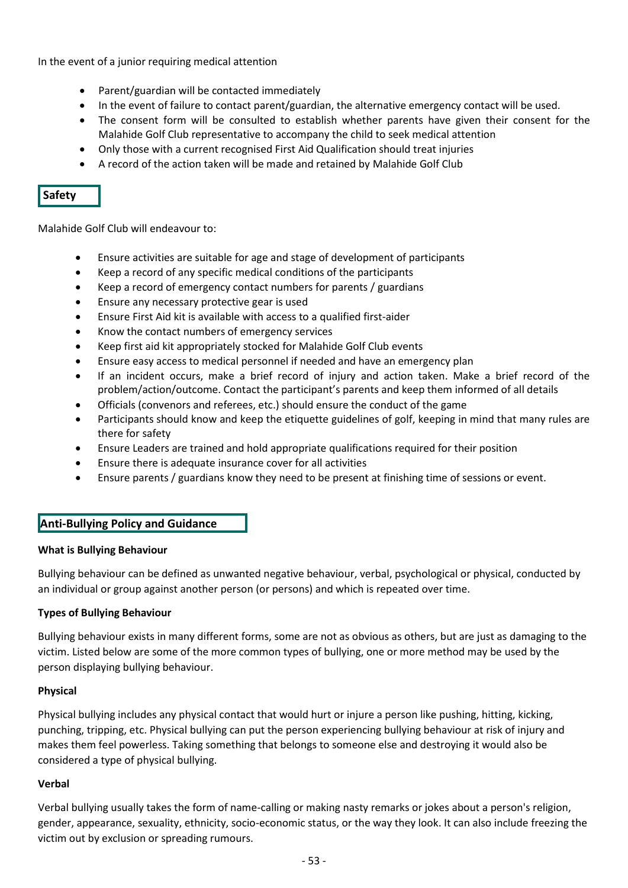In the event of a junior requiring medical attention

- Parent/guardian will be contacted immediately
- In the event of failure to contact parent/guardian, the alternative emergency contact will be used.
- The consent form will be consulted to establish whether parents have given their consent for the Malahide Golf Club representative to accompany the child to seek medical attention
- Only those with a current recognised First Aid Qualification should treat injuries
- A record of the action taken will be made and retained by Malahide Golf Club

## Safety

Malahide Golf Club will endeavour to:

- Ensure activities are suitable for age and stage of development of participants
- Keep a record of any specific medical conditions of the participants
- Keep a record of emergency contact numbers for parents / guardians
- Ensure any necessary protective gear is used
- Ensure First Aid kit is available with access to a qualified first-aider
- Know the contact numbers of emergency services
- Keep first aid kit appropriately stocked for Malahide Golf Club events
- Ensure easy access to medical personnel if needed and have an emergency plan
- If an incident occurs, make a brief record of injury and action taken. Make a brief record of the problem/action/outcome. Contact the participant's parents and keep them informed of all details
- Officials (convenors and referees, etc.) should ensure the conduct of the game
- Participants should know and keep the etiquette guidelines of golf, keeping in mind that many rules are there for safety
- Ensure Leaders are trained and hold appropriate qualifications required for their position
- Ensure there is adequate insurance cover for all activities
- Ensure parents / guardians know they need to be present at finishing time of sessions or event.

## Anti-Bullying Policy and Guidance

**What is Bullying Behaviour**

Bullying behaviour can be defined as unwanted negative behaviour, verbal, psychological or physical, conducted by an individual or group against another person (or persons) and which is repeated over time.

**Types of Bullying Behaviour**

Bullying behaviour exists in many different forms, some are not as obvious as others, but are just as damaging to the victim. Listed below are some of the more common types of bullying, one or more method may be used by the person displaying bullying behaviour.

**Physical**

Physical bullying includes any physical contact that would hurt or injure a person like pushing, hitting, kicking, punching, tripping, etc. Physical bullying can put the person experiencing bullying behaviour at risk of injury and makes them feel powerless. Taking something that belongs to someone else and destroying it would also be considered a type of physical bullying.

**Verbal**

Verbal bullying usually takes the form of name-calling or making nasty remarks or jokes about a person's religion, gender, appearance, sexuality, ethnicity, socio-economic status, or the way they look. It can also include freezing the victim out by exclusion or spreading rumours.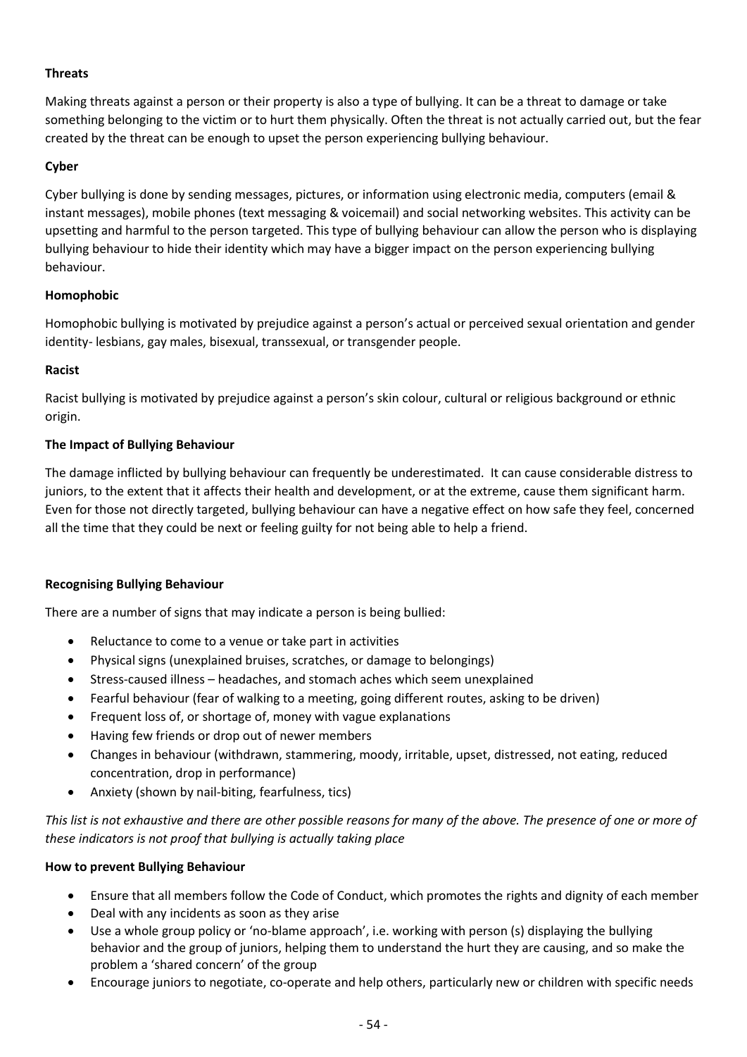**Threats**

Making threats against a person or their property is also a type of bullying. It can be a threat to damage or take something belonging to the victim or to hurt them physically. Often the threat is not actually carried out, but the fear created by the threat can be enough to upset the person experiencing bullying behaviour.

**Cyber**

Cyber bullying is done by sending messages, pictures, or information using electronic media, computers (email & instant messages), mobile phones (text messaging & voicemail) and social networking websites. This activity can be upsetting and harmful to the person targeted. This type of bullying behaviour can allow the person who is displaying bullying behaviour to hide their identity which may have a bigger impact on the person experiencing bullying behaviour.

**Homophobic**

Homophobic bullying is motivated by prejudice against a person's actual or perceived sexual orientation and gender identity- lesbians, gay males, bisexual, transsexual, or transgender people.

**Racist**

Racist bullying is motivated by prejudice against a person's skin colour, cultural or religious background or ethnic origin.

**The Impact of Bullying Behaviour**

The damage inflicted by bullying behaviour can frequently be underestimated. It can cause considerable distress to juniors, to the extent that it affects their health and development, or at the extreme, cause them significant harm. Even for those not directly targeted, bullying behaviour can have a negative effect on how safe they feel, concerned all the time that they could be next or feeling guilty for not being able to help a friend.

**Recognising Bullying Behaviour**

There are a number of signs that may indicate a person is being bullied:

- Reluctance to come to a venue or take part in activities
- Physical signs (unexplained bruises, scratches, or damage to belongings)
- Stress-caused illness – headaches, and stomach aches which seem unexplained
- Fearful behaviour (fear of walking to a meeting, going different routes, asking to be driven)
- Frequent loss of, or shortage of, money with vague explanations
- Having few friends or drop out of newer members
- Changes in behaviour (withdrawn, stammering, moody, irritable, upset, distressed, not eating, reduced concentration, drop in performance)
- Anxiety (shown by nail-biting, fearfulness, tics)

*This list is not exhaustive and there are other possible reasons for many of the above. The presence of one or more of these indicators is not proof that bullying is actually taking place*

**How to prevent Bullying Behaviour**

- Ensure that all members follow the Code of Conduct, which promotes the rights and dignity of each member
- Deal with any incidents as soon as they arise
- Use a whole group policy or 'no-blame approach', i.e. working with person (s) displaying the bullying behavior and the group of juniors, helping them to understand the hurt they are causing, and so make the problem a 'shared concern' of the group
- Encourage juniors to negotiate, co-operate and help others, particularly new or children with specific needs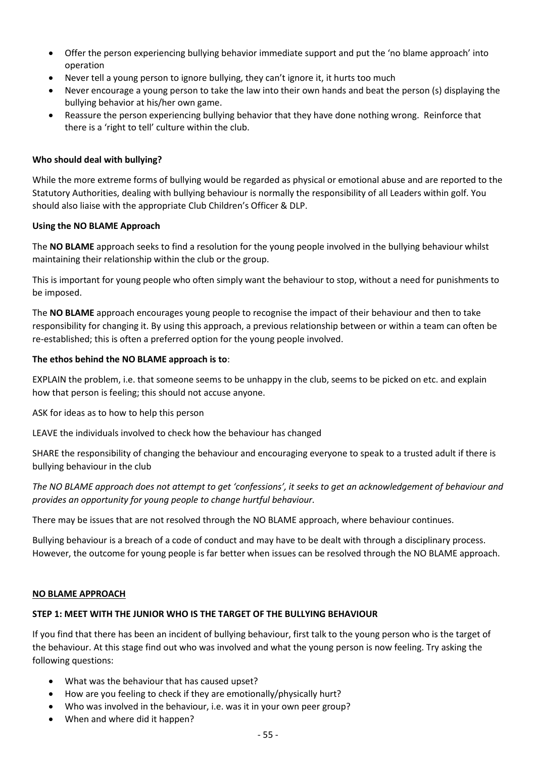- Offer the person experiencing bullying behavior immediate support and put the 'no blame approach' into operation
- Never tell a young person to ignore bullying, they can't ignore it, it hurts too much
- Never encourage a young person to take the law into their own hands and beat the person (s) displaying the bullying behavior at his/her own game.
- Reassure the person experiencing bullying behavior that they have done nothing wrong. Reinforce that there is a 'right to tell' culture within the club.

**Who should deal with bullying?**

While the more extreme forms of bullying would be regarded as physical or emotional abuse and are reported to the Statutory Authorities, dealing with bullying behaviour is normally the responsibility of all Leaders within golf. You should also liaise with the appropriate Club Children's Officer & DLP.

**Using the NO BLAME Approach**

The **NO BLAME** approach seeks to find a resolution for the young people involved in the bullying behaviour whilst maintaining their relationship within the club or the group.

This is important for young people who often simply want the behaviour to stop, without a need for punishments to be imposed.

The **NO BLAME** approach encourages young people to recognise the impact of their behaviour and then to take responsibility for changing it. By using this approach, a previous relationship between or within a team can often be re-established; this is often a preferred option for the young people involved.

**The ethos behind the NO BLAME approach is to**:

EXPLAIN the problem, i.e. that someone seems to be unhappy in the club, seems to be picked on etc. and explain how that person is feeling; this should not accuse anyone.

ASK for ideas as to how to help this person

LEAVE the individuals involved to check how the behaviour has changed

SHARE the responsibility of changing the behaviour and encouraging everyone to speak to a trusted adult if there is bullying behaviour in the club

*The NO BLAME approach does not attempt to get 'confessions', it seeks to get an acknowledgement of behaviour and provides an opportunity for young people to change hurtful behaviour.*

There may be issues that are not resolved through the NO BLAME approach, where behaviour continues.

Bullying behaviour is a breach of a code of conduct and may have to be dealt with through a disciplinary process. However, the outcome for young people is far better when issues can be resolved through the NO BLAME approach.

**<u>NO BLAME APPROACH</u>**

**STEP 1: MEET WITH THE JUNIOR WHO IS THE TARGET OF THE BULLYING BEHAVIOUR**

If you find that there has been an incident of bullying behaviour, first talk to the young person who is the target of the behaviour. At this stage find out who was involved and what the young person is now feeling. Try asking the following questions:

- What was the behaviour that has caused upset?
- How are you feeling to check if they are emotionally/physically hurt?
- Who was involved in the behaviour, i.e. was it in your own peer group?
- When and where did it happen?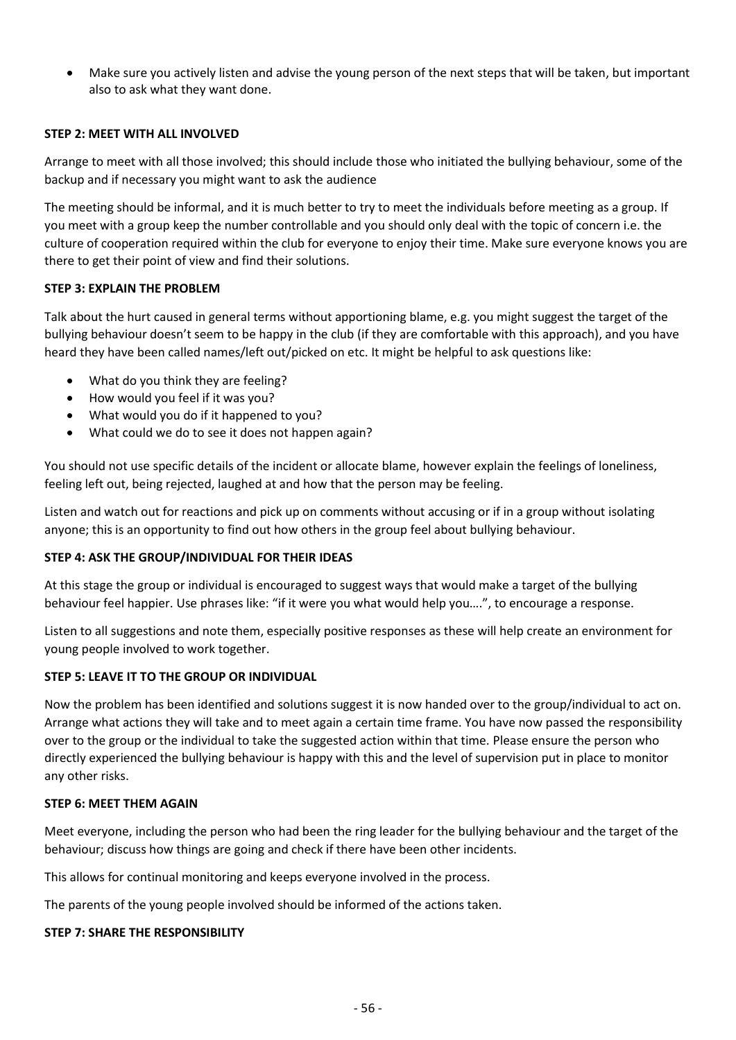- Make sure you actively listen and advise the young person of the next steps that will be taken, but important also to ask what they want done.

**STEP 2: MEET WITH ALL INVOLVED**

Arrange to meet with all those involved; this should include those who initiated the bullying behaviour, some of the backup and if necessary you might want to ask the audience

The meeting should be informal, and it is much better to try to meet the individuals before meeting as a group. If you meet with a group keep the number controllable and you should only deal with the topic of concern i.e. the culture of cooperation required within the club for everyone to enjoy their time. Make sure everyone knows you are there to get their point of view and find their solutions.

**STEP 3: EXPLAIN THE PROBLEM**

Talk about the hurt caused in general terms without apportioning blame, e.g. you might suggest the target of the bullying behaviour doesn't seem to be happy in the club (if they are comfortable with this approach), and you have heard they have been called names/left out/picked on etc. It might be helpful to ask questions like:

- What do you think they are feeling?
- How would you feel if it was you?
- What would you do if it happened to you?
- What could we do to see it does not happen again?

You should not use specific details of the incident or allocate blame, however explain the feelings of loneliness, feeling left out, being rejected, laughed at and how that the person may be feeling.

Listen and watch out for reactions and pick up on comments without accusing or if in a group without isolating anyone; this is an opportunity to find out how others in the group feel about bullying behaviour.

**STEP 4: ASK THE GROUP/INDIVIDUAL FOR THEIR IDEAS**

At this stage the group or individual is encouraged to suggest ways that would make a target of the bullying behaviour feel happier. Use phrases like: "if it were you what would help you….", to encourage a response.

Listen to all suggestions and note them, especially positive responses as these will help create an environment for young people involved to work together.

**STEP 5: LEAVE IT TO THE GROUP OR INDIVIDUAL**

Now the problem has been identified and solutions suggest it is now handed over to the group/individual to act on. Arrange what actions they will take and to meet again a certain time frame. You have now passed the responsibility over to the group or the individual to take the suggested action within that time. Please ensure the person who directly experienced the bullying behaviour is happy with this and the level of supervision put in place to monitor any other risks.

**STEP 6: MEET THEM AGAIN**

Meet everyone, including the person who had been the ring leader for the bullying behaviour and the target of the behaviour; discuss how things are going and check if there have been other incidents.

This allows for continual monitoring and keeps everyone involved in the process.

The parents of the young people involved should be informed of the actions taken.

**STEP 7: SHARE THE RESPONSIBILITY**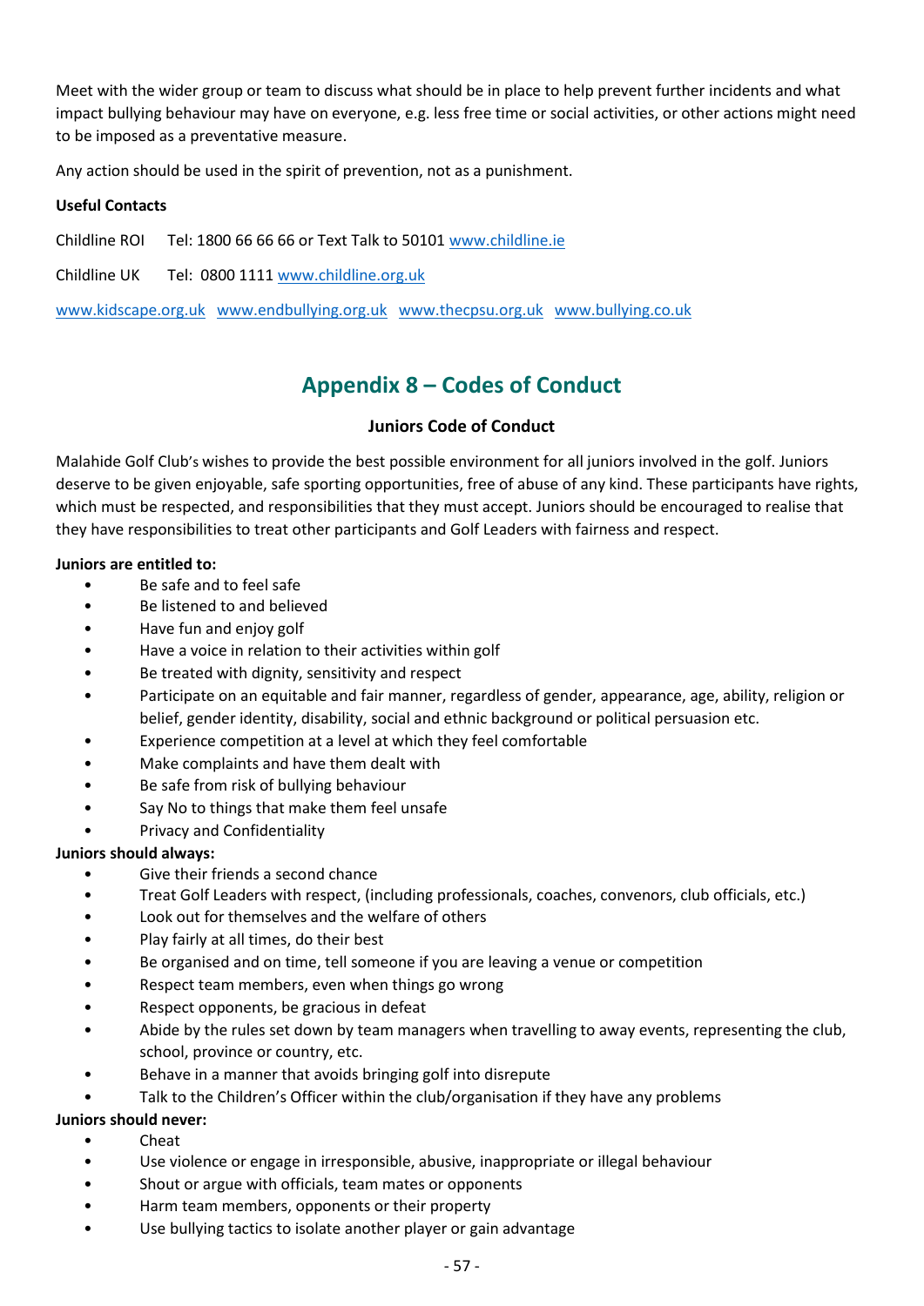Meet with the wider group or team to discuss what should be in place to help prevent further incidents and what impact bullying behaviour may have on everyone, e.g. less free time or social activities, or other actions might need to be imposed as a preventative measure.

Any action should be used in the spirit of prevention, not as a punishment.

**Useful Contacts**

Childline ROI Tel: 1800 66 66 66 or Text Talk to 50101 www.childline.ie

Childline UK Tel: 0800 1111 www.childline.org.uk

www.kidscape.org.uk www.endbullying.org.uk www.thecpsu.org.uk www.bullying.co.uk

## Appendix 8 – Codes of Conduct

### Juniors Code of Conduct

Malahide Golf Club's wishes to provide the best possible environment for all juniors involved in the golf. Juniors deserve to be given enjoyable, safe sporting opportunities, free of abuse of any kind. These participants have rights, which must be respected, and responsibilities that they must accept. Juniors should be encouraged to realise that they have responsibilities to treat other participants and Golf Leaders with fairness and respect.

**Juniors are entitled to:**

- Be safe and to feel safe
- Be listened to and believed
- Have fun and enjoy golf
- Have a voice in relation to their activities within golf
- Be treated with dignity, sensitivity and respect
- Participate on an equitable and fair manner, regardless of gender, appearance, age, ability, religion or belief, gender identity, disability, social and ethnic background or political persuasion etc.
- Experience competition at a level at which they feel comfortable
- Make complaints and have them dealt with
- Be safe from risk of bullying behaviour
- Say No to things that make them feel unsafe
- Privacy and Confidentiality

**Juniors should always:**

- Give their friends a second chance
- Treat Golf Leaders with respect, (including professionals, coaches, convenors, club officials, etc.)
- Look out for themselves and the welfare of others
- Play fairly at all times, do their best
- Be organised and on time, tell someone if you are leaving a venue or competition
- Respect team members, even when things go wrong
- Respect opponents, be gracious in defeat
- Abide by the rules set down by team managers when travelling to away events, representing the club, school, province or country, etc.
- Behave in a manner that avoids bringing golf into disrepute
- Talk to the Children's Officer within the club/organisation if they have any problems

**Juniors should never:**

- Cheat
- Use violence or engage in irresponsible, abusive, inappropriate or illegal behaviour
- Shout or argue with officials, team mates or opponents
- Harm team members, opponents or their property
- Use bullying tactics to isolate another player or gain advantage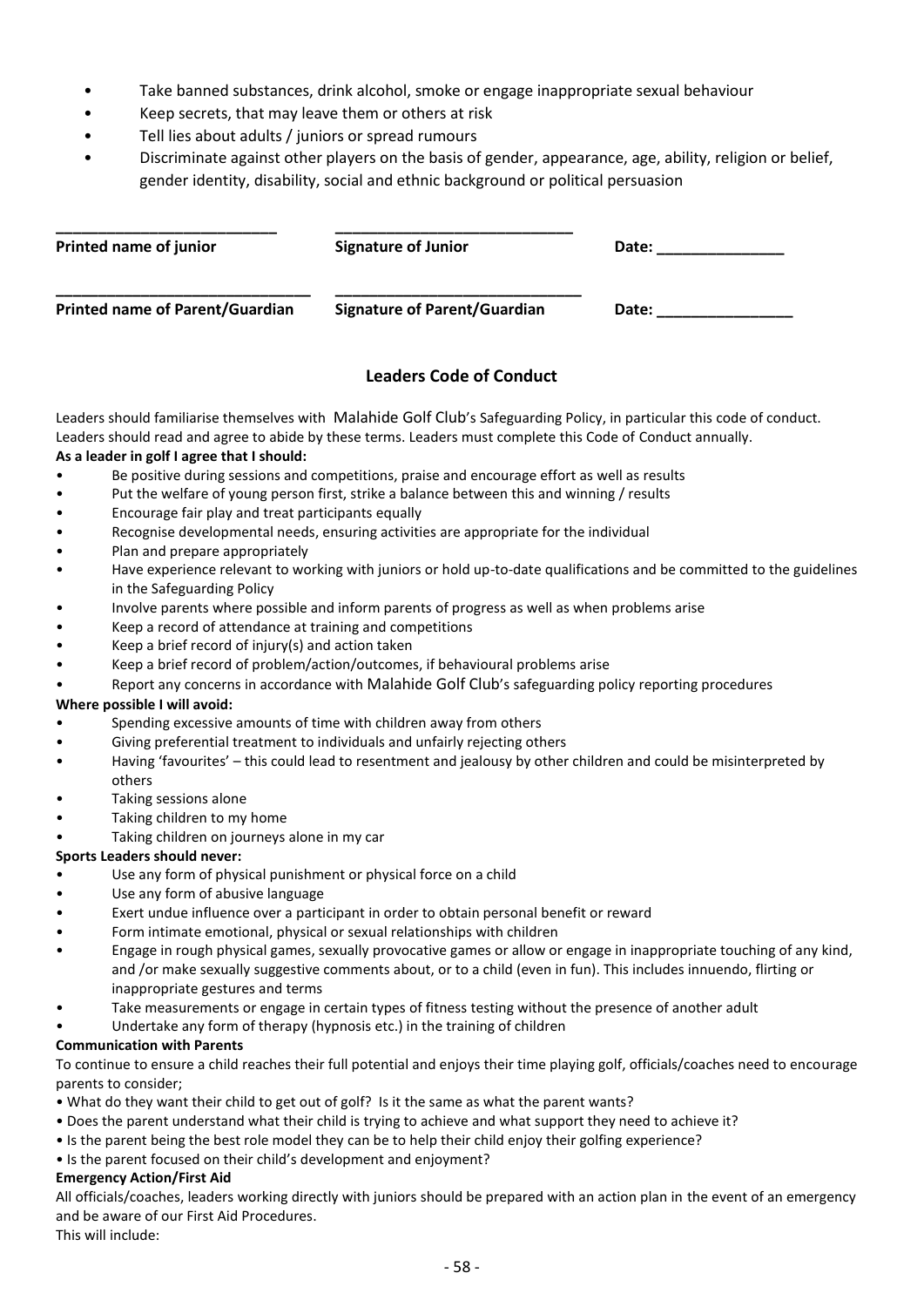- Take banned substances, drink alcohol, smoke or engage inappropriate sexual behaviour
- Keep secrets, that may leave them or others at risk
- Tell lies about adults / juniors or spread rumours
- Discriminate against other players on the basis of gender, appearance, age, ability, religion or belief, gender identity, disability, social and ethnic background or political persuasion

| | | |
|---|---|---|
| ________________________ | ___________________________ | |
| **Printed name of junior** | **Signature of Junior** | **Date:** _______________ |
| ____________________________ | ____________________________ | |
| **Printed name of Parent/Guardian** | **Signature of Parent/Guardian** | **Date:** ________________ |

## Leaders Code of Conduct

Leaders should familiarise themselves with Malahide Golf Club's Safeguarding Policy, in particular this code of conduct. Leaders should read and agree to abide by these terms. Leaders must complete this Code of Conduct annually.

**As a leader in golf I agree that I should:**

- Be positive during sessions and competitions, praise and encourage effort as well as results
- Put the welfare of young person first, strike a balance between this and winning / results
- Encourage fair play and treat participants equally
- Recognise developmental needs, ensuring activities are appropriate for the individual
- Plan and prepare appropriately
- Have experience relevant to working with juniors or hold up-to-date qualifications and be committed to the guidelines in the Safeguarding Policy
- Involve parents where possible and inform parents of progress as well as when problems arise
- Keep a record of attendance at training and competitions
- Keep a brief record of injury(s) and action taken
- Keep a brief record of problem/action/outcomes, if behavioural problems arise
- Report any concerns in accordance with Malahide Golf Club's safeguarding policy reporting procedures

**Where possible I will avoid:**

- Spending excessive amounts of time with children away from others
- Giving preferential treatment to individuals and unfairly rejecting others
- Having 'favourites' – this could lead to resentment and jealousy by other children and could be misinterpreted by others
- Taking sessions alone
- Taking children to my home
- Taking children on journeys alone in my car

**Sports Leaders should never:**

- Use any form of physical punishment or physical force on a child
- Use any form of abusive language
- Exert undue influence over a participant in order to obtain personal benefit or reward
- Form intimate emotional, physical or sexual relationships with children
- Engage in rough physical games, sexually provocative games or allow or engage in inappropriate touching of any kind, and /or make sexually suggestive comments about, or to a child (even in fun). This includes innuendo, flirting or inappropriate gestures and terms
- Take measurements or engage in certain types of fitness testing without the presence of another adult
- Undertake any form of therapy (hypnosis etc.) in the training of children

**Communication with Parents**

To continue to ensure a child reaches their full potential and enjoys their time playing golf, officials/coaches need to encourage parents to consider;

- What do they want their child to get out of golf? Is it the same as what the parent wants?
- Does the parent understand what their child is trying to achieve and what support they need to achieve it?
- Is the parent being the best role model they can be to help their child enjoy their golfing experience?
- Is the parent focused on their child's development and enjoyment?

**Emergency Action/First Aid**

All officials/coaches, leaders working directly with juniors should be prepared with an action plan in the event of an emergency and be aware of our First Aid Procedures.

This will include: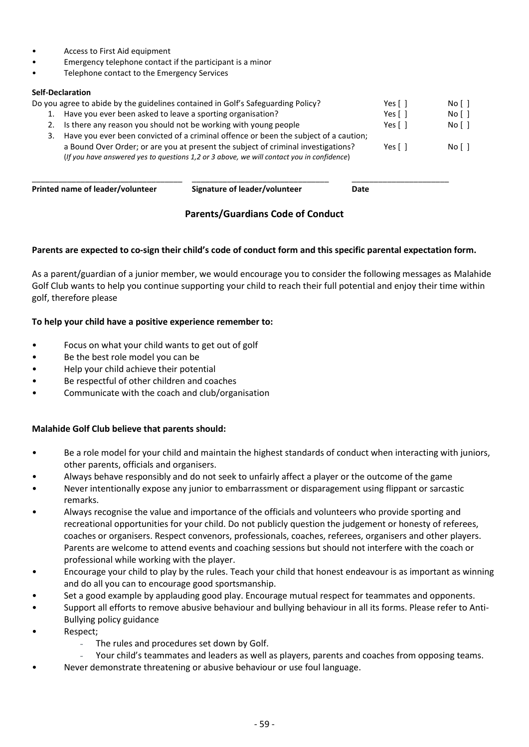- Access to First Aid equipment
- Emergency telephone contact if the participant is a minor
- Telephone contact to the Emergency Services

**Self-Declaration**

Do you agree to abide by the guidelines contained in Golf's Safeguarding Policy? Yes [ ] No [ ]

1. Have you ever been asked to leave a sporting organisation? Yes [ ] No [ ]
2. Is there any reason you should not be working with young people Yes [ ] No [ ]
3. Have you ever been convicted of a criminal offence or been the subject of a caution; a Bound Over Order; or are you at present the subject of criminal investigations? Yes [ ] No [ ]

(*If you have answered yes to questions 1,2 or 3 above, we will contact you in confidence*)

| ________________________________ | ________________________________ | ______________________ |
|---|---|---|
| **Printed name of leader/volunteer** | **Signature of leader/volunteer** | **Date** |

## Parents/Guardians Code of Conduct

**Parents are expected to co-sign their child's code of conduct form and this specific parental expectation form.**

As a parent/guardian of a junior member, we would encourage you to consider the following messages as Malahide Golf Club wants to help you continue supporting your child to reach their full potential and enjoy their time within golf, therefore please

**To help your child have a positive experience remember to:**

- Focus on what your child wants to get out of golf
- Be the best role model you can be
- Help your child achieve their potential
- Be respectful of other children and coaches
- Communicate with the coach and club/organisation

**Malahide Golf Club believe that parents should:**

- Be a role model for your child and maintain the highest standards of conduct when interacting with juniors, other parents, officials and organisers.
- Always behave responsibly and do not seek to unfairly affect a player or the outcome of the game
- Never intentionally expose any junior to embarrassment or disparagement using flippant or sarcastic remarks.
- Always recognise the value and importance of the officials and volunteers who provide sporting and recreational opportunities for your child. Do not publicly question the judgement or honesty of referees, coaches or organisers. Respect convenors, professionals, coaches, referees, organisers and other players. Parents are welcome to attend events and coaching sessions but should not interfere with the coach or professional while working with the player.
- Encourage your child to play by the rules. Teach your child that honest endeavour is as important as winning and do all you can to encourage good sportsmanship.
- Set a good example by applauding good play. Encourage mutual respect for teammates and opponents.
- Support all efforts to remove abusive behaviour and bullying behaviour in all its forms. Please refer to Anti-Bullying policy guidance
- Respect;
  - The rules and procedures set down by Golf.
  - Your child's teammates and leaders as well as players, parents and coaches from opposing teams.
- Never demonstrate threatening or abusive behaviour or use foul language.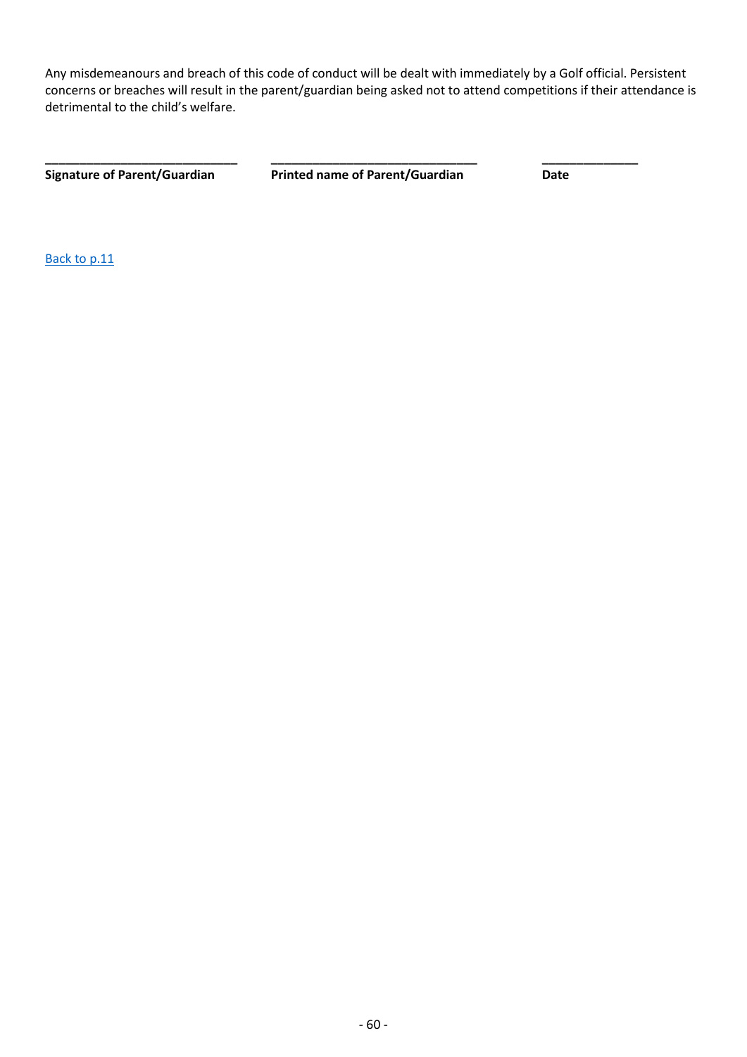Any misdemeanours and breach of this code of conduct will be dealt with immediately by a Golf official. Persistent concerns or breaches will result in the parent/guardian being asked not to attend competitions if their attendance is detrimental to the child's welfare.

| ____________________________ | ______________________________ | ______________ |
|---|---|---|
| **Signature of Parent/Guardian** | **Printed name of Parent/Guardian** | **Date** |

Back to p.11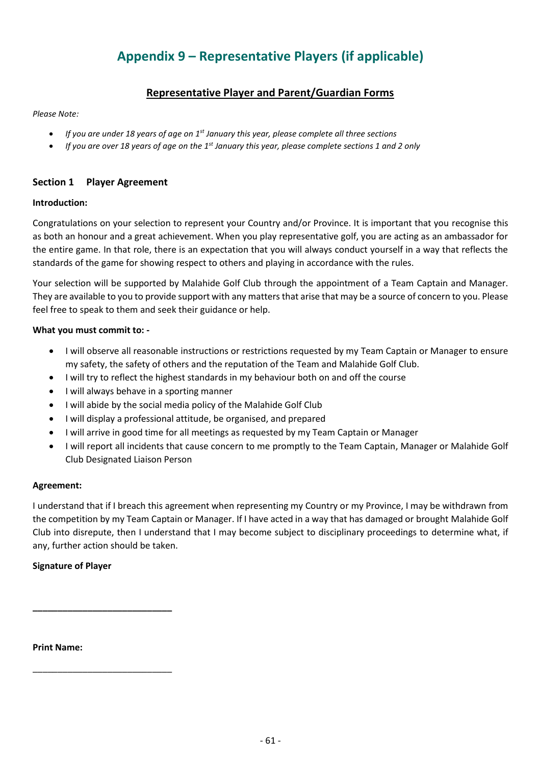# Appendix 9 – Representative Players (if applicable)

## Representative Player and Parent/Guardian Forms

*Please Note:*

- *If you are under 18 years of age on 1st January this year, please complete all three sections*
- *If you are over 18 years of age on the 1st January this year, please complete sections 1 and 2 only*

### Section 1 Player Agreement

**Introduction:**

Congratulations on your selection to represent your Country and/or Province. It is important that you recognise this as both an honour and a great achievement. When you play representative golf, you are acting as an ambassador for the entire game. In that role, there is an expectation that you will always conduct yourself in a way that reflects the standards of the game for showing respect to others and playing in accordance with the rules.

Your selection will be supported by Malahide Golf Club through the appointment of a Team Captain and Manager. They are available to you to provide support with any matters that arise that may be a source of concern to you. Please feel free to speak to them and seek their guidance or help.

**What you must commit to: -**

- I will observe all reasonable instructions or restrictions requested by my Team Captain or Manager to ensure my safety, the safety of others and the reputation of the Team and Malahide Golf Club.
- I will try to reflect the highest standards in my behaviour both on and off the course
- I will always behave in a sporting manner
- I will abide by the social media policy of the Malahide Golf Club
- I will display a professional attitude, be organised, and prepared
- I will arrive in good time for all meetings as requested by my Team Captain or Manager
- I will report all incidents that cause concern to me promptly to the Team Captain, Manager or Malahide Golf Club Designated Liaison Person

**Agreement:**

I understand that if I breach this agreement when representing my Country or my Province, I may be withdrawn from the competition by my Team Captain or Manager. If I have acted in a way that has damaged or brought Malahide Golf Club into disrepute, then I understand that I may become subject to disciplinary proceedings to determine what, if any, further action should be taken.

**Signature of Player**

____________________________

**Print Name:**

____________________________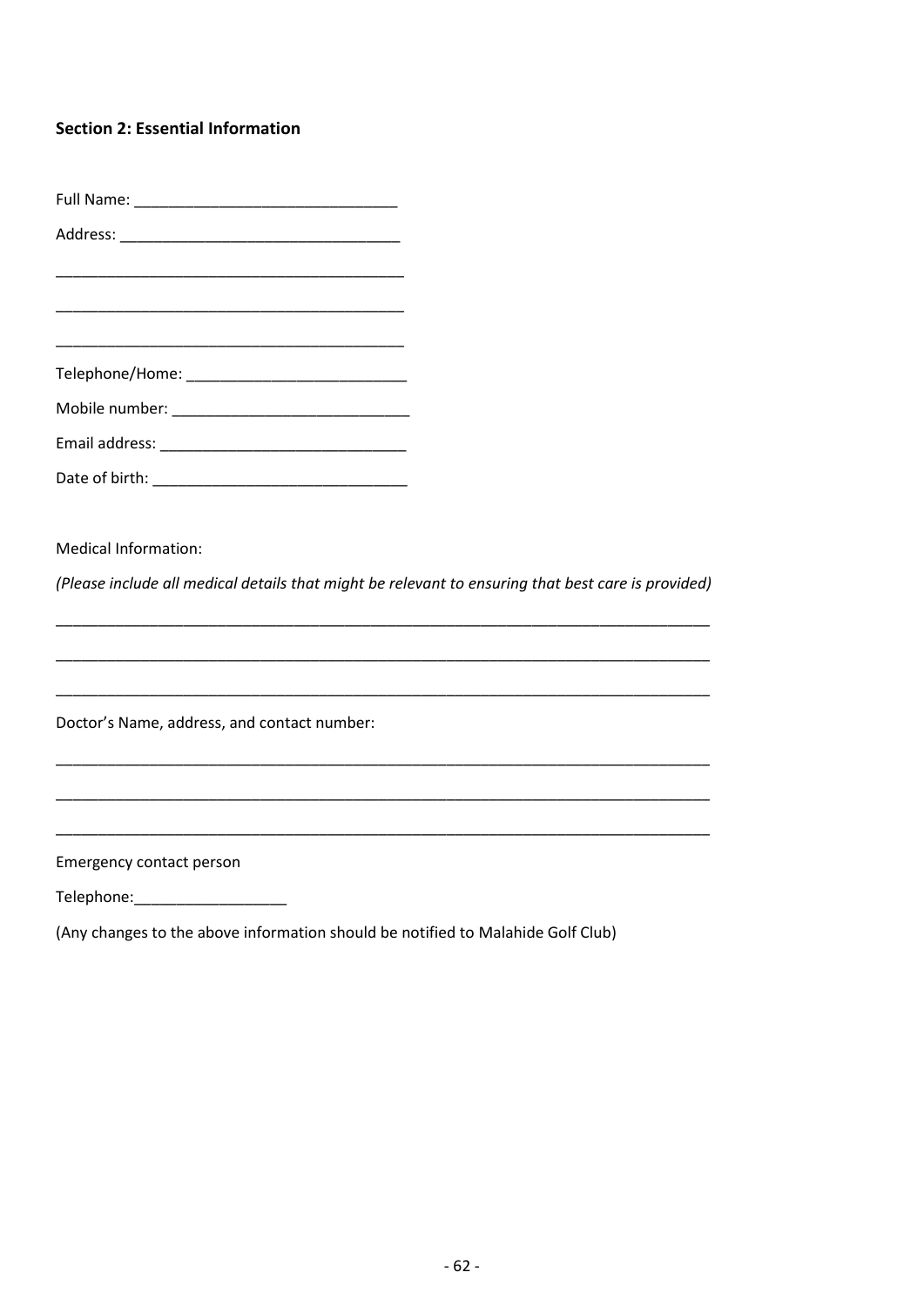**Section 2: Essential Information**

Full Name: _______________________________

Address: __________________________________

__________________________________________

__________________________________________

__________________________________________

Telephone/Home: ___________________________

Mobile number: ____________________________

Email address: _____________________________

Date of birth: ______________________________

Medical Information:

*(Please include all medical details that might be relevant to ensuring that best care is provided)*

________________________________________________________________________________

________________________________________________________________________________

________________________________________________________________________________

Doctor's Name, address, and contact number:

________________________________________________________________________________

________________________________________________________________________________

________________________________________________________________________________

Emergency contact person

Telephone:__________________

(Any changes to the above information should be notified to Malahide Golf Club)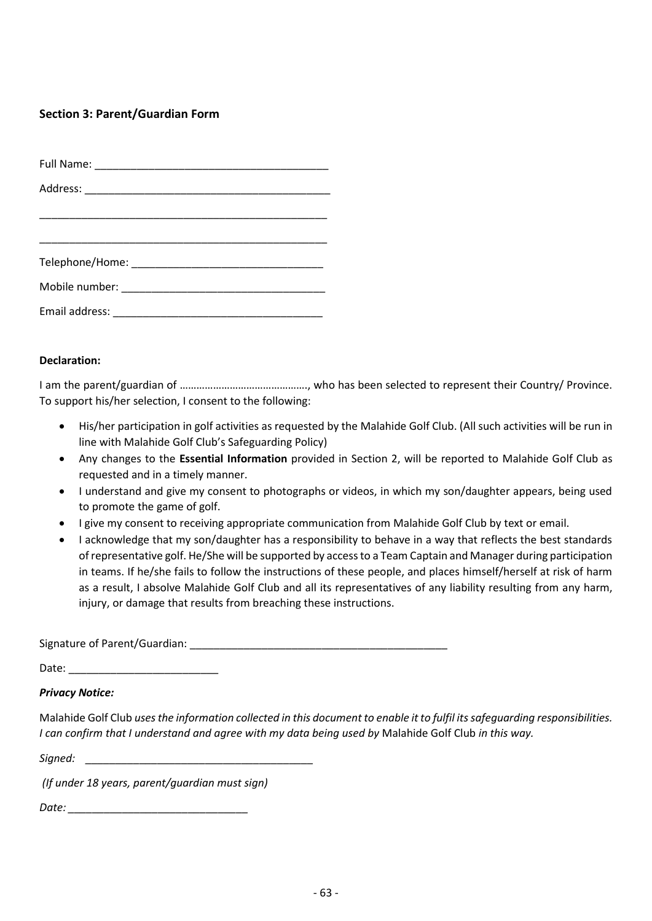## Section 3: Parent/Guardian Form

Full Name: _______________________________________

Address: _________________________________________

__________________________________________________

__________________________________________________

Telephone/Home: ________________________________

Mobile number: __________________________________

Email address: ___________________________________

**Declaration:**

I am the parent/guardian of ………………………………………, who has been selected to represent their Country/ Province. To support his/her selection, I consent to the following:

- His/her participation in golf activities as requested by the Malahide Golf Club. (All such activities will be run in line with Malahide Golf Club's Safeguarding Policy)
- Any changes to the **Essential Information** provided in Section 2, will be reported to Malahide Golf Club as requested and in a timely manner.
- I understand and give my consent to photographs or videos, in which my son/daughter appears, being used to promote the game of golf.
- I give my consent to receiving appropriate communication from Malahide Golf Club by text or email.
- I acknowledge that my son/daughter has a responsibility to behave in a way that reflects the best standards of representative golf. He/She will be supported by access to a Team Captain and Manager during participation in teams. If he/she fails to follow the instructions of these people, and places himself/herself at risk of harm as a result, I absolve Malahide Golf Club and all its representatives of any liability resulting from any harm, injury, or damage that results from breaching these instructions.

Signature of Parent/Guardian: ____________________________________________

Date: _________________________

***Privacy Notice:***

Malahide Golf Club *uses the information collected in this document to enable it to fulfil its safeguarding responsibilities. I can confirm that I understand and agree with my data being used by* Malahide Golf Club *in this way.*

*Signed:* _____________________________________

*(If under 18 years, parent/guardian must sign)*

*Date:* _____________________________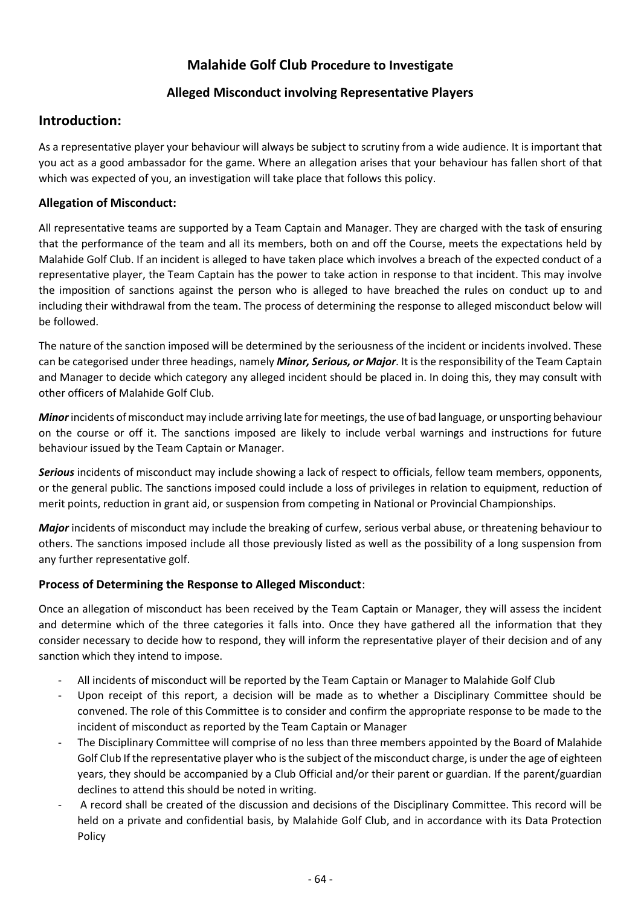# Malahide Golf Club Procedure to Investigate

## Alleged Misconduct involving Representative Players

## Introduction:

As a representative player your behaviour will always be subject to scrutiny from a wide audience. It is important that you act as a good ambassador for the game. Where an allegation arises that your behaviour has fallen short of that which was expected of you, an investigation will take place that follows this policy.

### Allegation of Misconduct:

All representative teams are supported by a Team Captain and Manager. They are charged with the task of ensuring that the performance of the team and all its members, both on and off the Course, meets the expectations held by Malahide Golf Club. If an incident is alleged to have taken place which involves a breach of the expected conduct of a representative player, the Team Captain has the power to take action in response to that incident. This may involve the imposition of sanctions against the person who is alleged to have breached the rules on conduct up to and including their withdrawal from the team. The process of determining the response to alleged misconduct below will be followed.

The nature of the sanction imposed will be determined by the seriousness of the incident or incidents involved. These can be categorised under three headings, namely ***Minor, Serious, or Major***. It is the responsibility of the Team Captain and Manager to decide which category any alleged incident should be placed in. In doing this, they may consult with other officers of Malahide Golf Club.

***Minor*** incidents of misconduct may include arriving late for meetings, the use of bad language, or unsporting behaviour on the course or off it. The sanctions imposed are likely to include verbal warnings and instructions for future behaviour issued by the Team Captain or Manager.

***Serious*** incidents of misconduct may include showing a lack of respect to officials, fellow team members, opponents, or the general public. The sanctions imposed could include a loss of privileges in relation to equipment, reduction of merit points, reduction in grant aid, or suspension from competing in National or Provincial Championships.

***Major*** incidents of misconduct may include the breaking of curfew, serious verbal abuse, or threatening behaviour to others. The sanctions imposed include all those previously listed as well as the possibility of a long suspension from any further representative golf.

### Process of Determining the Response to Alleged Misconduct:

Once an allegation of misconduct has been received by the Team Captain or Manager, they will assess the incident and determine which of the three categories it falls into. Once they have gathered all the information that they consider necessary to decide how to respond, they will inform the representative player of their decision and of any sanction which they intend to impose.

- All incidents of misconduct will be reported by the Team Captain or Manager to Malahide Golf Club
- Upon receipt of this report, a decision will be made as to whether a Disciplinary Committee should be convened. The role of this Committee is to consider and confirm the appropriate response to be made to the incident of misconduct as reported by the Team Captain or Manager
- The Disciplinary Committee will comprise of no less than three members appointed by the Board of Malahide Golf Club If the representative player who is the subject of the misconduct charge, is under the age of eighteen years, they should be accompanied by a Club Official and/or their parent or guardian. If the parent/guardian declines to attend this should be noted in writing.
- A record shall be created of the discussion and decisions of the Disciplinary Committee. This record will be held on a private and confidential basis, by Malahide Golf Club, and in accordance with its Data Protection Policy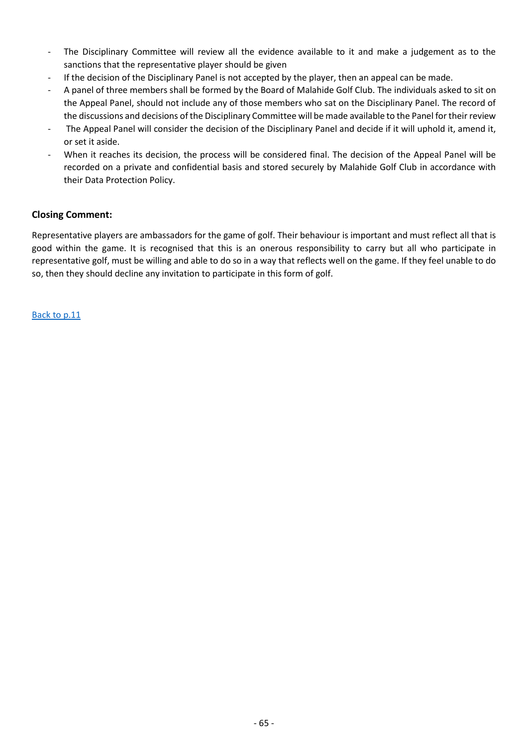- The Disciplinary Committee will review all the evidence available to it and make a judgement as to the sanctions that the representative player should be given
- If the decision of the Disciplinary Panel is not accepted by the player, then an appeal can be made.
- A panel of three members shall be formed by the Board of Malahide Golf Club. The individuals asked to sit on the Appeal Panel, should not include any of those members who sat on the Disciplinary Panel. The record of the discussions and decisions of the Disciplinary Committee will be made available to the Panel for their review
- The Appeal Panel will consider the decision of the Disciplinary Panel and decide if it will uphold it, amend it, or set it aside.
- When it reaches its decision, the process will be considered final. The decision of the Appeal Panel will be recorded on a private and confidential basis and stored securely by Malahide Golf Club in accordance with their Data Protection Policy.

**Closing Comment:**

Representative players are ambassadors for the game of golf. Their behaviour is important and must reflect all that is good within the game. It is recognised that this is an onerous responsibility to carry but all who participate in representative golf, must be willing and able to do so in a way that reflects well on the game. If they feel unable to do so, then they should decline any invitation to participate in this form of golf.

Back to p.11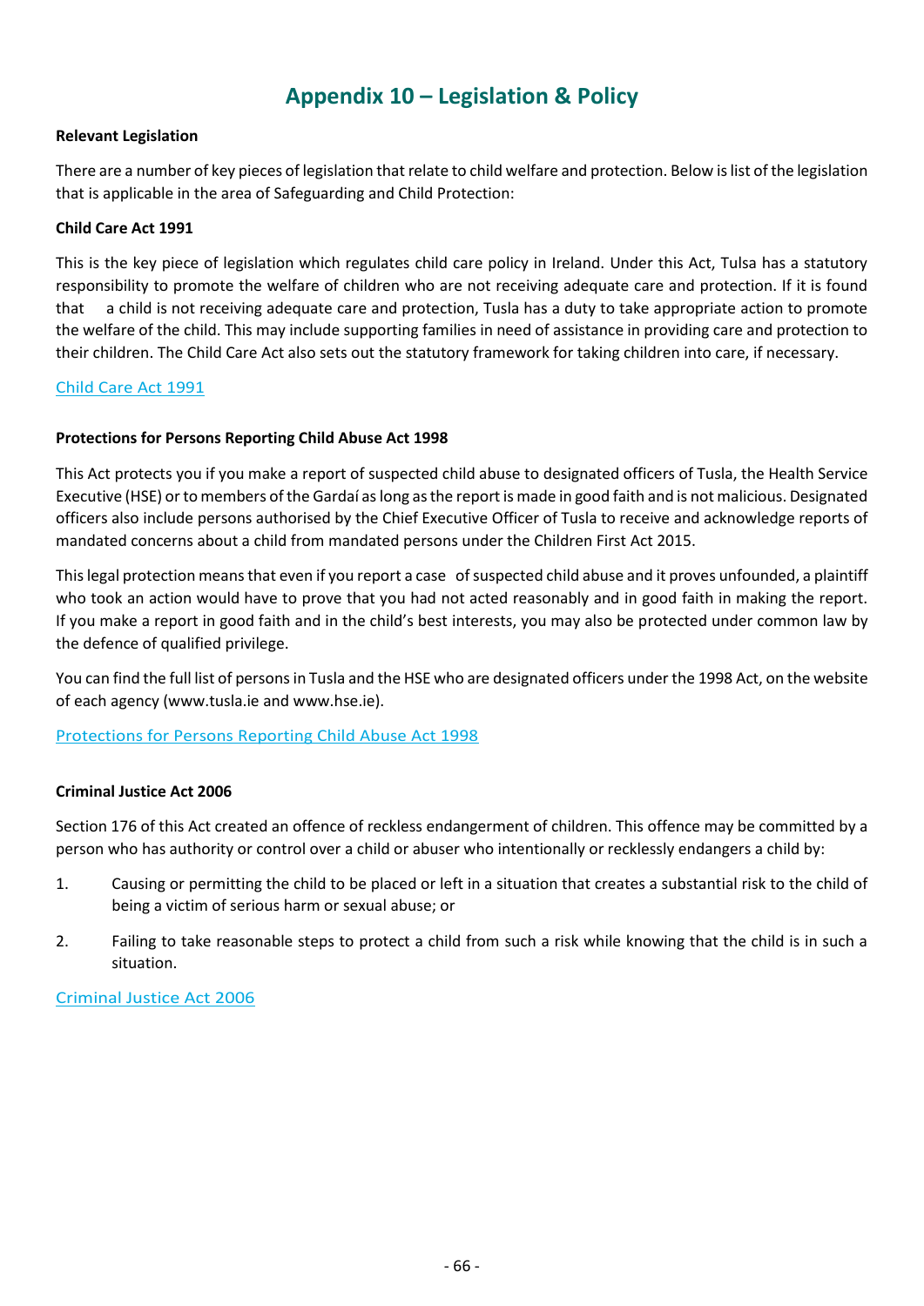# Appendix 10 – Legislation & Policy

**Relevant Legislation**

There are a number of key pieces of legislation that relate to child welfare and protection. Below is list of the legislation that is applicable in the area of Safeguarding and Child Protection:

**Child Care Act 1991**

This is the key piece of legislation which regulates child care policy in Ireland. Under this Act, Tulsa has a statutory responsibility to promote the welfare of children who are not receiving adequate care and protection. If it is found that a child is not receiving adequate care and protection, Tusla has a duty to take appropriate action to promote the welfare of the child. This may include supporting families in need of assistance in providing care and protection to their children. The Child Care Act also sets out the statutory framework for taking children into care, if necessary.

Child Care Act 1991

**Protections for Persons Reporting Child Abuse Act 1998**

This Act protects you if you make a report of suspected child abuse to designated officers of Tusla, the Health Service Executive (HSE) or to members of the Gardaí as long as the report is made in good faith and is not malicious. Designated officers also include persons authorised by the Chief Executive Officer of Tusla to receive and acknowledge reports of mandated concerns about a child from mandated persons under the Children First Act 2015.

This legal protection means that even if you report a case of suspected child abuse and it proves unfounded, a plaintiff who took an action would have to prove that you had not acted reasonably and in good faith in making the report. If you make a report in good faith and in the child's best interests, you may also be protected under common law by the defence of qualified privilege.

You can find the full list of persons in Tusla and the HSE who are designated officers under the 1998 Act, on the website of each agency (www.tusla.ie and www.hse.ie).

Protections for Persons Reporting Child Abuse Act 1998

**Criminal Justice Act 2006**

Section 176 of this Act created an offence of reckless endangerment of children. This offence may be committed by a person who has authority or control over a child or abuser who intentionally or recklessly endangers a child by:

1. Causing or permitting the child to be placed or left in a situation that creates a substantial risk to the child of being a victim of serious harm or sexual abuse; or
2. Failing to take reasonable steps to protect a child from such a risk while knowing that the child is in such a situation.

Criminal Justice Act 2006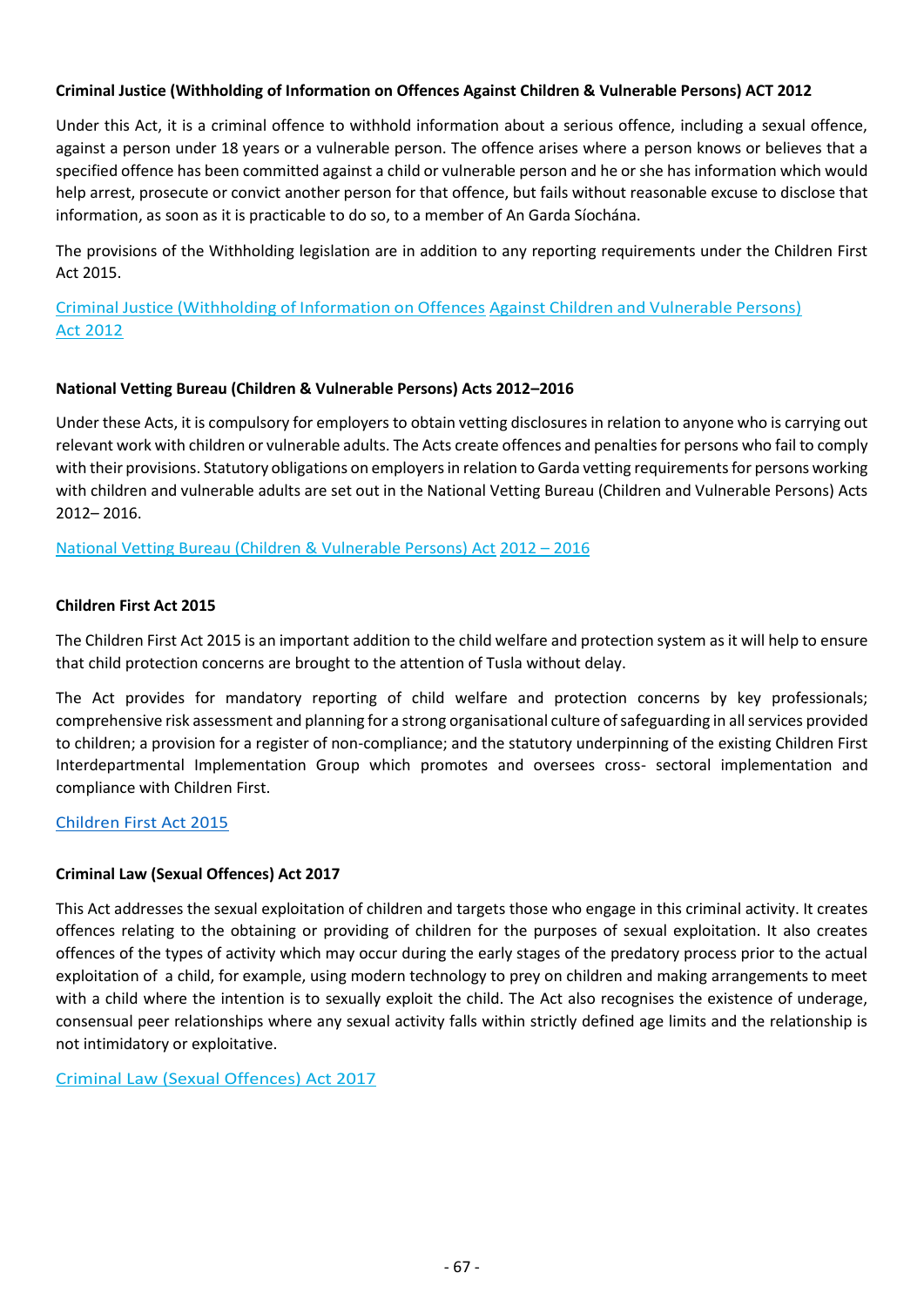**Criminal Justice (Withholding of Information on Offences Against Children & Vulnerable Persons) ACT 2012**

Under this Act, it is a criminal offence to withhold information about a serious offence, including a sexual offence, against a person under 18 years or a vulnerable person. The offence arises where a person knows or believes that a specified offence has been committed against a child or vulnerable person and he or she has information which would help arrest, prosecute or convict another person for that offence, but fails without reasonable excuse to disclose that information, as soon as it is practicable to do so, to a member of An Garda Síochána.

The provisions of the Withholding legislation are in addition to any reporting requirements under the Children First Act 2015.

Criminal Justice (Withholding of Information on Offences Against Children and Vulnerable Persons) Act 2012

**National Vetting Bureau (Children & Vulnerable Persons) Acts 2012–2016**

Under these Acts, it is compulsory for employers to obtain vetting disclosures in relation to anyone who is carrying out relevant work with children or vulnerable adults. The Acts create offences and penalties for persons who fail to comply with their provisions. Statutory obligations on employers in relation to Garda vetting requirements for persons working with children and vulnerable adults are set out in the National Vetting Bureau (Children and Vulnerable Persons) Acts 2012– 2016.

National Vetting Bureau (Children & Vulnerable Persons) Act 2012 – 2016

**Children First Act 2015**

The Children First Act 2015 is an important addition to the child welfare and protection system as it will help to ensure that child protection concerns are brought to the attention of Tusla without delay.

The Act provides for mandatory reporting of child welfare and protection concerns by key professionals; comprehensive risk assessment and planning for a strong organisational culture of safeguarding in all services provided to children; a provision for a register of non-compliance; and the statutory underpinning of the existing Children First Interdepartmental Implementation Group which promotes and oversees cross- sectoral implementation and compliance with Children First.

Children First Act 2015

**Criminal Law (Sexual Offences) Act 2017**

This Act addresses the sexual exploitation of children and targets those who engage in this criminal activity. It creates offences relating to the obtaining or providing of children for the purposes of sexual exploitation. It also creates offences of the types of activity which may occur during the early stages of the predatory process prior to the actual exploitation of a child, for example, using modern technology to prey on children and making arrangements to meet with a child where the intention is to sexually exploit the child. The Act also recognises the existence of underage, consensual peer relationships where any sexual activity falls within strictly defined age limits and the relationship is not intimidatory or exploitative.

Criminal Law (Sexual Offences) Act 2017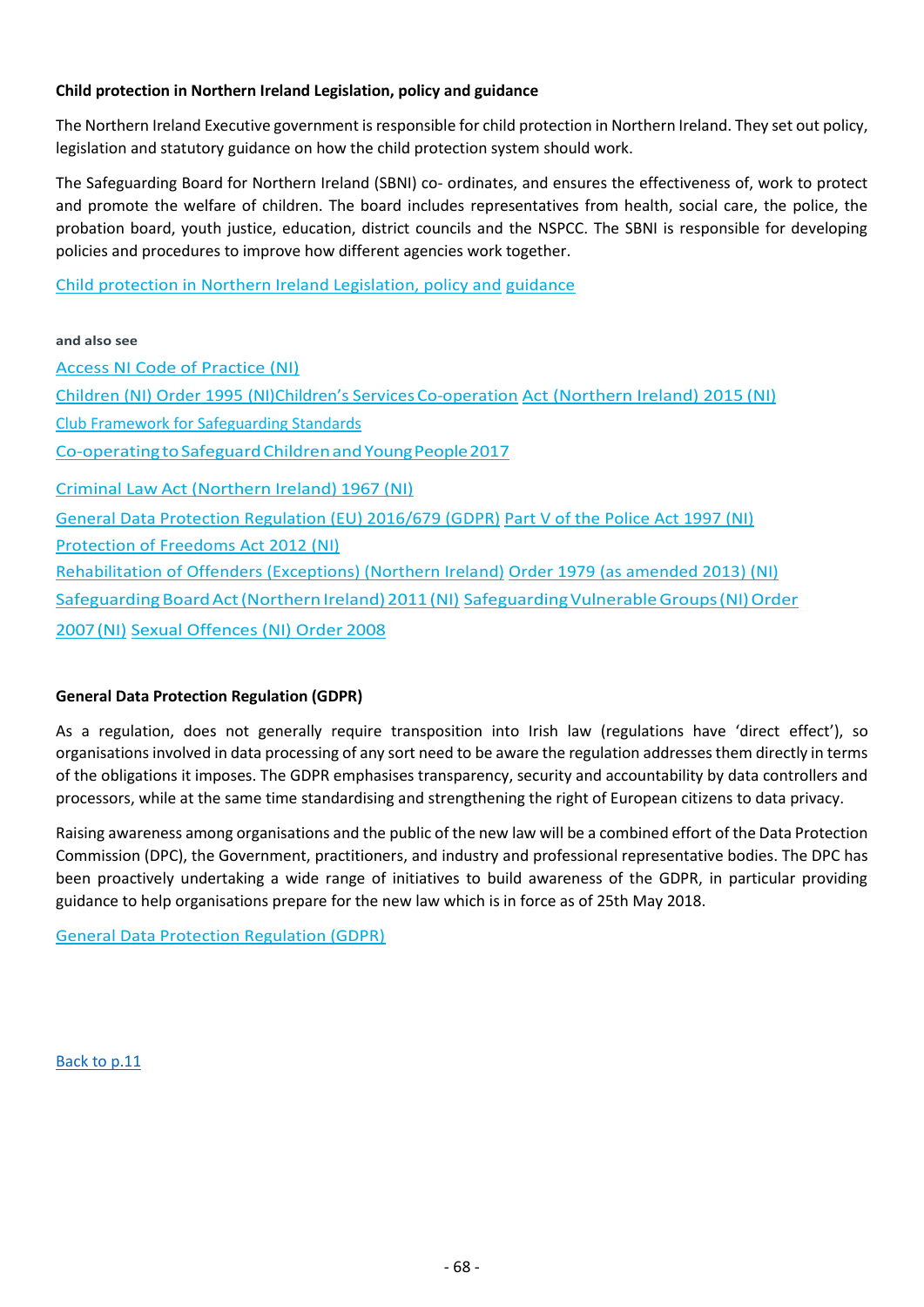**Child protection in Northern Ireland Legislation, policy and guidance**

The Northern Ireland Executive government is responsible for child protection in Northern Ireland. They set out policy, legislation and statutory guidance on how the child protection system should work.

The Safeguarding Board for Northern Ireland (SBNI) co- ordinates, and ensures the effectiveness of, work to protect and promote the welfare of children. The board includes representatives from health, social care, the police, the probation board, youth justice, education, district councils and the NSPCC. The SBNI is responsible for developing policies and procedures to improve how different agencies work together.

Child protection in Northern Ireland Legislation, policy and guidance

**and also see**

Access NI Code of Practice (NI)
Children (NI) Order 1995 (NI)Children's Services Co-operation Act (Northern Ireland) 2015 (NI)
Club Framework for Safeguarding Standards
Co-operating to Safeguard Children and Young People 2017

Criminal Law Act (Northern Ireland) 1967 (NI)
General Data Protection Regulation (EU) 2016/679 (GDPR) Part V of the Police Act 1997 (NI)
Protection of Freedoms Act 2012 (NI)
Rehabilitation of Offenders (Exceptions) (Northern Ireland) Order 1979 (as amended 2013) (NI)
Safeguarding Board Act (Northern Ireland) 2011 (NI) Safeguarding Vulnerable Groups (NI) Order 2007 (NI) Sexual Offences (NI) Order 2008

**General Data Protection Regulation (GDPR)**

As a regulation, does not generally require transposition into Irish law (regulations have 'direct effect'), so organisations involved in data processing of any sort need to be aware the regulation addresses them directly in terms of the obligations it imposes. The GDPR emphasises transparency, security and accountability by data controllers and processors, while at the same time standardising and strengthening the right of European citizens to data privacy.

Raising awareness among organisations and the public of the new law will be a combined effort of the Data Protection Commission (DPC), the Government, practitioners, and industry and professional representative bodies. The DPC has been proactively undertaking a wide range of initiatives to build awareness of the GDPR, in particular providing guidance to help organisations prepare for the new law which is in force as of 25th May 2018.

General Data Protection Regulation (GDPR)

Back to p.11